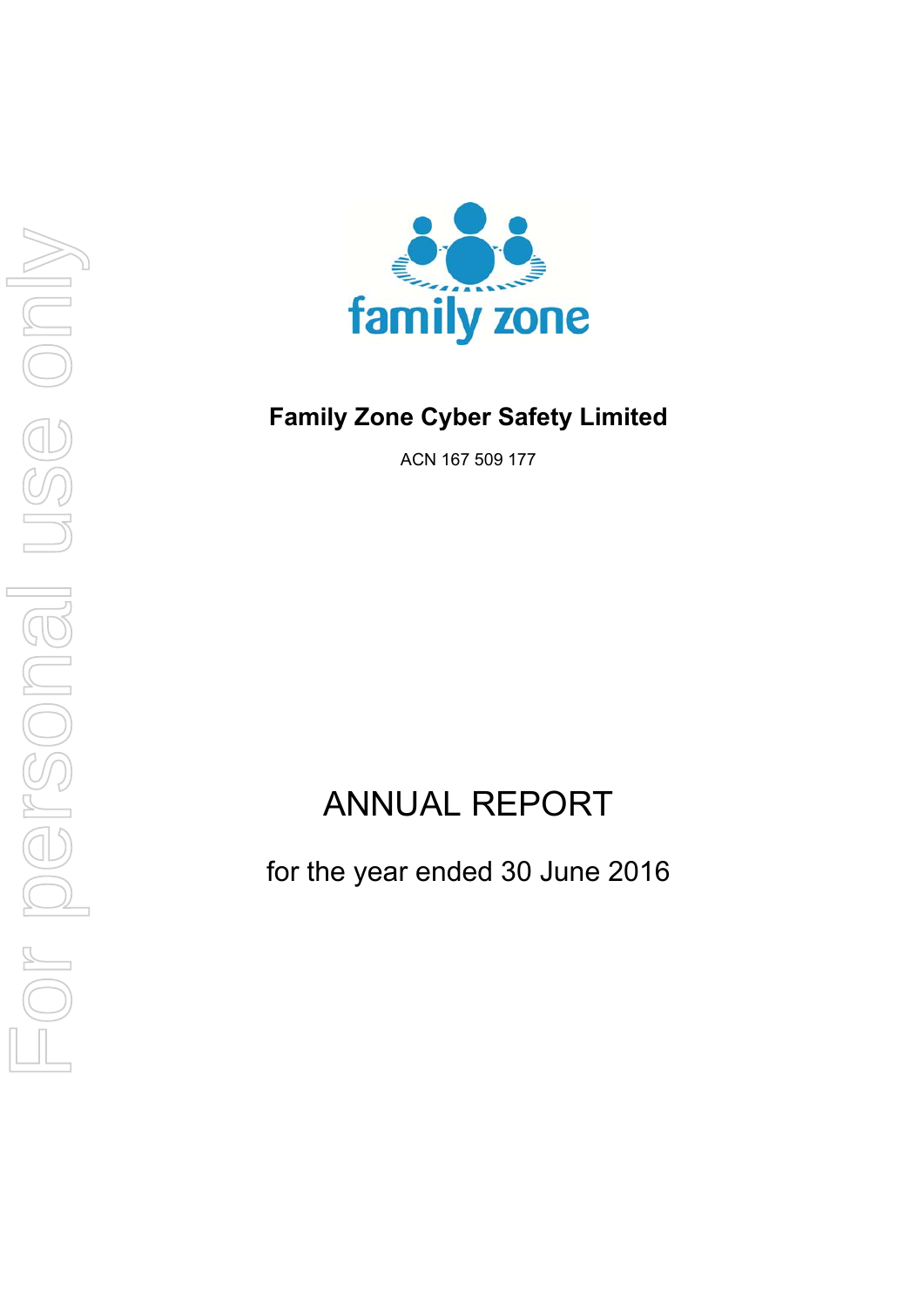family zone

# Family Zone Cyber Safety Limited

ACN 167 509 177

# ANNUAL REPORT

for the year ended 30 June 2016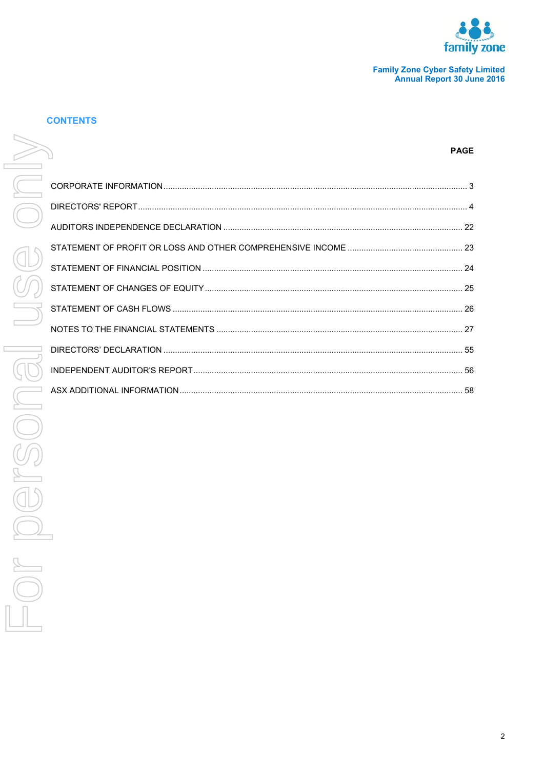## CONTENTS

| | PAGE |
|---|---|
| CORPORATE INFORMATION | 3 |
| DIRECTORS' REPORT | 4 |
| AUDITORS INDEPENDENCE DECLARATION | 22 |
| STATEMENT OF PROFIT OR LOSS AND OTHER COMPREHENSIVE INCOME | 23 |
| STATEMENT OF FINANCIAL POSITION | 24 |
| STATEMENT OF CHANGES OF EQUITY | 25 |
| STATEMENT OF CASH FLOWS | 26 |
| NOTES TO THE FINANCIAL STATEMENTS | 27 |
| DIRECTORS' DECLARATION | 55 |
| INDEPENDENT AUDITOR'S REPORT | 56 |
| ASX ADDITIONAL INFORMATION | 58 |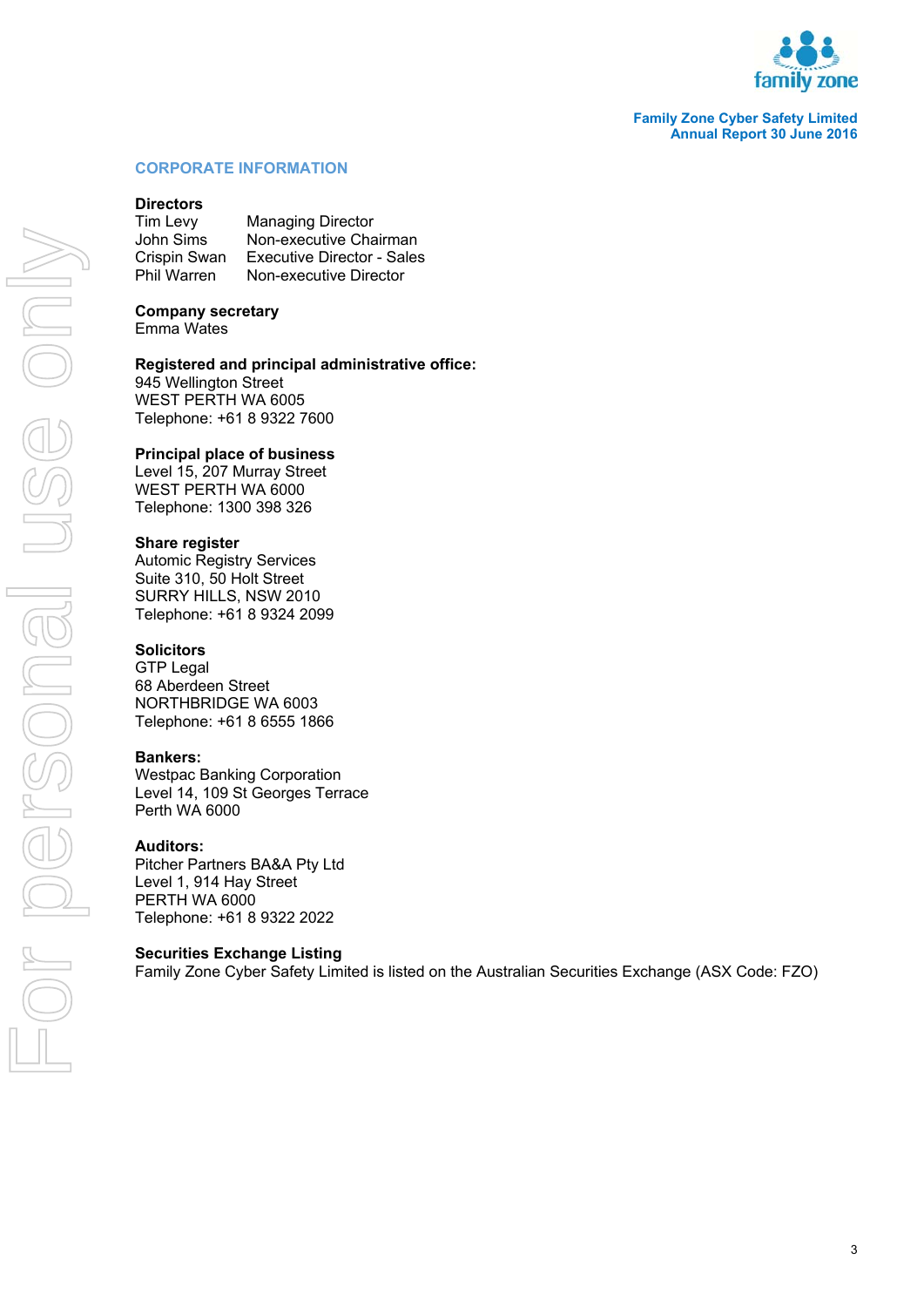## CORPORATE INFORMATION

**Directors**

| | |
|---|---|
| Tim Levy | Managing Director |
| John Sims | Non-executive Chairman |
| Crispin Swan | Executive Director - Sales |
| Phil Warren | Non-executive Director |

**Company secretary**
Emma Wates

**Registered and principal administrative office:**
945 Wellington Street
WEST PERTH WA 6005
Telephone: +61 8 9322 7600

**Principal place of business**
Level 15, 207 Murray Street
WEST PERTH WA 6000
Telephone: 1300 398 326

**Share register**
Automic Registry Services
Suite 310, 50 Holt Street
SURRY HILLS, NSW 2010
Telephone: +61 8 9324 2099

**Solicitors**
GTP Legal
68 Aberdeen Street
NORTHBRIDGE WA 6003
Telephone: +61 8 6555 1866

**Bankers:**
Westpac Banking Corporation
Level 14, 109 St Georges Terrace
Perth WA 6000

**Auditors:**
Pitcher Partners BA&A Pty Ltd
Level 1, 914 Hay Street
PERTH WA 6000
Telephone: +61 8 9322 2022

**Securities Exchange Listing**
Family Zone Cyber Safety Limited is listed on the Australian Securities Exchange (ASX Code: FZO)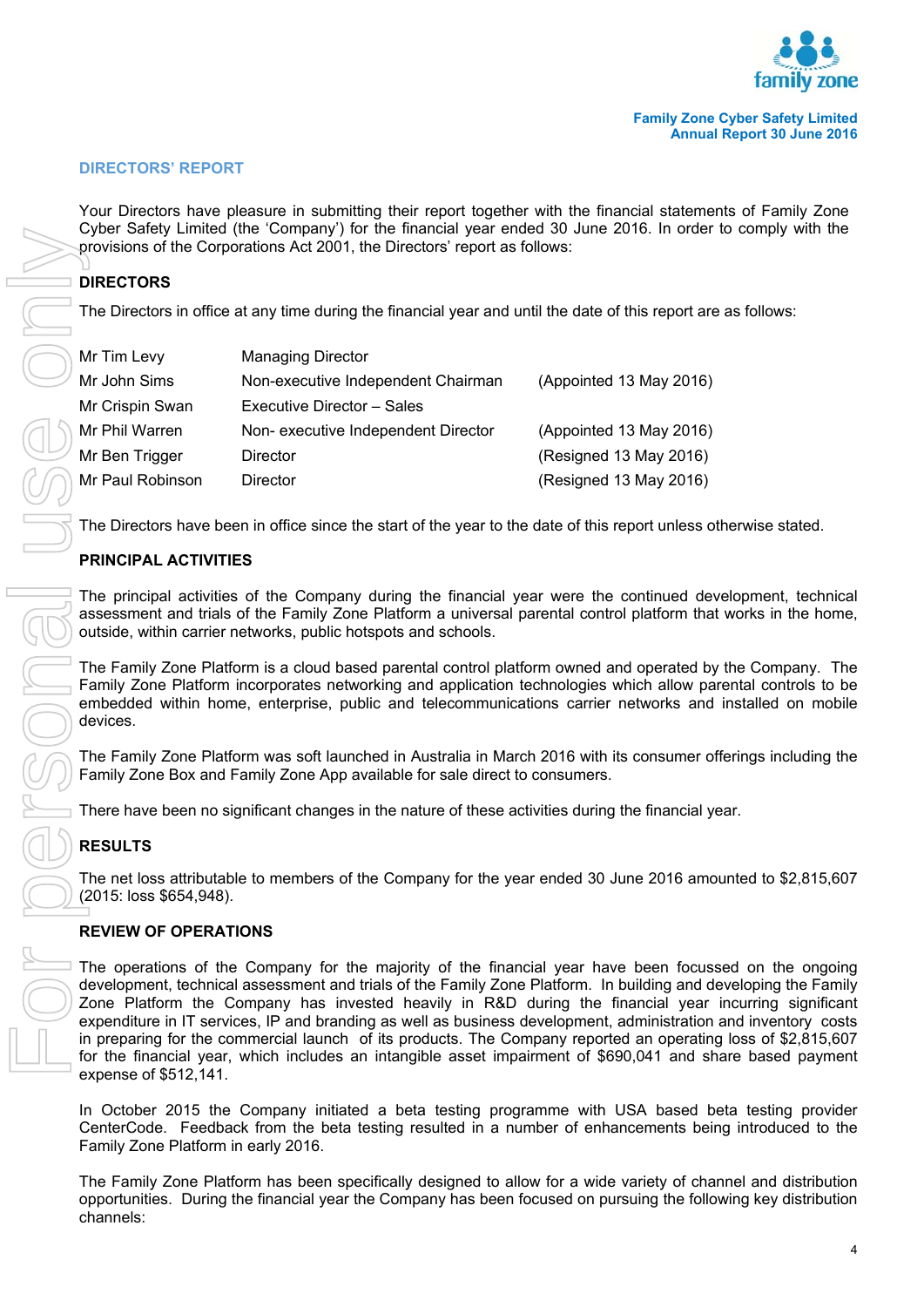## DIRECTORS' REPORT

Your Directors have pleasure in submitting their report together with the financial statements of Family Zone Cyber Safety Limited (the 'Company') for the financial year ended 30 June 2016. In order to comply with the provisions of the Corporations Act 2001, the Directors' report as follows:

### DIRECTORS

The Directors in office at any time during the financial year and until the date of this report are as follows:

| | | |
|---|---|---|
| Mr Tim Levy | Managing Director | |
| Mr John Sims | Non-executive Independent Chairman | (Appointed 13 May 2016) |
| Mr Crispin Swan | Executive Director – Sales | |
| Mr Phil Warren | Non- executive Independent Director | (Appointed 13 May 2016) |
| Mr Ben Trigger | Director | (Resigned 13 May 2016) |
| Mr Paul Robinson | Director | (Resigned 13 May 2016) |

The Directors have been in office since the start of the year to the date of this report unless otherwise stated.

### PRINCIPAL ACTIVITIES

The principal activities of the Company during the financial year were the continued development, technical assessment and trials of the Family Zone Platform a universal parental control platform that works in the home, outside, within carrier networks, public hotspots and schools.

The Family Zone Platform is a cloud based parental control platform owned and operated by the Company. The Family Zone Platform incorporates networking and application technologies which allow parental controls to be embedded within home, enterprise, public and telecommunications carrier networks and installed on mobile devices.

The Family Zone Platform was soft launched in Australia in March 2016 with its consumer offerings including the Family Zone Box and Family Zone App available for sale direct to consumers.

There have been no significant changes in the nature of these activities during the financial year.

### RESULTS

The net loss attributable to members of the Company for the year ended 30 June 2016 amounted to $2,815,607 (2015: loss $654,948).

### REVIEW OF OPERATIONS

The operations of the Company for the majority of the financial year have been focussed on the ongoing development, technical assessment and trials of the Family Zone Platform. In building and developing the Family Zone Platform the Company has invested heavily in R&D during the financial year incurring significant expenditure in IT services, IP and branding as well as business development, administration and inventory costs in preparing for the commercial launch of its products. The Company reported an operating loss of $2,815,607 for the financial year, which includes an intangible asset impairment of $690,041 and share based payment expense of $512,141.

In October 2015 the Company initiated a beta testing programme with USA based beta testing provider CenterCode. Feedback from the beta testing resulted in a number of enhancements being introduced to the Family Zone Platform in early 2016.

The Family Zone Platform has been specifically designed to allow for a wide variety of channel and distribution opportunities. During the financial year the Company has been focused on pursuing the following key distribution channels: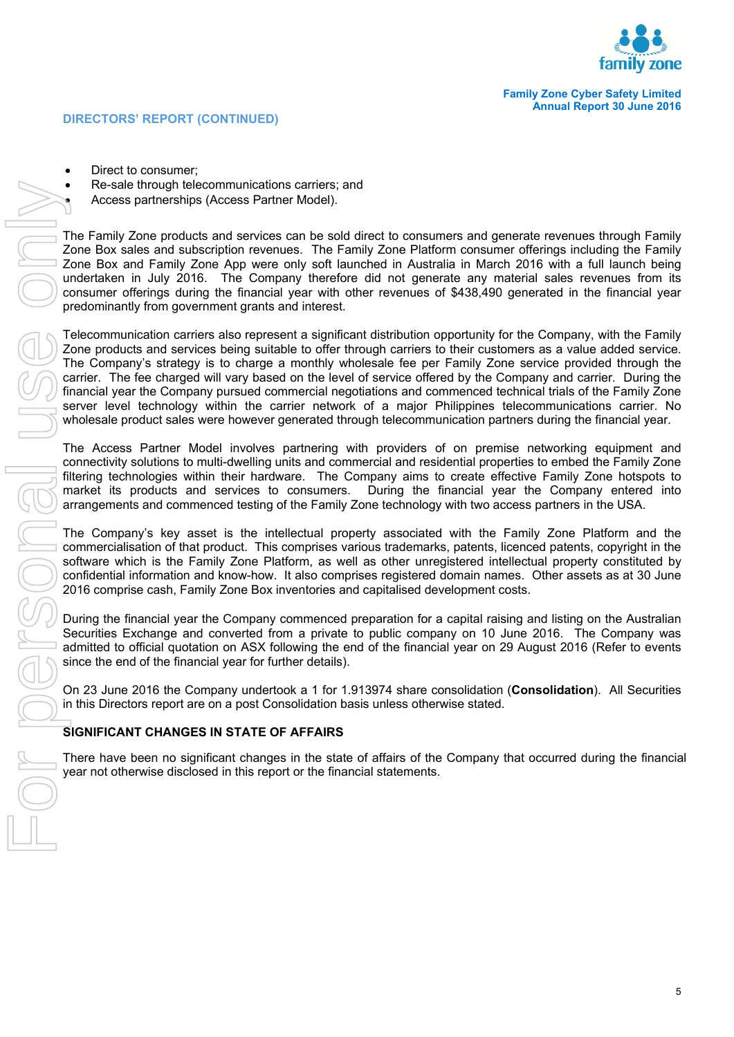## DIRECTORS' REPORT (CONTINUED)

- Direct to consumer;
- Re-sale through telecommunications carriers; and
- Access partnerships (Access Partner Model).

The Family Zone products and services can be sold direct to consumers and generate revenues through Family Zone Box sales and subscription revenues. The Family Zone Platform consumer offerings including the Family Zone Box and Family Zone App were only soft launched in Australia in March 2016 with a full launch being undertaken in July 2016. The Company therefore did not generate any material sales revenues from its consumer offerings during the financial year with other revenues of $438,490 generated in the financial year predominantly from government grants and interest.

Telecommunication carriers also represent a significant distribution opportunity for the Company, with the Family Zone products and services being suitable to offer through carriers to their customers as a value added service. The Company's strategy is to charge a monthly wholesale fee per Family Zone service provided through the carrier. The fee charged will vary based on the level of service offered by the Company and carrier. During the financial year the Company pursued commercial negotiations and commenced technical trials of the Family Zone server level technology within the carrier network of a major Philippines telecommunications carrier. No wholesale product sales were however generated through telecommunication partners during the financial year.

The Access Partner Model involves partnering with providers of on premise networking equipment and connectivity solutions to multi-dwelling units and commercial and residential properties to embed the Family Zone filtering technologies within their hardware. The Company aims to create effective Family Zone hotspots to market its products and services to consumers. During the financial year the Company entered into arrangements and commenced testing of the Family Zone technology with two access partners in the USA.

The Company's key asset is the intellectual property associated with the Family Zone Platform and the commercialisation of that product. This comprises various trademarks, patents, licenced patents, copyright in the software which is the Family Zone Platform, as well as other unregistered intellectual property constituted by confidential information and know-how. It also comprises registered domain names. Other assets as at 30 June 2016 comprise cash, Family Zone Box inventories and capitalised development costs.

During the financial year the Company commenced preparation for a capital raising and listing on the Australian Securities Exchange and converted from a private to public company on 10 June 2016. The Company was admitted to official quotation on ASX following the end of the financial year on 29 August 2016 (Refer to events since the end of the financial year for further details).

On 23 June 2016 the Company undertook a 1 for 1.913974 share consolidation (**Consolidation**). All Securities in this Directors report are on a post Consolidation basis unless otherwise stated.

## SIGNIFICANT CHANGES IN STATE OF AFFAIRS

There have been no significant changes in the state of affairs of the Company that occurred during the financial year not otherwise disclosed in this report or the financial statements.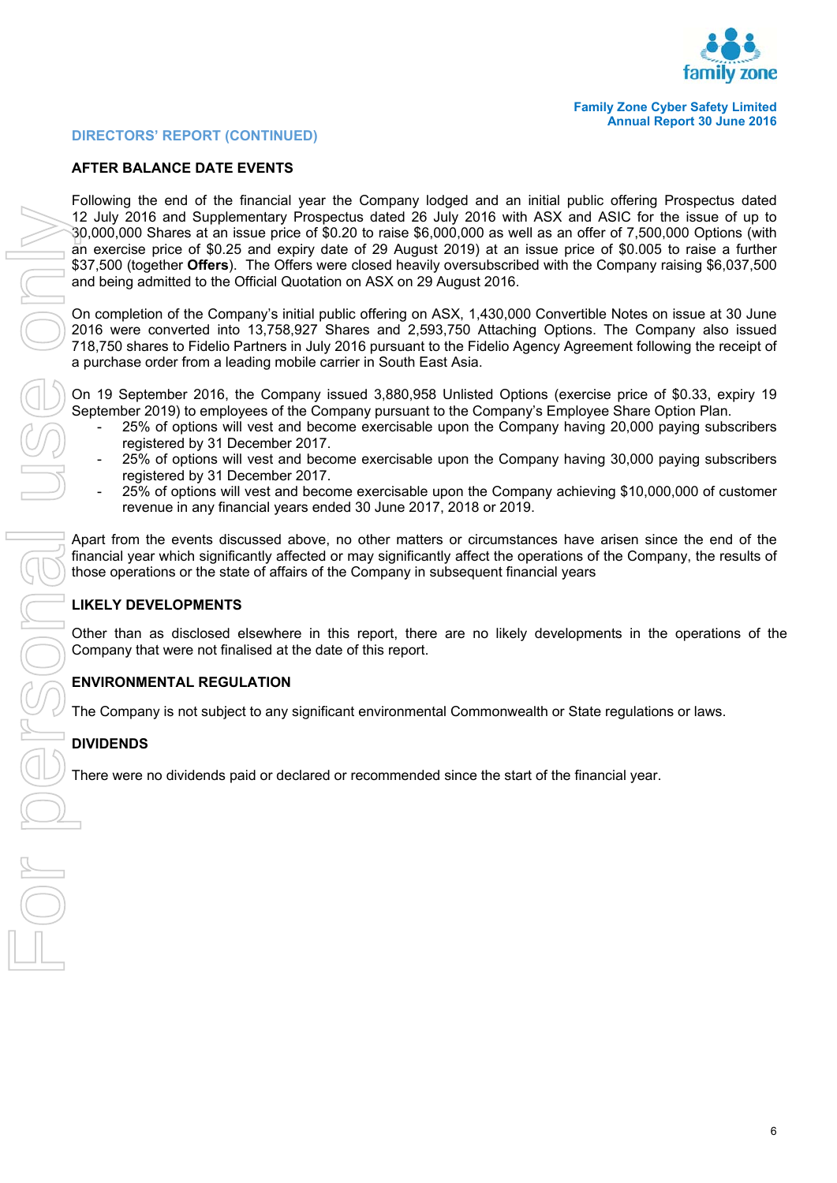## DIRECTORS' REPORT (CONTINUED)

### AFTER BALANCE DATE EVENTS

Following the end of the financial year the Company lodged and an initial public offering Prospectus dated 12 July 2016 and Supplementary Prospectus dated 26 July 2016 with ASX and ASIC for the issue of up to 30,000,000 Shares at an issue price of $0.20 to raise $6,000,000 as well as an offer of 7,500,000 Options (with an exercise price of $0.25 and expiry date of 29 August 2019) at an issue price of $0.005 to raise a further $37,500 (together **Offers**). The Offers were closed heavily oversubscribed with the Company raising $6,037,500 and being admitted to the Official Quotation on ASX on 29 August 2016.

On completion of the Company's initial public offering on ASX, 1,430,000 Convertible Notes on issue at 30 June 2016 were converted into 13,758,927 Shares and 2,593,750 Attaching Options. The Company also issued 718,750 shares to Fidelio Partners in July 2016 pursuant to the Fidelio Agency Agreement following the receipt of a purchase order from a leading mobile carrier in South East Asia.

On 19 September 2016, the Company issued 3,880,958 Unlisted Options (exercise price of $0.33, expiry 19 September 2019) to employees of the Company pursuant to the Company's Employee Share Option Plan.

- 25% of options will vest and become exercisable upon the Company having 20,000 paying subscribers registered by 31 December 2017.
- 25% of options will vest and become exercisable upon the Company having 30,000 paying subscribers registered by 31 December 2017.
- 25% of options will vest and become exercisable upon the Company achieving $10,000,000 of customer revenue in any financial years ended 30 June 2017, 2018 or 2019.

Apart from the events discussed above, no other matters or circumstances have arisen since the end of the financial year which significantly affected or may significantly affect the operations of the Company, the results of those operations or the state of affairs of the Company in subsequent financial years

### LIKELY DEVELOPMENTS

Other than as disclosed elsewhere in this report, there are no likely developments in the operations of the Company that were not finalised at the date of this report.

### ENVIRONMENTAL REGULATION

The Company is not subject to any significant environmental Commonwealth or State regulations or laws.

### DIVIDENDS

There were no dividends paid or declared or recommended since the start of the financial year.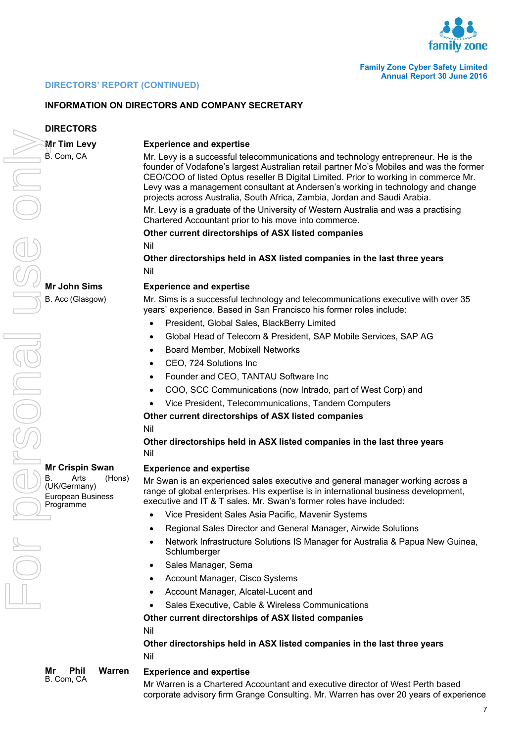## DIRECTORS' REPORT (CONTINUED)

### INFORMATION ON DIRECTORS AND COMPANY SECRETARY

### DIRECTORS

**Mr Tim Levy**
B. Com, CA

**Experience and expertise**

Mr. Levy is a successful telecommunications and technology entrepreneur. He is the founder of Vodafone's largest Australian retail partner Mo's Mobiles and was the former CEO/COO of listed Optus reseller B Digital Limited. Prior to working in commerce Mr. Levy was a management consultant at Andersen's working in technology and change projects across Australia, South Africa, Zambia, Jordan and Saudi Arabia.

Mr. Levy is a graduate of the University of Western Australia and was a practising Chartered Accountant prior to his move into commerce.

**Other current directorships of ASX listed companies**

Nil

**Other directorships held in ASX listed companies in the last three years**

Nil

**Mr John Sims**
B. Acc (Glasgow)

**Experience and expertise**

Mr. Sims is a successful technology and telecommunications executive with over 35 years' experience. Based in San Francisco his former roles include:

- President, Global Sales, BlackBerry Limited
- Global Head of Telecom & President, SAP Mobile Services, SAP AG
- Board Member, Mobixell Networks
- CEO, 724 Solutions Inc
- Founder and CEO, TANTAU Software Inc
- COO, SCC Communications (now Intrado, part of West Corp) and
- Vice President, Telecommunications, Tandem Computers

**Other current directorships of ASX listed companies**

Nil

**Other directorships held in ASX listed companies in the last three years**

Nil

**Mr Crispin Swan**
B. Arts (Hons) (UK/Germany)
European Business Programme

**Experience and expertise**

Mr Swan is an experienced sales executive and general manager working across a range of global enterprises. His expertise is in international business development, executive and IT & T sales. Mr. Swan's former roles have included:

- Vice President Sales Asia Pacific, Mavenir Systems
- Regional Sales Director and General Manager, Airwide Solutions
- Network Infrastructure Solutions IS Manager for Australia & Papua New Guinea, Schlumberger
- Sales Manager, Sema
- Account Manager, Cisco Systems
- Account Manager, Alcatel-Lucent and
- Sales Executive, Cable & Wireless Communications

**Other current directorships of ASX listed companies**

Nil

**Other directorships held in ASX listed companies in the last three years**

Nil

**Mr Phil Warren**
B. Com, CA

**Experience and expertise**

Mr Warren is a Chartered Accountant and executive director of West Perth based corporate advisory firm Grange Consulting. Mr. Warren has over 20 years of experience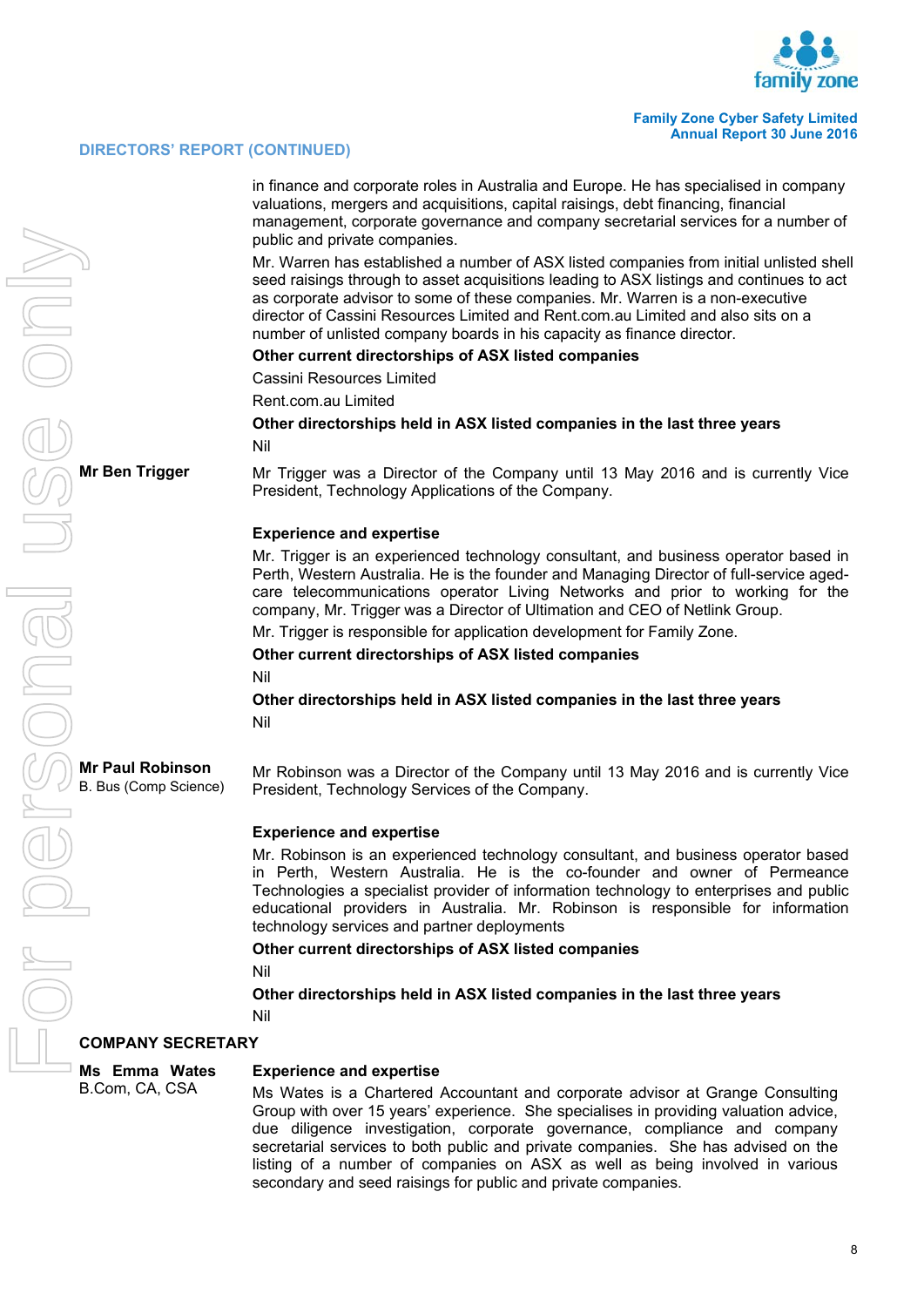## DIRECTORS' REPORT (CONTINUED)

in finance and corporate roles in Australia and Europe. He has specialised in company valuations, mergers and acquisitions, capital raisings, debt financing, financial management, corporate governance and company secretarial services for a number of public and private companies.

Mr. Warren has established a number of ASX listed companies from initial unlisted shell seed raisings through to asset acquisitions leading to ASX listings and continues to act as corporate advisor to some of these companies. Mr. Warren is a non-executive director of Cassini Resources Limited and Rent.com.au Limited and also sits on a number of unlisted company boards in his capacity as finance director.

**Other current directorships of ASX listed companies**

Cassini Resources Limited

Rent.com.au Limited

**Other directorships held in ASX listed companies in the last three years**

Nil

**Mr Ben Trigger**

Mr Trigger was a Director of the Company until 13 May 2016 and is currently Vice President, Technology Applications of the Company.

**Experience and expertise**

Mr. Trigger is an experienced technology consultant, and business operator based in Perth, Western Australia. He is the founder and Managing Director of full-service aged-care telecommunications operator Living Networks and prior to working for the company, Mr. Trigger was a Director of Ultimation and CEO of Netlink Group.

Mr. Trigger is responsible for application development for Family Zone.

**Other current directorships of ASX listed companies**

Nil

**Other directorships held in ASX listed companies in the last three years**

Nil

**Mr Paul Robinson**
B. Bus (Comp Science)

Mr Robinson was a Director of the Company until 13 May 2016 and is currently Vice President, Technology Services of the Company.

**Experience and expertise**

Mr. Robinson is an experienced technology consultant, and business operator based in Perth, Western Australia. He is the co-founder and owner of Permeance Technologies a specialist provider of information technology to enterprises and public educational providers in Australia. Mr. Robinson is responsible for information technology services and partner deployments

**Other current directorships of ASX listed companies**

Nil

**Other directorships held in ASX listed companies in the last three years**

Nil

## COMPANY SECRETARY

**Ms Emma Wates**
B.Com, CA, CSA

**Experience and expertise**

Ms Wates is a Chartered Accountant and corporate advisor at Grange Consulting Group with over 15 years' experience. She specialises in providing valuation advice, due diligence investigation, corporate governance, compliance and company secretarial services to both public and private companies. She has advised on the listing of a number of companies on ASX as well as being involved in various secondary and seed raisings for public and private companies.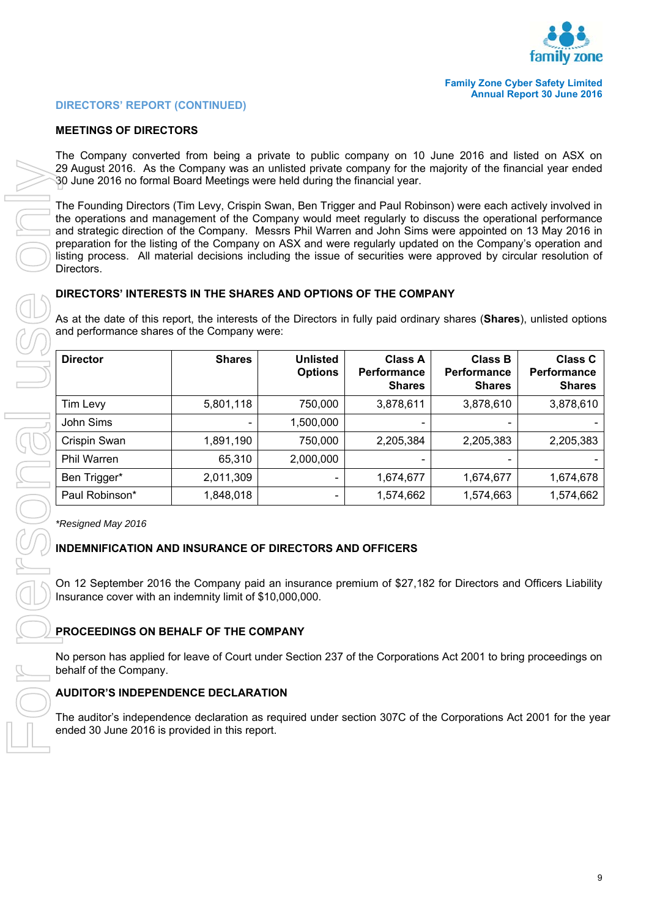## DIRECTORS' REPORT (CONTINUED)

### MEETINGS OF DIRECTORS

The Company converted from being a private to public company on 10 June 2016 and listed on ASX on 29 August 2016. As the Company was an unlisted private company for the majority of the financial year ended 30 June 2016 no formal Board Meetings were held during the financial year.

The Founding Directors (Tim Levy, Crispin Swan, Ben Trigger and Paul Robinson) were each actively involved in the operations and management of the Company would meet regularly to discuss the operational performance and strategic direction of the Company. Messrs Phil Warren and John Sims were appointed on 13 May 2016 in preparation for the listing of the Company on ASX and were regularly updated on the Company's operation and listing process. All material decisions including the issue of securities were approved by circular resolution of Directors.

### DIRECTORS' INTERESTS IN THE SHARES AND OPTIONS OF THE COMPANY

As at the date of this report, the interests of the Directors in fully paid ordinary shares (**Shares**), unlisted options and performance shares of the Company were:

| Director | Shares | Unlisted Options | Class A Performance Shares | Class B Performance Shares | Class C Performance Shares |
|---|---|---|---|---|---|
| Tim Levy | 5,801,118 | 750,000 | 3,878,611 | 3,878,610 | 3,878,610 |
| John Sims | - | 1,500,000 | - | - | - |
| Crispin Swan | 1,891,190 | 750,000 | 2,205,384 | 2,205,383 | 2,205,383 |
| Phil Warren | 65,310 | 2,000,000 | - | - | - |
| Ben Trigger* | 2,011,309 | - | 1,674,677 | 1,674,677 | 1,674,678 |
| Paul Robinson* | 1,848,018 | - | 1,574,662 | 1,574,663 | 1,574,662 |

*\*Resigned May 2016*

### INDEMNIFICATION AND INSURANCE OF DIRECTORS AND OFFICERS

On 12 September 2016 the Company paid an insurance premium of $27,182 for Directors and Officers Liability Insurance cover with an indemnity limit of $10,000,000.

### PROCEEDINGS ON BEHALF OF THE COMPANY

No person has applied for leave of Court under Section 237 of the Corporations Act 2001 to bring proceedings on behalf of the Company.

### AUDITOR'S INDEPENDENCE DECLARATION

The auditor's independence declaration as required under section 307C of the Corporations Act 2001 for the year ended 30 June 2016 is provided in this report.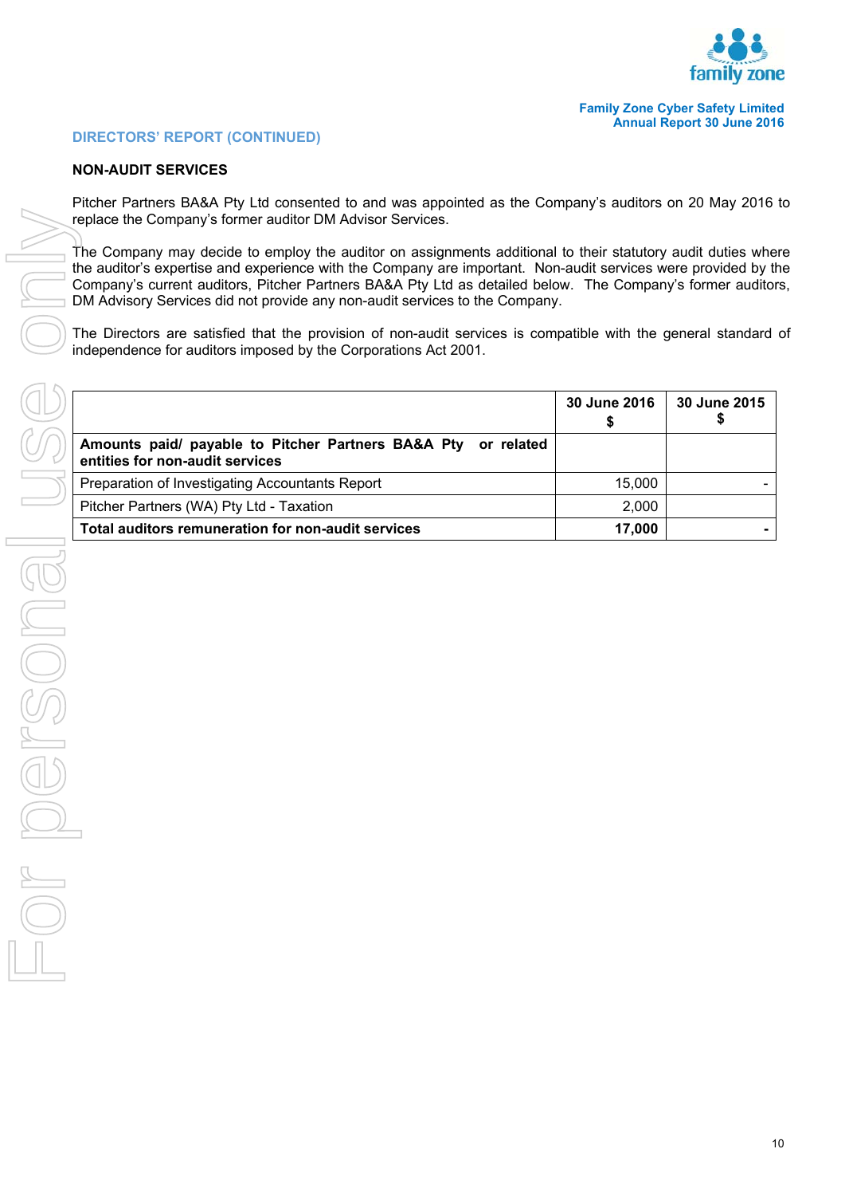## DIRECTORS' REPORT (CONTINUED)

### NON-AUDIT SERVICES

Pitcher Partners BA&A Pty Ltd consented to and was appointed as the Company's auditors on 20 May 2016 to replace the Company's former auditor DM Advisor Services.

The Company may decide to employ the auditor on assignments additional to their statutory audit duties where the auditor's expertise and experience with the Company are important. Non-audit services were provided by the Company's current auditors, Pitcher Partners BA&A Pty Ltd as detailed below. The Company's former auditors, DM Advisory Services did not provide any non-audit services to the Company.

The Directors are satisfied that the provision of non-audit services is compatible with the general standard of independence for auditors imposed by the Corporations Act 2001.

| | 30 June 2016<br>$ | 30 June 2015<br>$ |
|---|---|---|
| **Amounts paid/ payable to Pitcher Partners BA&A Pty or related entities for non-audit services** | | |
| Preparation of Investigating Accountants Report | 15,000 | - |
| Pitcher Partners (WA) Pty Ltd - Taxation | 2,000 | |
| **Total auditors remuneration for non-audit services** | **17,000** | **-** |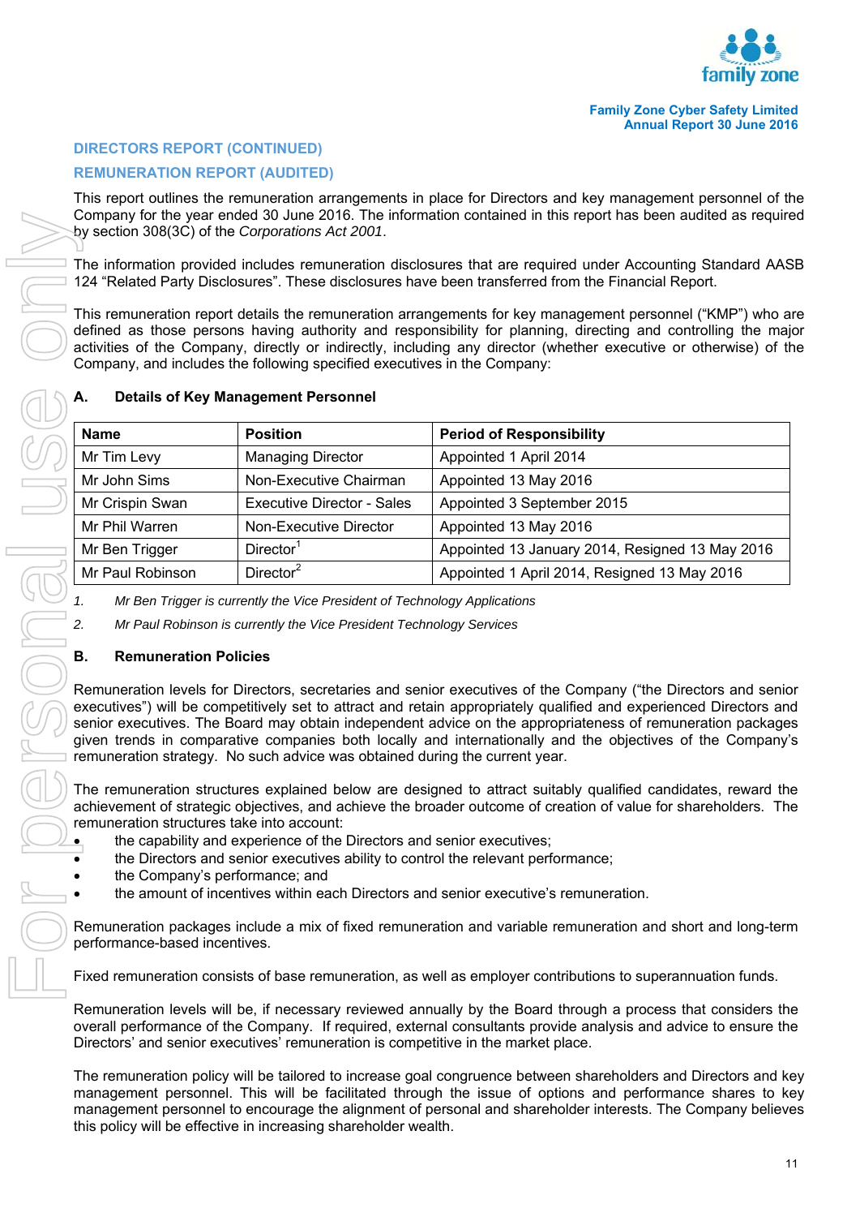## DIRECTORS REPORT (CONTINUED)

## REMUNERATION REPORT (AUDITED)

This report outlines the remuneration arrangements in place for Directors and key management personnel of the Company for the year ended 30 June 2016. The information contained in this report has been audited as required by section 308(3C) of the *Corporations Act 2001*.

The information provided includes remuneration disclosures that are required under Accounting Standard AASB 124 "Related Party Disclosures". These disclosures have been transferred from the Financial Report.

This remuneration report details the remuneration arrangements for key management personnel ("KMP") who are defined as those persons having authority and responsibility for planning, directing and controlling the major activities of the Company, directly or indirectly, including any director (whether executive or otherwise) of the Company, and includes the following specified executives in the Company:

### A. Details of Key Management Personnel

| Name | Position | Period of Responsibility |
|---|---|---|
| Mr Tim Levy | Managing Director | Appointed 1 April 2014 |
| Mr John Sims | Non-Executive Chairman | Appointed 13 May 2016 |
| Mr Crispin Swan | Executive Director - Sales | Appointed 3 September 2015 |
| Mr Phil Warren | Non-Executive Director | Appointed 13 May 2016 |
| Mr Ben Trigger | Director[1] | Appointed 13 January 2014, Resigned 13 May 2016 |
| Mr Paul Robinson | Director[2] | Appointed 1 April 2014, Resigned 13 May 2016 |

1. *Mr Ben Trigger is currently the Vice President of Technology Applications*
2. *Mr Paul Robinson is currently the Vice President Technology Services*

### B. Remuneration Policies

Remuneration levels for Directors, secretaries and senior executives of the Company ("the Directors and senior executives") will be competitively set to attract and retain appropriately qualified and experienced Directors and senior executives. The Board may obtain independent advice on the appropriateness of remuneration packages given trends in comparative companies both locally and internationally and the objectives of the Company's remuneration strategy. No such advice was obtained during the current year.

The remuneration structures explained below are designed to attract suitably qualified candidates, reward the achievement of strategic objectives, and achieve the broader outcome of creation of value for shareholders. The remuneration structures take into account:

- the capability and experience of the Directors and senior executives;
- the Directors and senior executives ability to control the relevant performance;
- the Company's performance; and
- the amount of incentives within each Directors and senior executive's remuneration.

Remuneration packages include a mix of fixed remuneration and variable remuneration and short and long-term performance-based incentives.

Fixed remuneration consists of base remuneration, as well as employer contributions to superannuation funds.

Remuneration levels will be, if necessary reviewed annually by the Board through a process that considers the overall performance of the Company. If required, external consultants provide analysis and advice to ensure the Directors' and senior executives' remuneration is competitive in the market place.

The remuneration policy will be tailored to increase goal congruence between shareholders and Directors and key management personnel. This will be facilitated through the issue of options and performance shares to key management personnel to encourage the alignment of personal and shareholder interests. The Company believes this policy will be effective in increasing shareholder wealth.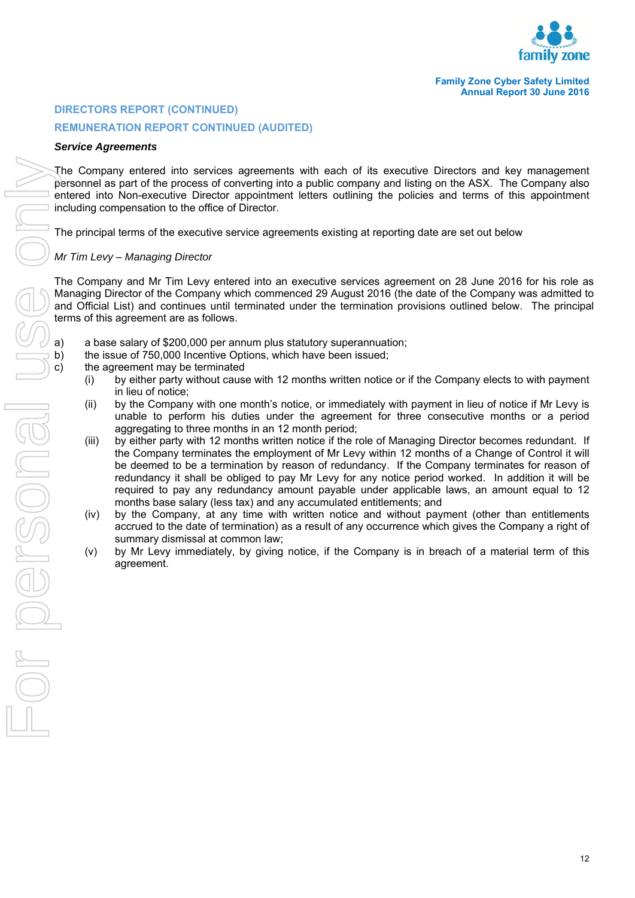## DIRECTORS REPORT (CONTINUED)

## REMUNERATION REPORT CONTINUED (AUDITED)

***Service Agreements***

The Company entered into services agreements with each of its executive Directors and key management personnel as part of the process of converting into a public company and listing on the ASX. The Company also entered into Non-executive Director appointment letters outlining the policies and terms of this appointment including compensation to the office of Director.

The principal terms of the executive service agreements existing at reporting date are set out below

*Mr Tim Levy – Managing Director*

The Company and Mr Tim Levy entered into an executive services agreement on 28 June 2016 for his role as Managing Director of the Company which commenced 29 August 2016 (the date of the Company was admitted to and Official List) and continues until terminated under the termination provisions outlined below. The principal terms of this agreement are as follows.

a) a base salary of $200,000 per annum plus statutory superannuation;
b) the issue of 750,000 Incentive Options, which have been issued;
c) the agreement may be terminated
   (i) by either party without cause with 12 months written notice or if the Company elects to with payment in lieu of notice;
   (ii) by the Company with one month's notice, or immediately with payment in lieu of notice if Mr Levy is unable to perform his duties under the agreement for three consecutive months or a period aggregating to three months in an 12 month period;
   (iii) by either party with 12 months written notice if the role of Managing Director becomes redundant. If the Company terminates the employment of Mr Levy within 12 months of a Change of Control it will be deemed to be a termination by reason of redundancy. If the Company terminates for reason of redundancy it shall be obliged to pay Mr Levy for any notice period worked. In addition it will be required to pay any redundancy amount payable under applicable laws, an amount equal to 12 months base salary (less tax) and any accumulated entitlements; and
   (iv) by the Company, at any time with written notice and without payment (other than entitlements accrued to the date of termination) as a result of any occurrence which gives the Company a right of summary dismissal at common law;
   (v) by Mr Levy immediately, by giving notice, if the Company is in breach of a material term of this agreement.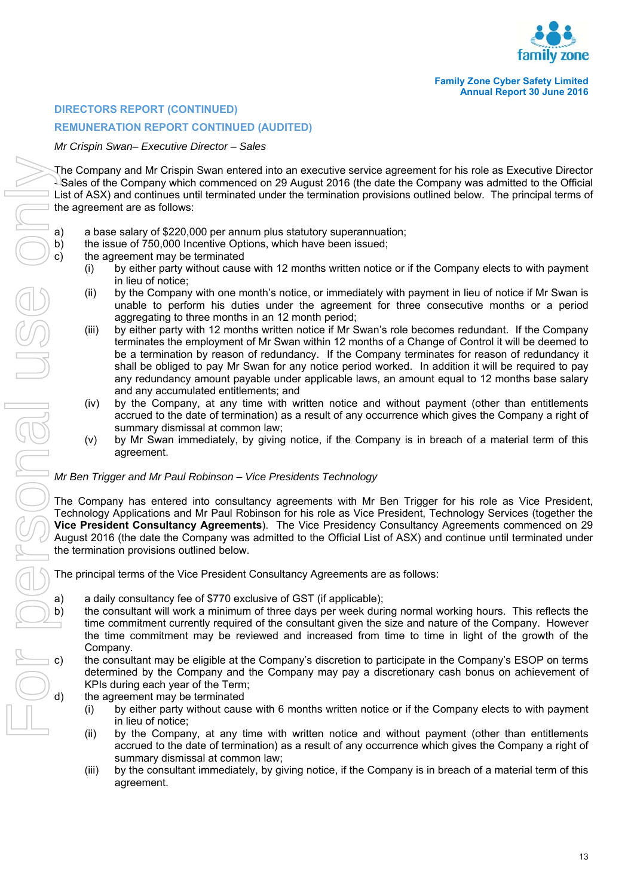## DIRECTORS REPORT (CONTINUED)

## REMUNERATION REPORT CONTINUED (AUDITED)

*Mr Crispin Swan– Executive Director – Sales*

The Company and Mr Crispin Swan entered into an executive service agreement for his role as Executive Director - Sales of the Company which commenced on 29 August 2016 (the date the Company was admitted to the Official List of ASX) and continues until terminated under the termination provisions outlined below. The principal terms of the agreement are as follows:

a) a base salary of $220,000 per annum plus statutory superannuation;
b) the issue of 750,000 Incentive Options, which have been issued;
c) the agreement may be terminated
   (i) by either party without cause with 12 months written notice or if the Company elects to with payment in lieu of notice;
   (ii) by the Company with one month's notice, or immediately with payment in lieu of notice if Mr Swan is unable to perform his duties under the agreement for three consecutive months or a period aggregating to three months in an 12 month period;
   (iii) by either party with 12 months written notice if Mr Swan's role becomes redundant. If the Company terminates the employment of Mr Swan within 12 months of a Change of Control it will be deemed to be a termination by reason of redundancy. If the Company terminates for reason of redundancy it shall be obliged to pay Mr Swan for any notice period worked. In addition it will be required to pay any redundancy amount payable under applicable laws, an amount equal to 12 months base salary and any accumulated entitlements; and
   (iv) by the Company, at any time with written notice and without payment (other than entitlements accrued to the date of termination) as a result of any occurrence which gives the Company a right of summary dismissal at common law;
   (v) by Mr Swan immediately, by giving notice, if the Company is in breach of a material term of this agreement.

*Mr Ben Trigger and Mr Paul Robinson – Vice Presidents Technology*

The Company has entered into consultancy agreements with Mr Ben Trigger for his role as Vice President, Technology Applications and Mr Paul Robinson for his role as Vice President, Technology Services (together the **Vice President Consultancy Agreements**). The Vice Presidency Consultancy Agreements commenced on 29 August 2016 (the date the Company was admitted to the Official List of ASX) and continue until terminated under the termination provisions outlined below.

The principal terms of the Vice President Consultancy Agreements are as follows:

a) a daily consultancy fee of $770 exclusive of GST (if applicable);
b) the consultant will work a minimum of three days per week during normal working hours. This reflects the time commitment currently required of the consultant given the size and nature of the Company. However the time commitment may be reviewed and increased from time to time in light of the growth of the Company.
c) the consultant may be eligible at the Company's discretion to participate in the Company's ESOP on terms determined by the Company and the Company may pay a discretionary cash bonus on achievement of KPIs during each year of the Term;
d) the agreement may be terminated
   (i) by either party without cause with 6 months written notice or if the Company elects to with payment in lieu of notice;
   (ii) by the Company, at any time with written notice and without payment (other than entitlements accrued to the date of termination) as a result of any occurrence which gives the Company a right of summary dismissal at common law;
   (iii) by the consultant immediately, by giving notice, if the Company is in breach of a material term of this agreement.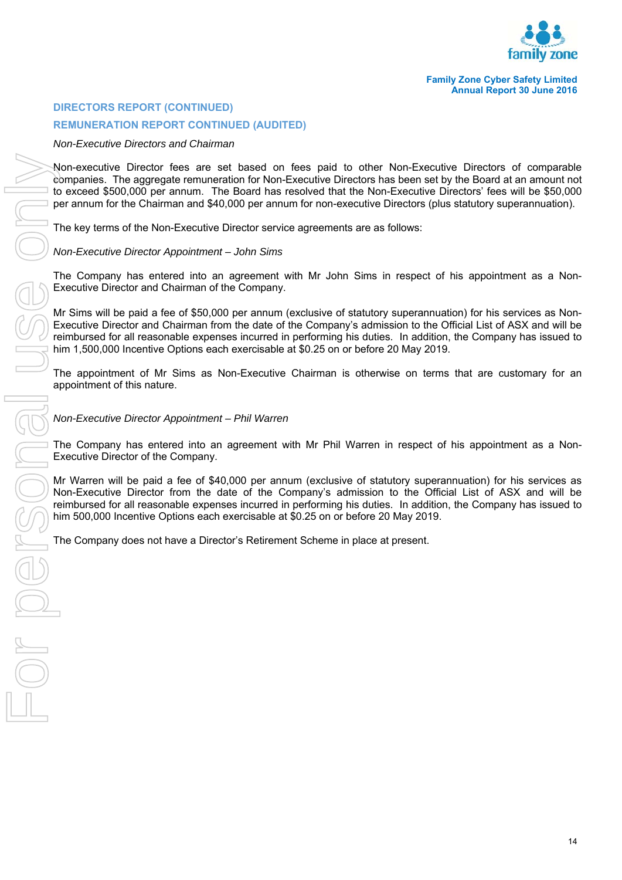## DIRECTORS REPORT (CONTINUED)

## REMUNERATION REPORT CONTINUED (AUDITED)

*Non-Executive Directors and Chairman*

Non-executive Director fees are set based on fees paid to other Non-Executive Directors of comparable companies. The aggregate remuneration for Non-Executive Directors has been set by the Board at an amount not to exceed $500,000 per annum. The Board has resolved that the Non-Executive Directors' fees will be $50,000 per annum for the Chairman and $40,000 per annum for non-executive Directors (plus statutory superannuation).

The key terms of the Non-Executive Director service agreements are as follows:

*Non-Executive Director Appointment – John Sims*

The Company has entered into an agreement with Mr John Sims in respect of his appointment as a Non-Executive Director and Chairman of the Company.

Mr Sims will be paid a fee of $50,000 per annum (exclusive of statutory superannuation) for his services as Non-Executive Director and Chairman from the date of the Company's admission to the Official List of ASX and will be reimbursed for all reasonable expenses incurred in performing his duties. In addition, the Company has issued to him 1,500,000 Incentive Options each exercisable at $0.25 on or before 20 May 2019.

The appointment of Mr Sims as Non-Executive Chairman is otherwise on terms that are customary for an appointment of this nature.

*Non-Executive Director Appointment – Phil Warren*

The Company has entered into an agreement with Mr Phil Warren in respect of his appointment as a Non-Executive Director of the Company.

Mr Warren will be paid a fee of $40,000 per annum (exclusive of statutory superannuation) for his services as Non-Executive Director from the date of the Company's admission to the Official List of ASX and will be reimbursed for all reasonable expenses incurred in performing his duties. In addition, the Company has issued to him 500,000 Incentive Options each exercisable at $0.25 on or before 20 May 2019.

The Company does not have a Director's Retirement Scheme in place at present.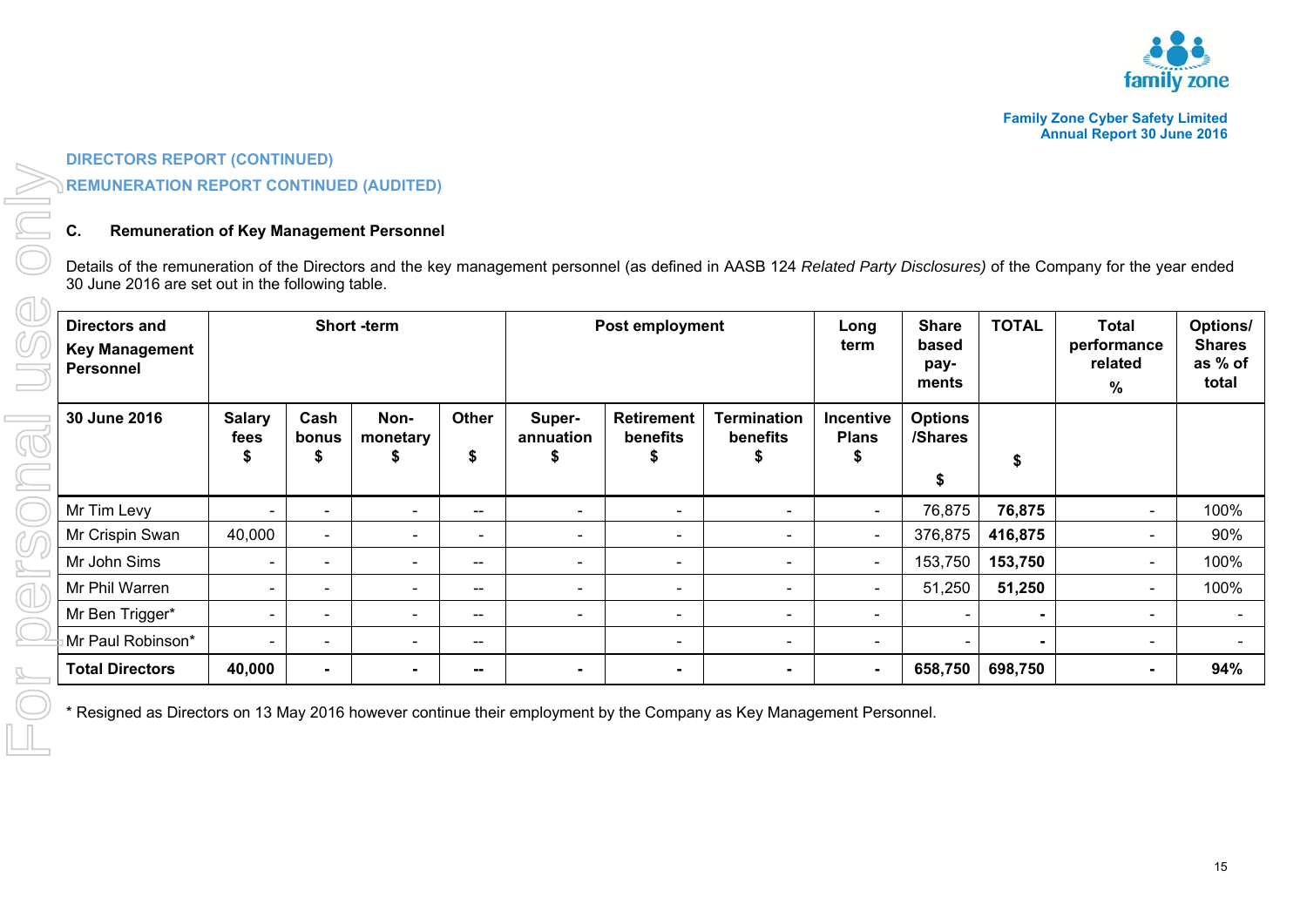DIRECTORS REPORT (CONTINUED)

REMUNERATION REPORT CONTINUED (AUDITED)

### C. Remuneration of Key Management Personnel

Details of the remuneration of the Directors and the key management personnel (as defined in AASB 124 *Related Party Disclosures)* of the Company for the year ended 30 June 2016 are set out in the following table.

| Directors and Key Management Personnel | Short -term | | | | Post employment | | | Long term | Share based pay-ments | TOTAL | Total performance related % | Options/ Shares as % of total |
|---|---|---|---|---|---|---|---|---|---|---|---|---|
| **30 June 2016** | **Salary fees $** | **Cash bonus $** | **Non-monetary $** | **Other $** | **Super-annuation $** | **Retirement benefits $** | **Termination benefits $** | **Incentive Plans $** | **Options /Shares $** | **$** | | |
| Mr Tim Levy | - | - | - | -- | - | - | - | - | 76,875 | **76,875** | - | 100% |
| Mr Crispin Swan | 40,000 | - | - | - | - | - | - | - | 376,875 | **416,875** | - | 90% |
| Mr John Sims | - | - | - | -- | - | - | - | - | 153,750 | **153,750** | - | 100% |
| Mr Phil Warren | - | - | - | -- | - | - | - | - | 51,250 | **51,250** | - | 100% |
| Mr Ben Trigger* | - | - | - | -- | - | - | - | - | - | **-** | - | - |
| Mr Paul Robinson* | - | - | - | -- | | - | - | - | - | **-** | - | - |
| **Total Directors** | **40,000** | **-** | **-** | **--** | **-** | **-** | **-** | **-** | **658,750** | **698,750** | **-** | **94%** |

* Resigned as Directors on 13 May 2016 however continue their employment by the Company as Key Management Personnel.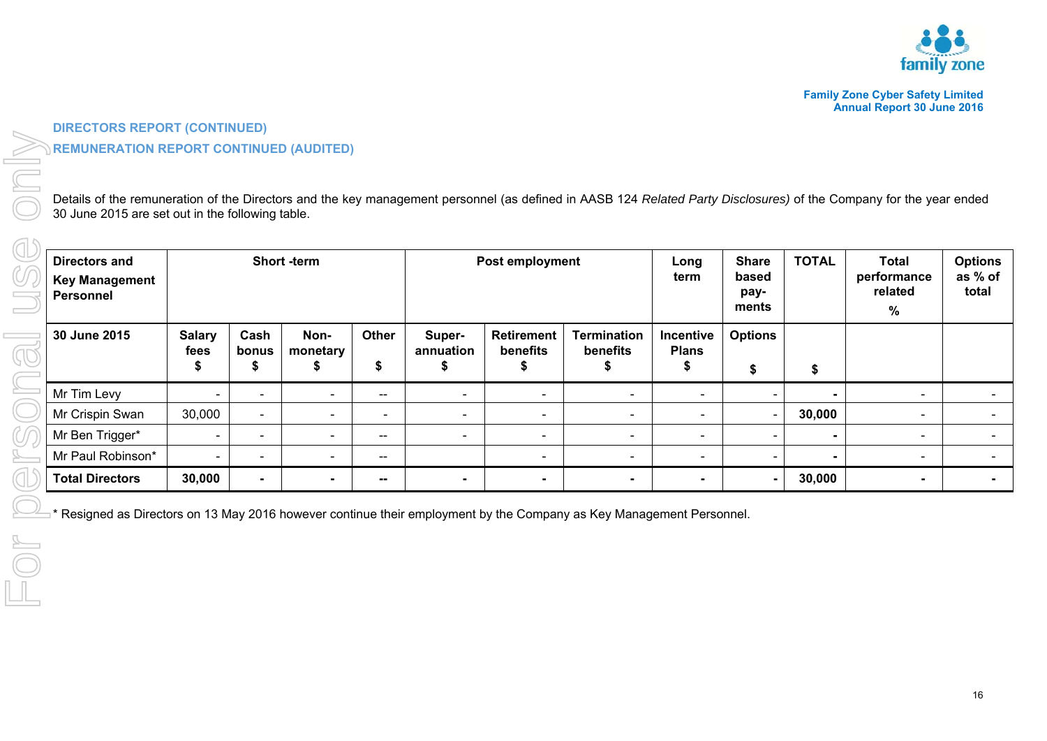## DIRECTORS REPORT (CONTINUED)

## REMUNERATION REPORT CONTINUED (AUDITED)

Details of the remuneration of the Directors and the key management personnel (as defined in AASB 124 *Related Party Disclosures)* of the Company for the year ended 30 June 2015 are set out in the following table.

| Directors and Key Management Personnel | Short -term | | | | Post employment | | | Long term | Share based pay-ments | TOTAL | Total performance related % | Options as % of total |
|---|---|---|---|---|---|---|---|---|---|---|---|---|
| **30 June 2015** | **Salary fees $** | **Cash bonus $** | **Non-monetary $** | **Other $** | **Super-annuation $** | **Retirement benefits $** | **Termination benefits $** | **Incentive Plans $** | **Options $** | **$** | | |
| Mr Tim Levy | - | - | - | -- | - | - | - | - | - | **-** | - | - |
| Mr Crispin Swan | 30,000 | - | - | - | - | - | - | - | - | **30,000** | - | - |
| Mr Ben Trigger* | - | - | - | -- | - | - | - | - | - | **-** | - | - |
| Mr Paul Robinson* | - | - | - | -- | | - | - | - | - | **-** | - | - |
| **Total Directors** | **30,000** | **-** | **-** | **--** | **-** | **-** | **-** | **-** | **-** | **30,000** | **-** | **-** |

* Resigned as Directors on 13 May 2016 however continue their employment by the Company as Key Management Personnel.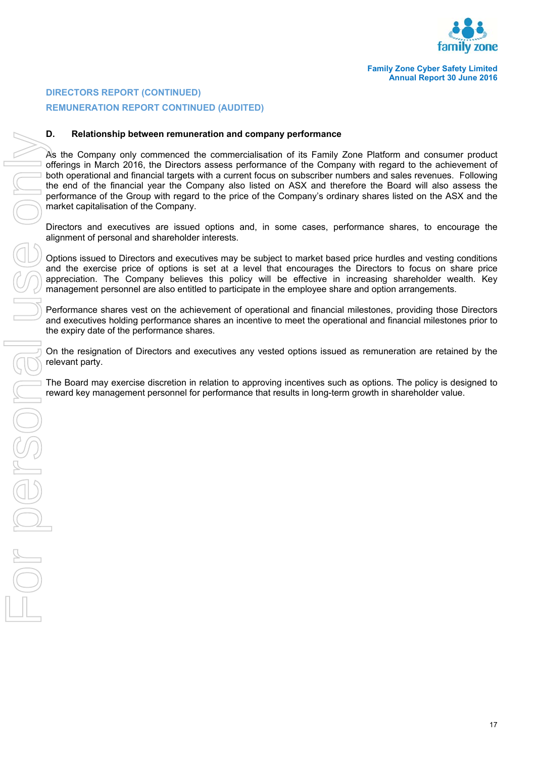## DIRECTORS REPORT (CONTINUED)

## REMUNERATION REPORT CONTINUED (AUDITED)

### D. Relationship between remuneration and company performance

As the Company only commenced the commercialisation of its Family Zone Platform and consumer product offerings in March 2016, the Directors assess performance of the Company with regard to the achievement of both operational and financial targets with a current focus on subscriber numbers and sales revenues. Following the end of the financial year the Company also listed on ASX and therefore the Board will also assess the performance of the Group with regard to the price of the Company's ordinary shares listed on the ASX and the market capitalisation of the Company.

Directors and executives are issued options and, in some cases, performance shares, to encourage the alignment of personal and shareholder interests.

Options issued to Directors and executives may be subject to market based price hurdles and vesting conditions and the exercise price of options is set at a level that encourages the Directors to focus on share price appreciation. The Company believes this policy will be effective in increasing shareholder wealth. Key management personnel are also entitled to participate in the employee share and option arrangements.

Performance shares vest on the achievement of operational and financial milestones, providing those Directors and executives holding performance shares an incentive to meet the operational and financial milestones prior to the expiry date of the performance shares.

On the resignation of Directors and executives any vested options issued as remuneration are retained by the relevant party.

The Board may exercise discretion in relation to approving incentives such as options. The policy is designed to reward key management personnel for performance that results in long-term growth in shareholder value.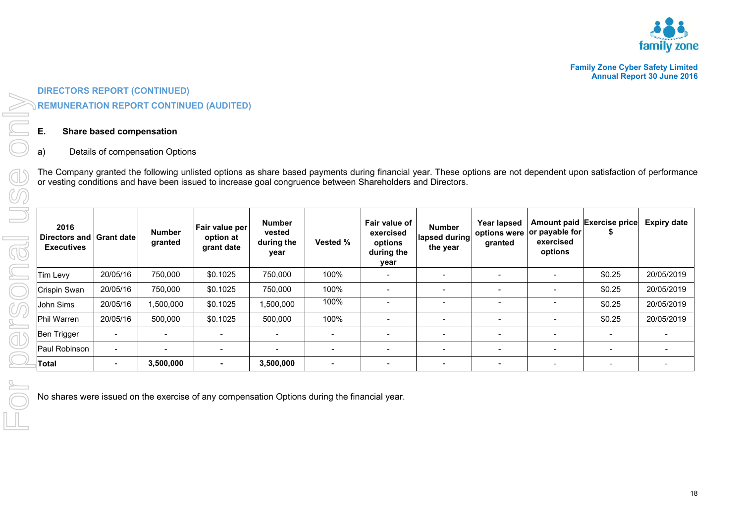DIRECTORS REPORT (CONTINUED)

REMUNERATION REPORT CONTINUED (AUDITED)

## E. Share based compensation

a) Details of compensation Options

The Company granted the following unlisted options as share based payments during financial year. These options are not dependent upon satisfaction of performance or vesting conditions and have been issued to increase goal congruence between Shareholders and Directors.

| 2016 Directors and Executives | Grant date | Number granted | Fair value per option at grant date | Number vested during the year | Vested % | Fair value of exercised options during the year | Number lapsed during the year | Year lapsed options were granted | Amount paid or payable for exercised options | Exercise price $ | Expiry date |
|---|---|---|---|---|---|---|---|---|---|---|---|
| Tim Levy | 20/05/16 | 750,000 | $0.1025 | 750,000 | 100% | - | - | - | - | $0.25 | 20/05/2019 |
| Crispin Swan | 20/05/16 | 750,000 | $0.1025 | 750,000 | 100% | - | - | - | - | $0.25 | 20/05/2019 |
| John Sims | 20/05/16 | 1,500,000 | $0.1025 | 1,500,000 | 100% | - | - | - | - | $0.25 | 20/05/2019 |
| Phil Warren | 20/05/16 | 500,000 | $0.1025 | 500,000 | 100% | - | - | - | - | $0.25 | 20/05/2019 |
| Ben Trigger | - | - | - | - | - | - | - | - | - | - | - |
| Paul Robinson | - | - | - | - | - | - | - | - | - | - | - |
| **Total** | - | **3,500,000** | **-** | **3,500,000** | - | - | - | - | - | - | - |

No shares were issued on the exercise of any compensation Options during the financial year.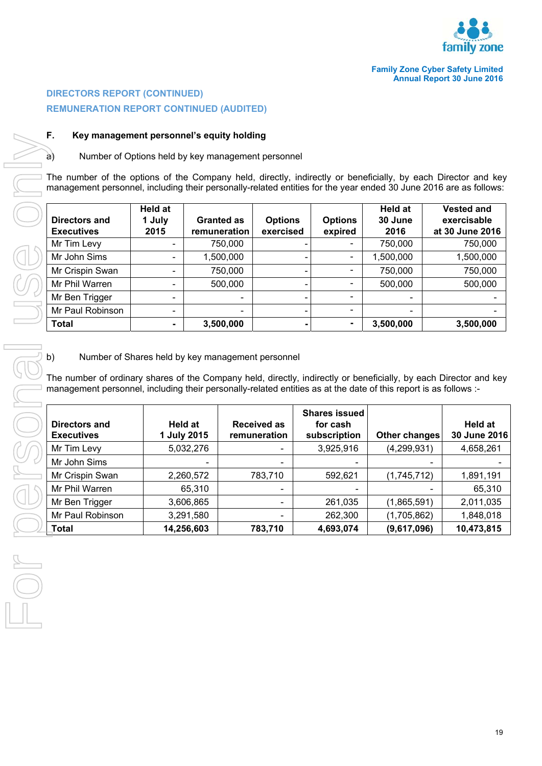DIRECTORS REPORT (CONTINUED)

REMUNERATION REPORT CONTINUED (AUDITED)

**F. Key management personnel's equity holding**

a) Number of Options held by key management personnel

The number of the options of the Company held, directly, indirectly or beneficially, by each Director and key management personnel, including their personally-related entities for the year ended 30 June 2016 are as follows:

| Directors and Executives | Held at 1 July 2015 | Granted as remuneration | Options exercised | Options expired | Held at 30 June 2016 | Vested and exercisable at 30 June 2016 |
|---|---|---|---|---|---|---|
| Mr Tim Levy | - | 750,000 | - | - | 750,000 | 750,000 |
| Mr John Sims | - | 1,500,000 | - | - | 1,500,000 | 1,500,000 |
| Mr Crispin Swan | - | 750,000 | - | - | 750,000 | 750,000 |
| Mr Phil Warren | - | 500,000 | - | - | 500,000 | 500,000 |
| Mr Ben Trigger | - | - | - | - | - | - |
| Mr Paul Robinson | - | - | - | - | - | - |
| **Total** | **-** | **3,500,000** | **-** | **-** | **3,500,000** | **3,500,000** |

b) Number of Shares held by key management personnel

The number of ordinary shares of the Company held, directly, indirectly or beneficially, by each Director and key management personnel, including their personally-related entities as at the date of this report is as follows :-

| Directors and Executives | Held at 1 July 2015 | Received as remuneration | Shares issued for cash subscription | Other changes | Held at 30 June 2016 |
|---|---|---|---|---|---|
| Mr Tim Levy | 5,032,276 | - | 3,925,916 | (4,299,931) | 4,658,261 |
| Mr John Sims | - | - | - | - | - |
| Mr Crispin Swan | 2,260,572 | 783,710 | 592,621 | (1,745,712) | 1,891,191 |
| Mr Phil Warren | 65,310 | - | - | - | 65,310 |
| Mr Ben Trigger | 3,606,865 | - | 261,035 | (1,865,591) | 2,011,035 |
| Mr Paul Robinson | 3,291,580 | - | 262,300 | (1,705,862) | 1,848,018 |
| **Total** | **14,256,603** | **783,710** | **4,693,074** | **(9,617,096)** | **10,473,815** |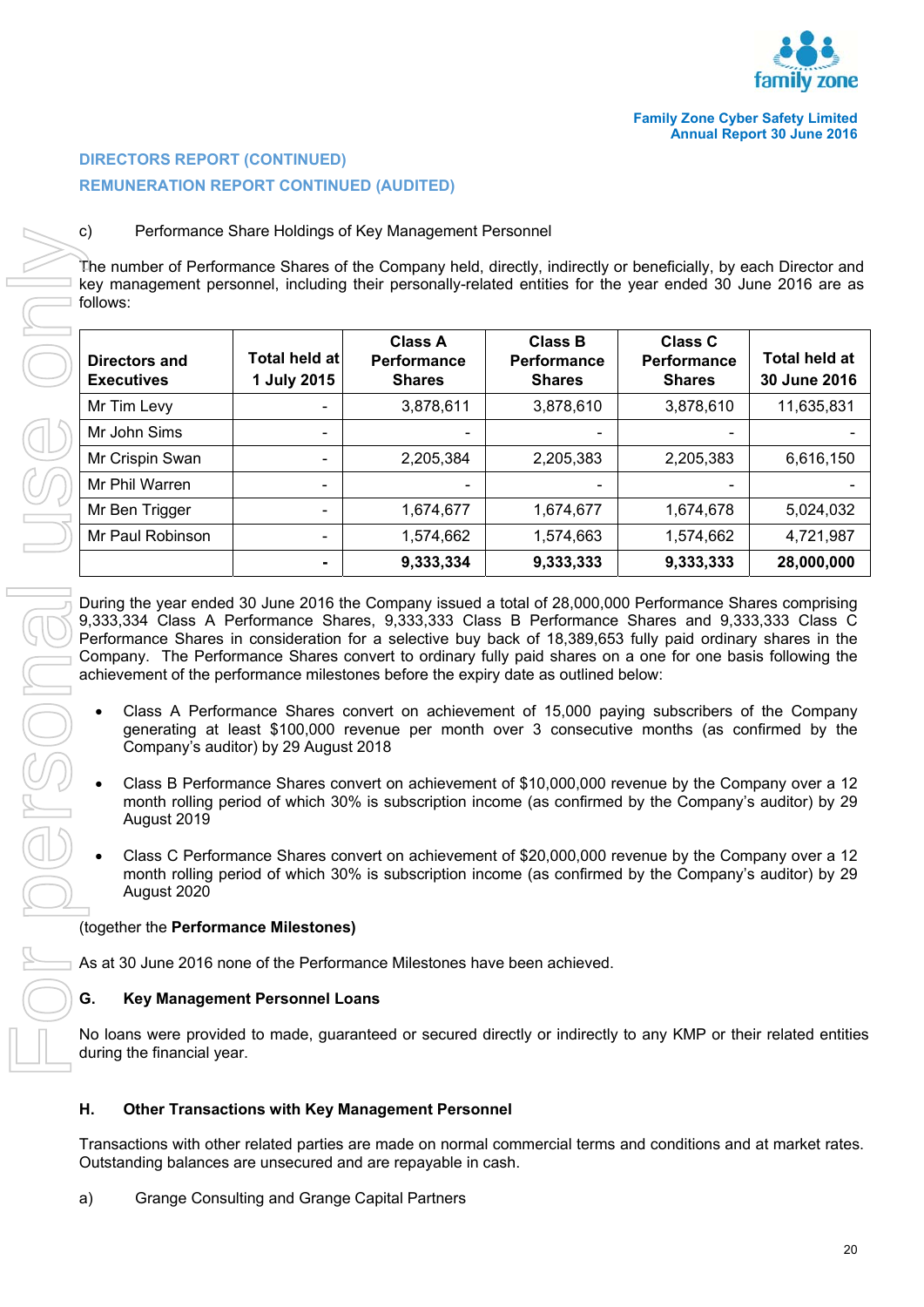## DIRECTORS REPORT (CONTINUED)

## REMUNERATION REPORT CONTINUED (AUDITED)

c) Performance Share Holdings of Key Management Personnel

The number of Performance Shares of the Company held, directly, indirectly or beneficially, by each Director and key management personnel, including their personally-related entities for the year ended 30 June 2016 are as follows:

| Directors and Executives | Total held at 1 July 2015 | Class A Performance Shares | Class B Performance Shares | Class C Performance Shares | Total held at 30 June 2016 |
|---|---|---|---|---|---|
| Mr Tim Levy | - | 3,878,611 | 3,878,610 | 3,878,610 | 11,635,831 |
| Mr John Sims | - | - | - | - | - |
| Mr Crispin Swan | - | 2,205,384 | 2,205,383 | 2,205,383 | 6,616,150 |
| Mr Phil Warren | - | - | - | - | - |
| Mr Ben Trigger | - | 1,674,677 | 1,674,677 | 1,674,678 | 5,024,032 |
| Mr Paul Robinson | - | 1,574,662 | 1,574,663 | 1,574,662 | 4,721,987 |
| | **-** | **9,333,334** | **9,333,333** | **9,333,333** | **28,000,000** |

During the year ended 30 June 2016 the Company issued a total of 28,000,000 Performance Shares comprising 9,333,334 Class A Performance Shares, 9,333,333 Class B Performance Shares and 9,333,333 Class C Performance Shares in consideration for a selective buy back of 18,389,653 fully paid ordinary shares in the Company. The Performance Shares convert to ordinary fully paid shares on a one for one basis following the achievement of the performance milestones before the expiry date as outlined below:

- Class A Performance Shares convert on achievement of 15,000 paying subscribers of the Company generating at least $100,000 revenue per month over 3 consecutive months (as confirmed by the Company's auditor) by 29 August 2018
- Class B Performance Shares convert on achievement of $10,000,000 revenue by the Company over a 12 month rolling period of which 30% is subscription income (as confirmed by the Company's auditor) by 29 August 2019
- Class C Performance Shares convert on achievement of $20,000,000 revenue by the Company over a 12 month rolling period of which 30% is subscription income (as confirmed by the Company's auditor) by 29 August 2020

(together the **Performance Milestones)**

As at 30 June 2016 none of the Performance Milestones have been achieved.

### G. Key Management Personnel Loans

No loans were provided to made, guaranteed or secured directly or indirectly to any KMP or their related entities during the financial year.

### H. Other Transactions with Key Management Personnel

Transactions with other related parties are made on normal commercial terms and conditions and at market rates. Outstanding balances are unsecured and are repayable in cash.

a) Grange Consulting and Grange Capital Partners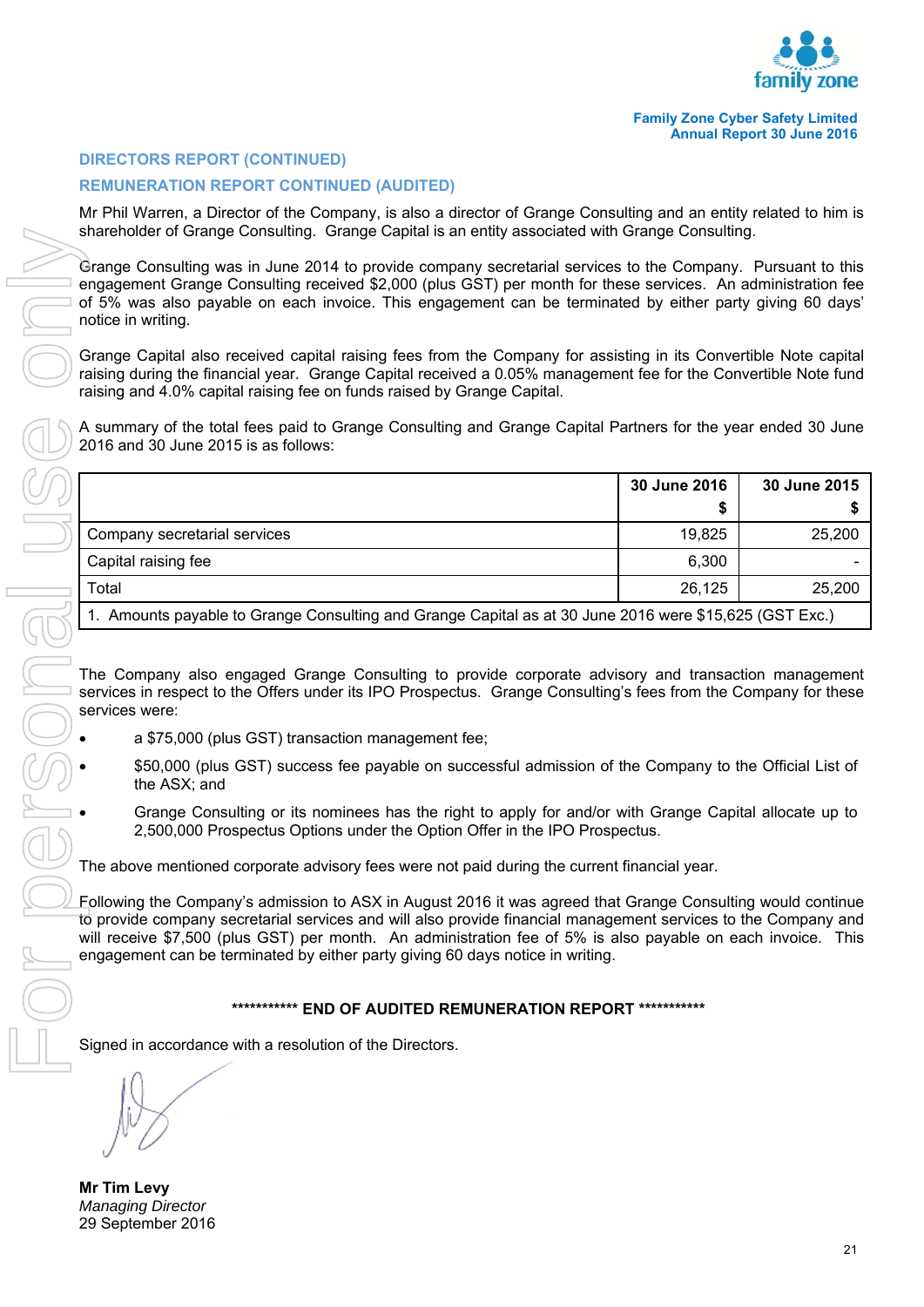## DIRECTORS REPORT (CONTINUED)

## REMUNERATION REPORT CONTINUED (AUDITED)

Mr Phil Warren, a Director of the Company, is also a director of Grange Consulting and an entity related to him is shareholder of Grange Consulting. Grange Capital is an entity associated with Grange Consulting.

Grange Consulting was in June 2014 to provide company secretarial services to the Company. Pursuant to this engagement Grange Consulting received $2,000 (plus GST) per month for these services. An administration fee of 5% was also payable on each invoice. This engagement can be terminated by either party giving 60 days' notice in writing.

Grange Capital also received capital raising fees from the Company for assisting in its Convertible Note capital raising during the financial year. Grange Capital received a 0.05% management fee for the Convertible Note fund raising and 4.0% capital raising fee on funds raised by Grange Capital.

A summary of the total fees paid to Grange Consulting and Grange Capital Partners for the year ended 30 June 2016 and 30 June 2015 is as follows:

| | 30 June 2016<br>$ | 30 June 2015<br>$ |
|---|---|---|
| Company secretarial services | 19,825 | 25,200 |
| Capital raising fee | 6,300 | - |
| Total | 26,125 | 25,200 |
| 1. Amounts payable to Grange Consulting and Grange Capital as at 30 June 2016 were $15,625 (GST Exc.) | | |

The Company also engaged Grange Consulting to provide corporate advisory and transaction management services in respect to the Offers under its IPO Prospectus. Grange Consulting's fees from the Company for these services were:

- a $75,000 (plus GST) transaction management fee;
- $50,000 (plus GST) success fee payable on successful admission of the Company to the Official List of the ASX; and
- Grange Consulting or its nominees has the right to apply for and/or with Grange Capital allocate up to 2,500,000 Prospectus Options under the Option Offer in the IPO Prospectus.

The above mentioned corporate advisory fees were not paid during the current financial year.

Following the Company's admission to ASX in August 2016 it was agreed that Grange Consulting would continue to provide company secretarial services and will also provide financial management services to the Company and will receive $7,500 (plus GST) per month. An administration fee of 5% is also payable on each invoice. This engagement can be terminated by either party giving 60 days notice in writing.

**\*\*\*\*\*\*\*\*\*\*\* END OF AUDITED REMUNERATION REPORT \*\*\*\*\*\*\*\*\*\*\***

Signed in accordance with a resolution of the Directors.

**Mr Tim Levy**
*Managing Director*
29 September 2016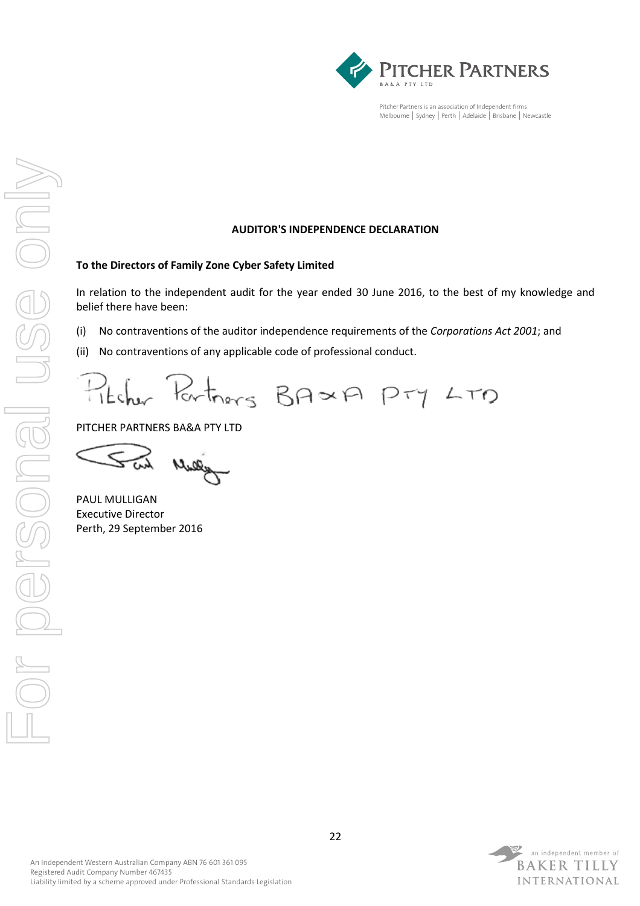Pitcher Partners is an association of independent firms
Melbourne | Sydney | Perth | Adelaide | Brisbane | Newcastle

**AUDITOR'S INDEPENDENCE DECLARATION**

**To the Directors of Family Zone Cyber Safety Limited**

In relation to the independent audit for the year ended 30 June 2016, to the best of my knowledge and belief there have been:

(i) No contraventions of the auditor independence requirements of the *Corporations Act 2001*; and

(ii) No contraventions of any applicable code of professional conduct.

PITCHER PARTNERS BA&A PTY LTD

PAUL MULLIGAN
Executive Director
Perth, 29 September 2016

An Independent Western Australian Company ABN 76 601 361 095
Registered Audit Company Number 467435
Liability limited by a scheme approved under Professional Standards Legislation

an independent member of BAKER TILLY INTERNATIONAL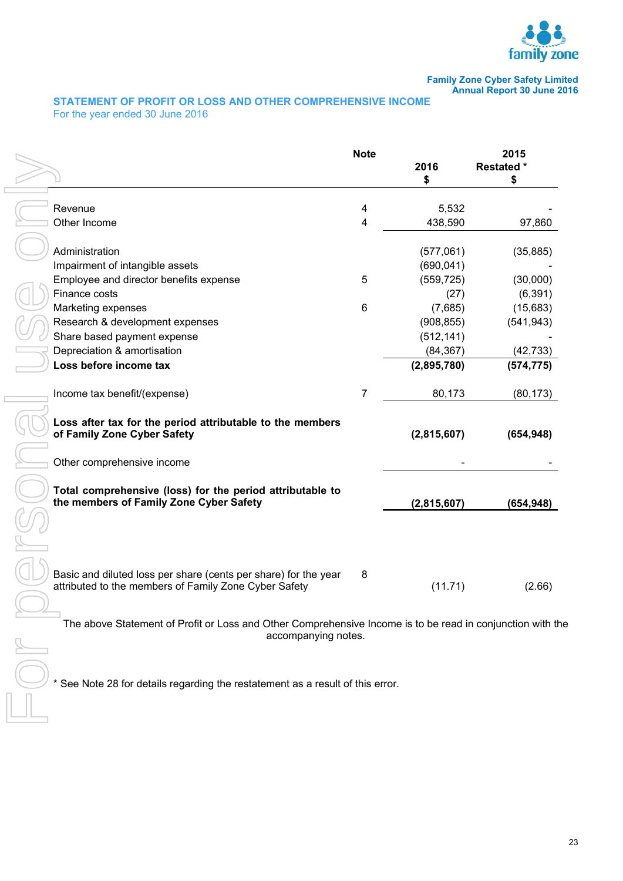Family Zone Cyber Safety Limited
Annual Report 30 June 2016

## STATEMENT OF PROFIT OR LOSS AND OTHER COMPREHENSIVE INCOME

For the year ended 30 June 2016

| | Note | 2016<br>$ | 2015<br>Restated *<br>$ |
|---|---|---|---|
| Revenue | 4 | 5,532 | - |
| Other Income | 4 | 438,590 | 97,860 |
| | | | |
| Administration | | (577,061) | (35,885) |
| Impairment of intangible assets | | (690,041) | - |
| Employee and director benefits expense | 5 | (559,725) | (30,000) |
| Finance costs | | (27) | (6,391) |
| Marketing expenses | 6 | (7,685) | (15,683) |
| Research & development expenses | | (908,855) | (541,943) |
| Share based payment expense | | (512,141) | - |
| Depreciation & amortisation | | (84,367) | (42,733) |
| **Loss before income tax** | | **(2,895,780)** | **(574,775)** |
| | | | |
| Income tax benefit/(expense) | 7 | 80,173 | (80,173) |
| | | | |
| **Loss after tax for the period attributable to the members of Family Zone Cyber Safety** | | **(2,815,607)** | **(654,948)** |
| | | | |
| Other comprehensive income | | - | - |
| | | | |
| **Total comprehensive (loss) for the period attributable to the members of Family Zone Cyber Safety** | | **(2,815,607)** | **(654,948)** |
| | | | |
| Basic and diluted loss per share (cents per share) for the year attributed to the members of Family Zone Cyber Safety | 8 | (11.71) | (2.66) |

The above Statement of Profit or Loss and Other Comprehensive Income is to be read in conjunction with the accompanying notes.

* See Note 28 for details regarding the restatement as a result of this error.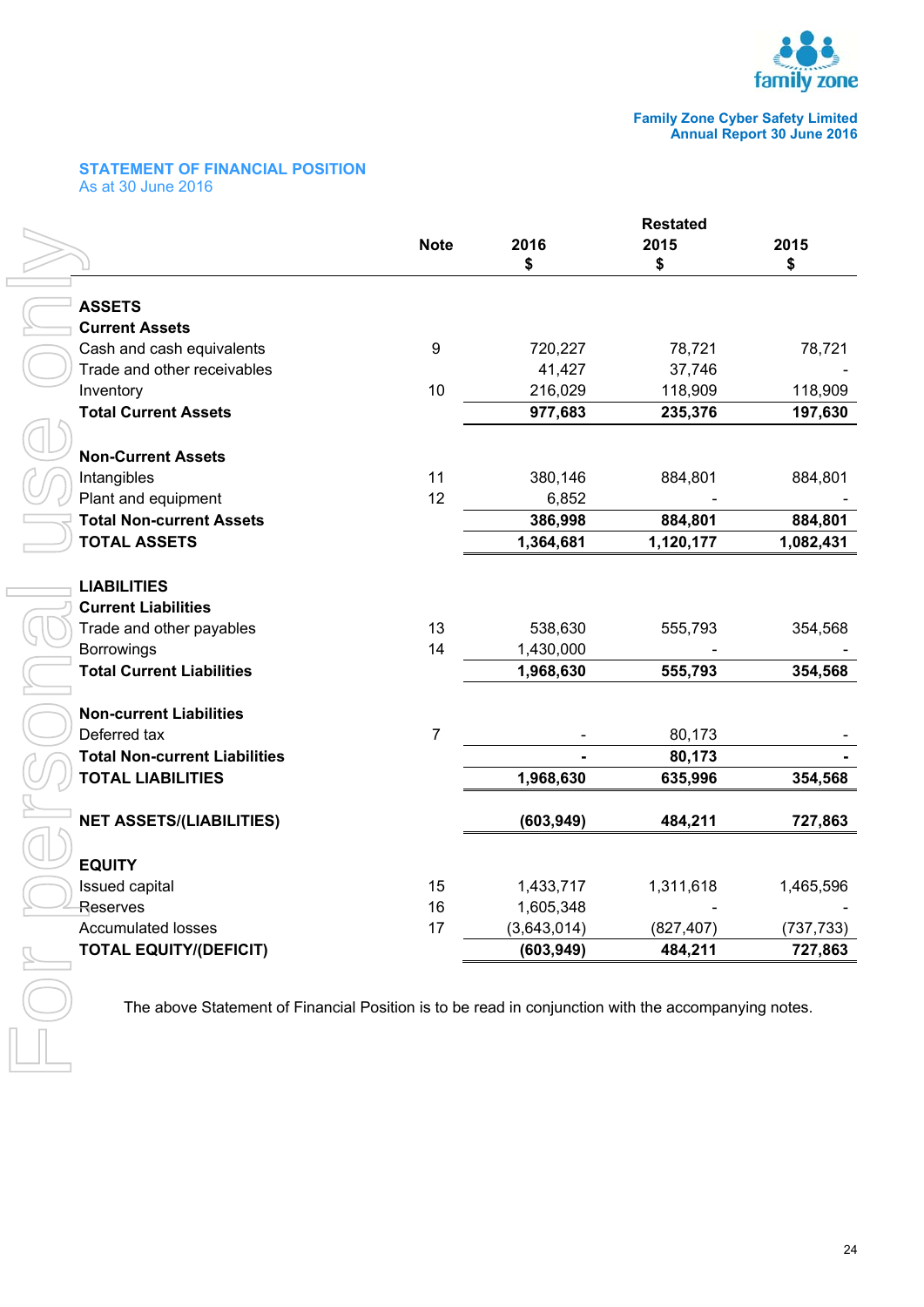## STATEMENT OF FINANCIAL POSITION

As at 30 June 2016

| | Note | 2016<br>$ | Restated<br>2015<br>$ | 2015<br>$ |
|---|---|---|---|---|
| **ASSETS** | | | | |
| **Current Assets** | | | | |
| Cash and cash equivalents | 9 | 720,227 | 78,721 | 78,721 |
| Trade and other receivables | | 41,427 | 37,746 | - |
| Inventory | 10 | 216,029 | 118,909 | 118,909 |
| **Total Current Assets** | | **977,683** | **235,376** | **197,630** |
| | | | | |
| **Non-Current Assets** | | | | |
| Intangibles | 11 | 380,146 | 884,801 | 884,801 |
| Plant and equipment | 12 | 6,852 | - | - |
| **Total Non-current Assets** | | **386,998** | **884,801** | **884,801** |
| **TOTAL ASSETS** | | **1,364,681** | **1,120,177** | **1,082,431** |
| | | | | |
| **LIABILITIES** | | | | |
| **Current Liabilities** | | | | |
| Trade and other payables | 13 | 538,630 | 555,793 | 354,568 |
| Borrowings | 14 | 1,430,000 | - | - |
| **Total Current Liabilities** | | **1,968,630** | **555,793** | **354,568** |
| | | | | |
| **Non-current Liabilities** | | | | |
| Deferred tax | 7 | - | 80,173 | - |
| **Total Non-current Liabilities** | | **-** | **80,173** | **-** |
| **TOTAL LIABILITIES** | | **1,968,630** | **635,996** | **354,568** |
| | | | | |
| **NET ASSETS/(LIABILITIES)** | | **(603,949)** | **484,211** | **727,863** |
| | | | | |
| **EQUITY** | | | | |
| Issued capital | 15 | 1,433,717 | 1,311,618 | 1,465,596 |
| Reserves | 16 | 1,605,348 | - | - |
| Accumulated losses | 17 | (3,643,014) | (827,407) | (737,733) |
| **TOTAL EQUITY/(DEFICIT)** | | **(603,949)** | **484,211** | **727,863** |

The above Statement of Financial Position is to be read in conjunction with the accompanying notes.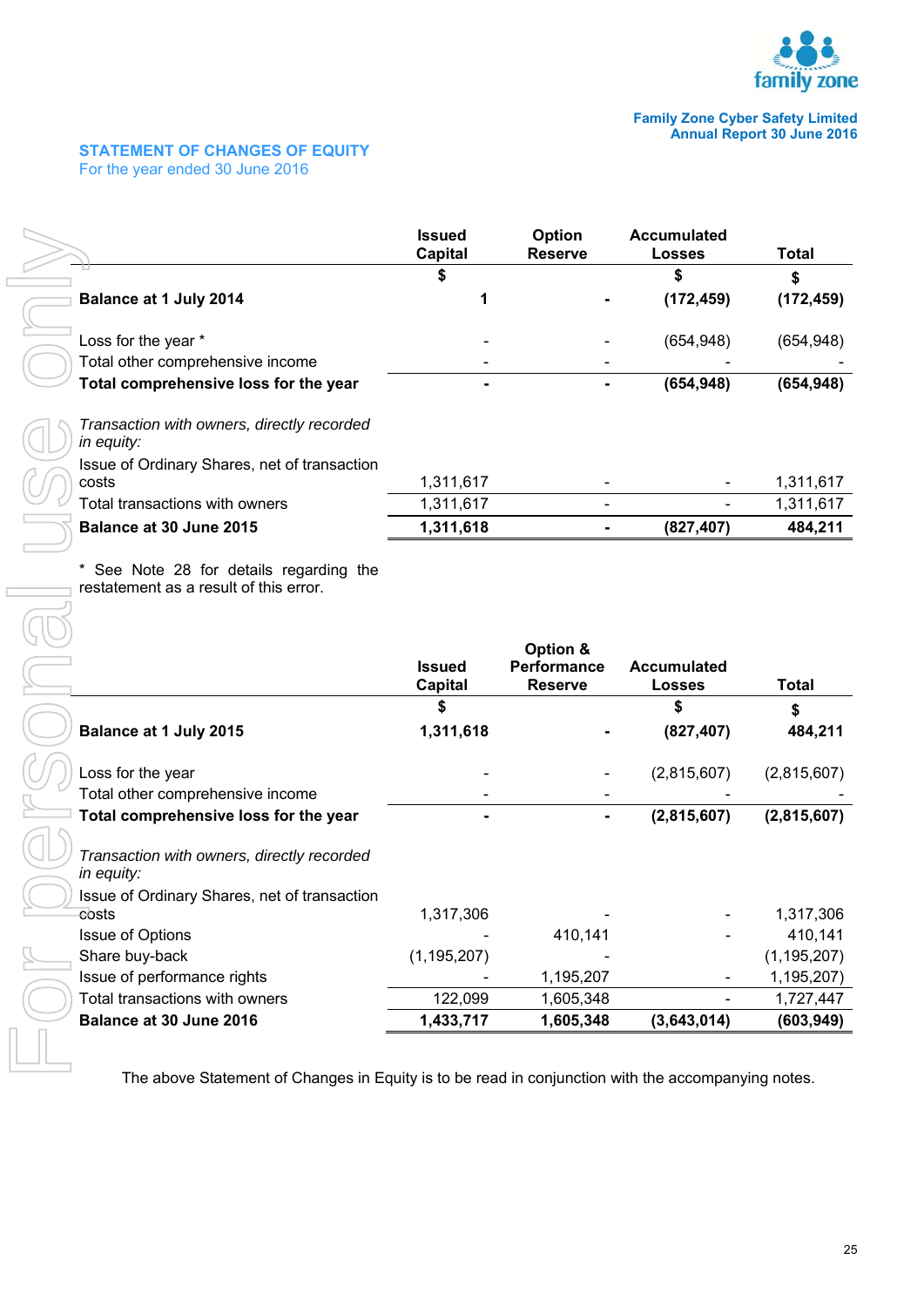## STATEMENT OF CHANGES OF EQUITY

For the year ended 30 June 2016

| | Issued Capital | Option Reserve | Accumulated Losses | Total |
|---|---|---|---|---|
| | $ | | $ | $ |
| **Balance at 1 July 2014** | **1** | **-** | **(172,459)** | **(172,459)** |
| Loss for the year * | - | - | (654,948) | (654,948) |
| Total other comprehensive income | - | - | - | - |
| **Total comprehensive loss for the year** | **-** | **-** | **(654,948)** | **(654,948)** |
| *Transaction with owners, directly recorded in equity:* | | | | |
| Issue of Ordinary Shares, net of transaction costs | 1,311,617 | - | - | 1,311,617 |
| Total transactions with owners | 1,311,617 | - | - | 1,311,617 |
| **Balance at 30 June 2015** | **1,311,618** | **-** | **(827,407)** | **484,211** |

* See Note 28 for details regarding the restatement as a result of this error.

| | Issued Capital | Option & Performance Reserve | Accumulated Losses | Total |
|---|---|---|---|---|
| | $ | | $ | $ |
| **Balance at 1 July 2015** | **1,311,618** | **-** | **(827,407)** | **484,211** |
| Loss for the year | - | - | (2,815,607) | (2,815,607) |
| Total other comprehensive income | - | - | - | - |
| **Total comprehensive loss for the year** | **-** | **-** | **(2,815,607)** | **(2,815,607)** |
| *Transaction with owners, directly recorded in equity:* | | | | |
| Issue of Ordinary Shares, net of transaction costs | 1,317,306 | - | - | 1,317,306 |
| Issue of Options | - | 410,141 | - | 410,141 |
| Share buy-back | (1,195,207) | - | | (1,195,207) |
| Issue of performance rights | - | 1,195,207 | - | 1,195,207) |
| Total transactions with owners | 122,099 | 1,605,348 | - | 1,727,447 |
| **Balance at 30 June 2016** | **1,433,717** | **1,605,348** | **(3,643,014)** | **(603,949)** |

The above Statement of Changes in Equity is to be read in conjunction with the accompanying notes.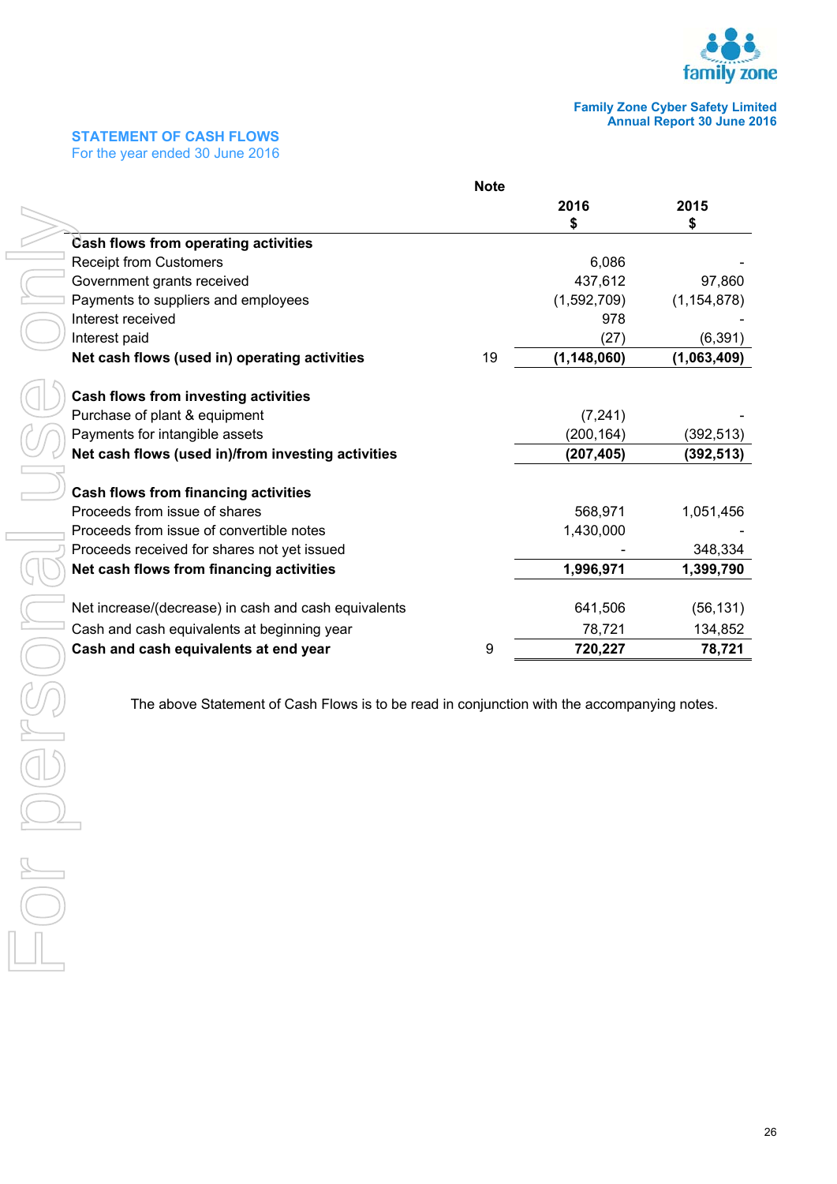## STATEMENT OF CASH FLOWS

For the year ended 30 June 2016

| | Note | 2016<br>$ | 2015<br>$ |
|---|---|---|---|
| **Cash flows from operating activities** | | | |
| Receipt from Customers | | 6,086 | - |
| Government grants received | | 437,612 | 97,860 |
| Payments to suppliers and employees | | (1,592,709) | (1,154,878) |
| Interest received | | 978 | - |
| Interest paid | | (27) | (6,391) |
| **Net cash flows (used in) operating activities** | 19 | **(1,148,060)** | **(1,063,409)** |
| | | | |
| **Cash flows from investing activities** | | | |
| Purchase of plant & equipment | | (7,241) | - |
| Payments for intangible assets | | (200,164) | (392,513) |
| **Net cash flows (used in)/from investing activities** | | **(207,405)** | **(392,513)** |
| | | | |
| **Cash flows from financing activities** | | | |
| Proceeds from issue of shares | | 568,971 | 1,051,456 |
| Proceeds from issue of convertible notes | | 1,430,000 | - |
| Proceeds received for shares not yet issued | | - | 348,334 |
| **Net cash flows from financing activities** | | **1,996,971** | **1,399,790** |
| | | | |
| Net increase/(decrease) in cash and cash equivalents | | 641,506 | (56,131) |
| Cash and cash equivalents at beginning year | | 78,721 | 134,852 |
| **Cash and cash equivalents at end year** | 9 | **720,227** | **78,721** |

The above Statement of Cash Flows is to be read in conjunction with the accompanying notes.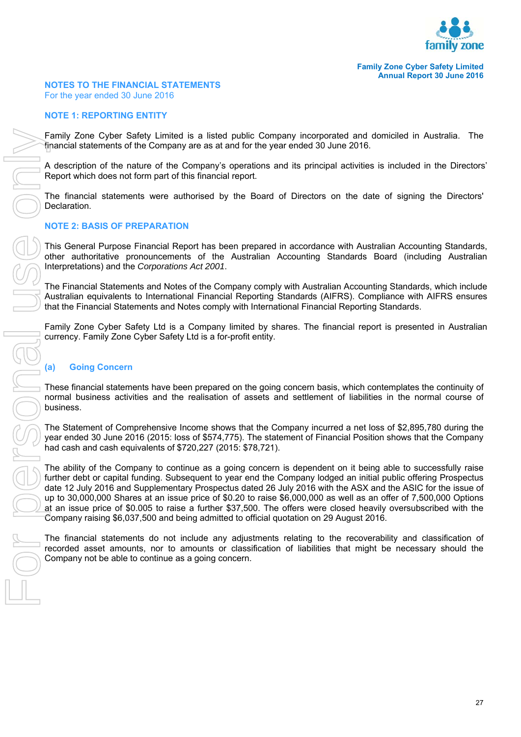## NOTES TO THE FINANCIAL STATEMENTS

For the year ended 30 June 2016

### NOTE 1: REPORTING ENTITY

Family Zone Cyber Safety Limited is a listed public Company incorporated and domiciled in Australia. The financial statements of the Company are as at and for the year ended 30 June 2016.

A description of the nature of the Company's operations and its principal activities is included in the Directors' Report which does not form part of this financial report.

The financial statements were authorised by the Board of Directors on the date of signing the Directors' Declaration.

### NOTE 2: BASIS OF PREPARATION

This General Purpose Financial Report has been prepared in accordance with Australian Accounting Standards, other authoritative pronouncements of the Australian Accounting Standards Board (including Australian Interpretations) and the *Corporations Act 2001*.

The Financial Statements and Notes of the Company comply with Australian Accounting Standards, which include Australian equivalents to International Financial Reporting Standards (AIFRS). Compliance with AIFRS ensures that the Financial Statements and Notes comply with International Financial Reporting Standards.

Family Zone Cyber Safety Ltd is a Company limited by shares. The financial report is presented in Australian currency. Family Zone Cyber Safety Ltd is a for-profit entity.

#### (a) Going Concern

These financial statements have been prepared on the going concern basis, which contemplates the continuity of normal business activities and the realisation of assets and settlement of liabilities in the normal course of business.

The Statement of Comprehensive Income shows that the Company incurred a net loss of $2,895,780 during the year ended 30 June 2016 (2015: loss of $574,775). The statement of Financial Position shows that the Company had cash and cash equivalents of $720,227 (2015: $78,721).

The ability of the Company to continue as a going concern is dependent on it being able to successfully raise further debt or capital funding. Subsequent to year end the Company lodged an initial public offering Prospectus date 12 July 2016 and Supplementary Prospectus dated 26 July 2016 with the ASX and the ASIC for the issue of up to 30,000,000 Shares at an issue price of $0.20 to raise $6,000,000 as well as an offer of 7,500,000 Options at an issue price of $0.005 to raise a further $37,500. The offers were closed heavily oversubscribed with the Company raising $6,037,500 and being admitted to official quotation on 29 August 2016.

The financial statements do not include any adjustments relating to the recoverability and classification of recorded asset amounts, nor to amounts or classification of liabilities that might be necessary should the Company not be able to continue as a going concern.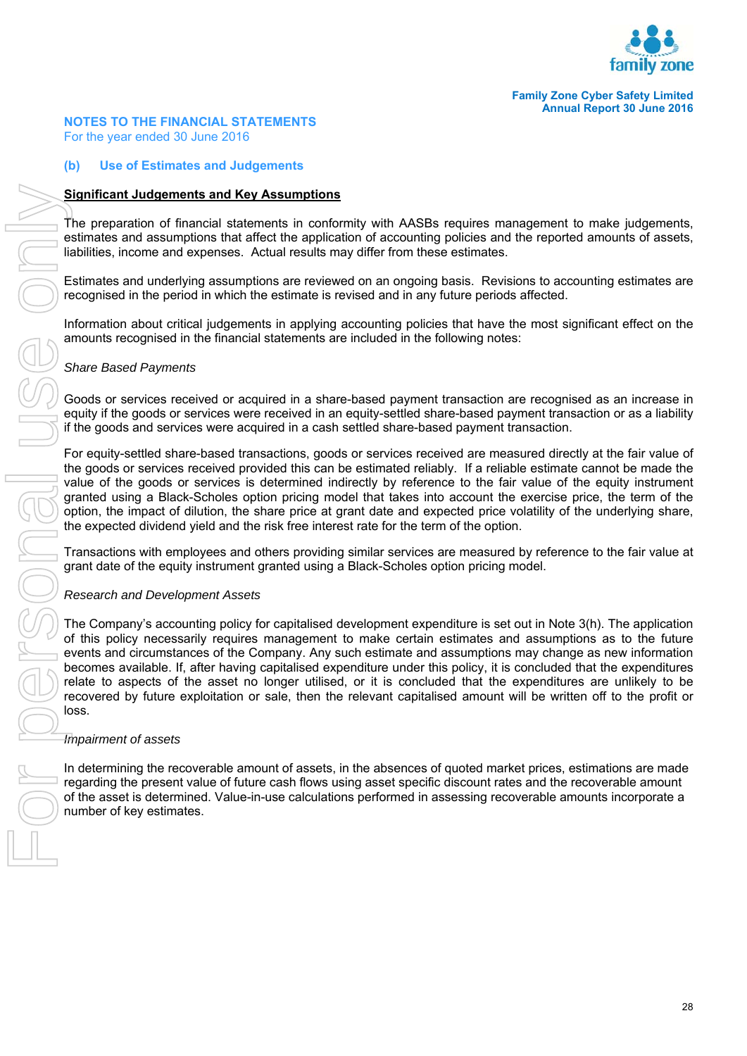## NOTES TO THE FINANCIAL STATEMENTS
For the year ended 30 June 2016

### (b) Use of Estimates and Judgements

**Significant Judgements and Key Assumptions**

The preparation of financial statements in conformity with AASBs requires management to make judgements, estimates and assumptions that affect the application of accounting policies and the reported amounts of assets, liabilities, income and expenses. Actual results may differ from these estimates.

Estimates and underlying assumptions are reviewed on an ongoing basis. Revisions to accounting estimates are recognised in the period in which the estimate is revised and in any future periods affected.

Information about critical judgements in applying accounting policies that have the most significant effect on the amounts recognised in the financial statements are included in the following notes:

*Share Based Payments*

Goods or services received or acquired in a share-based payment transaction are recognised as an increase in equity if the goods or services were received in an equity-settled share-based payment transaction or as a liability if the goods and services were acquired in a cash settled share-based payment transaction.

For equity-settled share-based transactions, goods or services received are measured directly at the fair value of the goods or services received provided this can be estimated reliably. If a reliable estimate cannot be made the value of the goods or services is determined indirectly by reference to the fair value of the equity instrument granted using a Black-Scholes option pricing model that takes into account the exercise price, the term of the option, the impact of dilution, the share price at grant date and expected price volatility of the underlying share, the expected dividend yield and the risk free interest rate for the term of the option.

Transactions with employees and others providing similar services are measured by reference to the fair value at grant date of the equity instrument granted using a Black-Scholes option pricing model.

*Research and Development Assets*

The Company's accounting policy for capitalised development expenditure is set out in Note 3(h). The application of this policy necessarily requires management to make certain estimates and assumptions as to the future events and circumstances of the Company. Any such estimate and assumptions may change as new information becomes available. If, after having capitalised expenditure under this policy, it is concluded that the expenditures relate to aspects of the asset no longer utilised, or it is concluded that the expenditures are unlikely to be recovered by future exploitation or sale, then the relevant capitalised amount will be written off to the profit or loss.

*Impairment of assets*

In determining the recoverable amount of assets, in the absences of quoted market prices, estimations are made regarding the present value of future cash flows using asset specific discount rates and the recoverable amount of the asset is determined. Value-in-use calculations performed in assessing recoverable amounts incorporate a number of key estimates.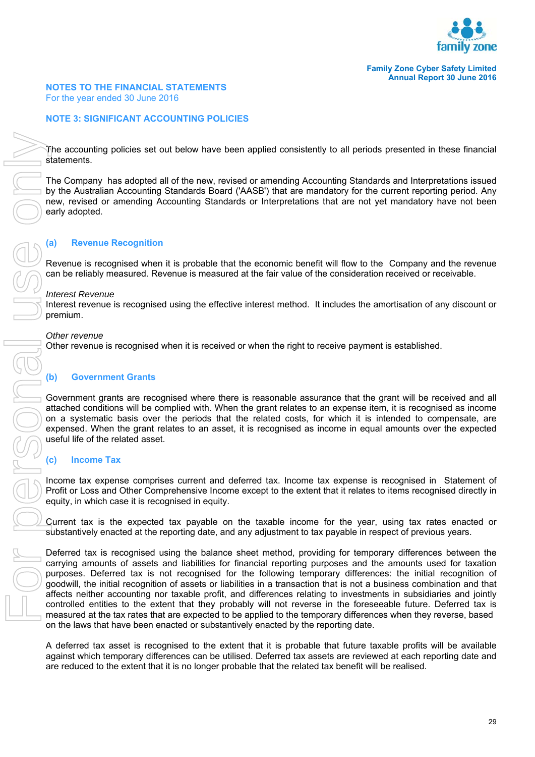## NOTES TO THE FINANCIAL STATEMENTS

For the year ended 30 June 2016

### NOTE 3: SIGNIFICANT ACCOUNTING POLICIES

The accounting policies set out below have been applied consistently to all periods presented in these financial statements.

The Company has adopted all of the new, revised or amending Accounting Standards and Interpretations issued by the Australian Accounting Standards Board ('AASB') that are mandatory for the current reporting period. Any new, revised or amending Accounting Standards or Interpretations that are not yet mandatory have not been early adopted.

#### (a) Revenue Recognition

Revenue is recognised when it is probable that the economic benefit will flow to the Company and the revenue can be reliably measured. Revenue is measured at the fair value of the consideration received or receivable.

*Interest Revenue*
Interest revenue is recognised using the effective interest method. It includes the amortisation of any discount or premium.

*Other revenue*
Other revenue is recognised when it is received or when the right to receive payment is established.

#### (b) Government Grants

Government grants are recognised where there is reasonable assurance that the grant will be received and all attached conditions will be complied with. When the grant relates to an expense item, it is recognised as income on a systematic basis over the periods that the related costs, for which it is intended to compensate, are expensed. When the grant relates to an asset, it is recognised as income in equal amounts over the expected useful life of the related asset.

#### (c) Income Tax

Income tax expense comprises current and deferred tax. Income tax expense is recognised in Statement of Profit or Loss and Other Comprehensive Income except to the extent that it relates to items recognised directly in equity, in which case it is recognised in equity.

Current tax is the expected tax payable on the taxable income for the year, using tax rates enacted or substantively enacted at the reporting date, and any adjustment to tax payable in respect of previous years.

Deferred tax is recognised using the balance sheet method, providing for temporary differences between the carrying amounts of assets and liabilities for financial reporting purposes and the amounts used for taxation purposes. Deferred tax is not recognised for the following temporary differences: the initial recognition of goodwill, the initial recognition of assets or liabilities in a transaction that is not a business combination and that affects neither accounting nor taxable profit, and differences relating to investments in subsidiaries and jointly controlled entities to the extent that they probably will not reverse in the foreseeable future. Deferred tax is measured at the tax rates that are expected to be applied to the temporary differences when they reverse, based on the laws that have been enacted or substantively enacted by the reporting date.

A deferred tax asset is recognised to the extent that it is probable that future taxable profits will be available against which temporary differences can be utilised. Deferred tax assets are reviewed at each reporting date and are reduced to the extent that it is no longer probable that the related tax benefit will be realised.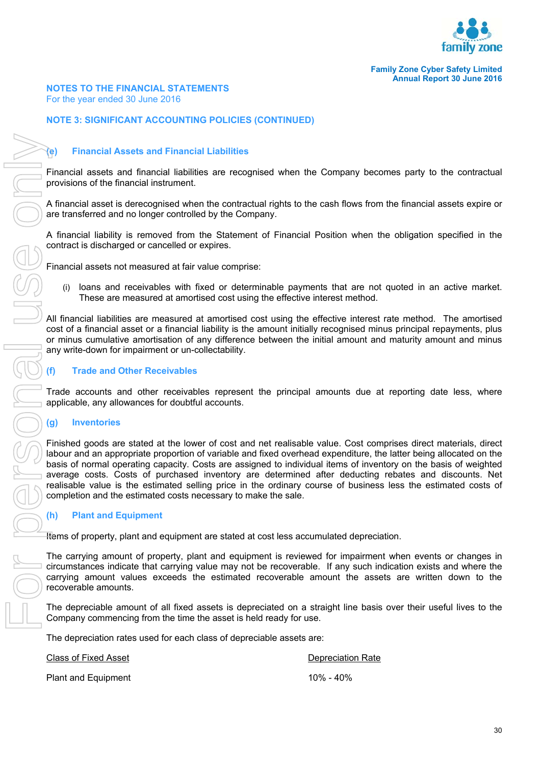## NOTES TO THE FINANCIAL STATEMENTS
For the year ended 30 June 2016

## NOTE 3: SIGNIFICANT ACCOUNTING POLICIES (CONTINUED)

### (e) Financial Assets and Financial Liabilities

Financial assets and financial liabilities are recognised when the Company becomes party to the contractual provisions of the financial instrument.

A financial asset is derecognised when the contractual rights to the cash flows from the financial assets expire or are transferred and no longer controlled by the Company.

A financial liability is removed from the Statement of Financial Position when the obligation specified in the contract is discharged or cancelled or expires.

Financial assets not measured at fair value comprise:

(i) loans and receivables with fixed or determinable payments that are not quoted in an active market. These are measured at amortised cost using the effective interest method.

All financial liabilities are measured at amortised cost using the effective interest rate method. The amortised cost of a financial asset or a financial liability is the amount initially recognised minus principal repayments, plus or minus cumulative amortisation of any difference between the initial amount and maturity amount and minus any write-down for impairment or un-collectability.

### (f) Trade and Other Receivables

Trade accounts and other receivables represent the principal amounts due at reporting date less, where applicable, any allowances for doubtful accounts.

### (g) Inventories

Finished goods are stated at the lower of cost and net realisable value. Cost comprises direct materials, direct labour and an appropriate proportion of variable and fixed overhead expenditure, the latter being allocated on the basis of normal operating capacity. Costs are assigned to individual items of inventory on the basis of weighted average costs. Costs of purchased inventory are determined after deducting rebates and discounts. Net realisable value is the estimated selling price in the ordinary course of business less the estimated costs of completion and the estimated costs necessary to make the sale.

### (h) Plant and Equipment

Items of property, plant and equipment are stated at cost less accumulated depreciation.

The carrying amount of property, plant and equipment is reviewed for impairment when events or changes in circumstances indicate that carrying value may not be recoverable. If any such indication exists and where the carrying amount values exceeds the estimated recoverable amount the assets are written down to the recoverable amounts.

The depreciable amount of all fixed assets is depreciated on a straight line basis over their useful lives to the Company commencing from the time the asset is held ready for use.

The depreciation rates used for each class of depreciable assets are:

| Class of Fixed Asset | Depreciation Rate |
|---|---|
| Plant and Equipment | 10% - 40% |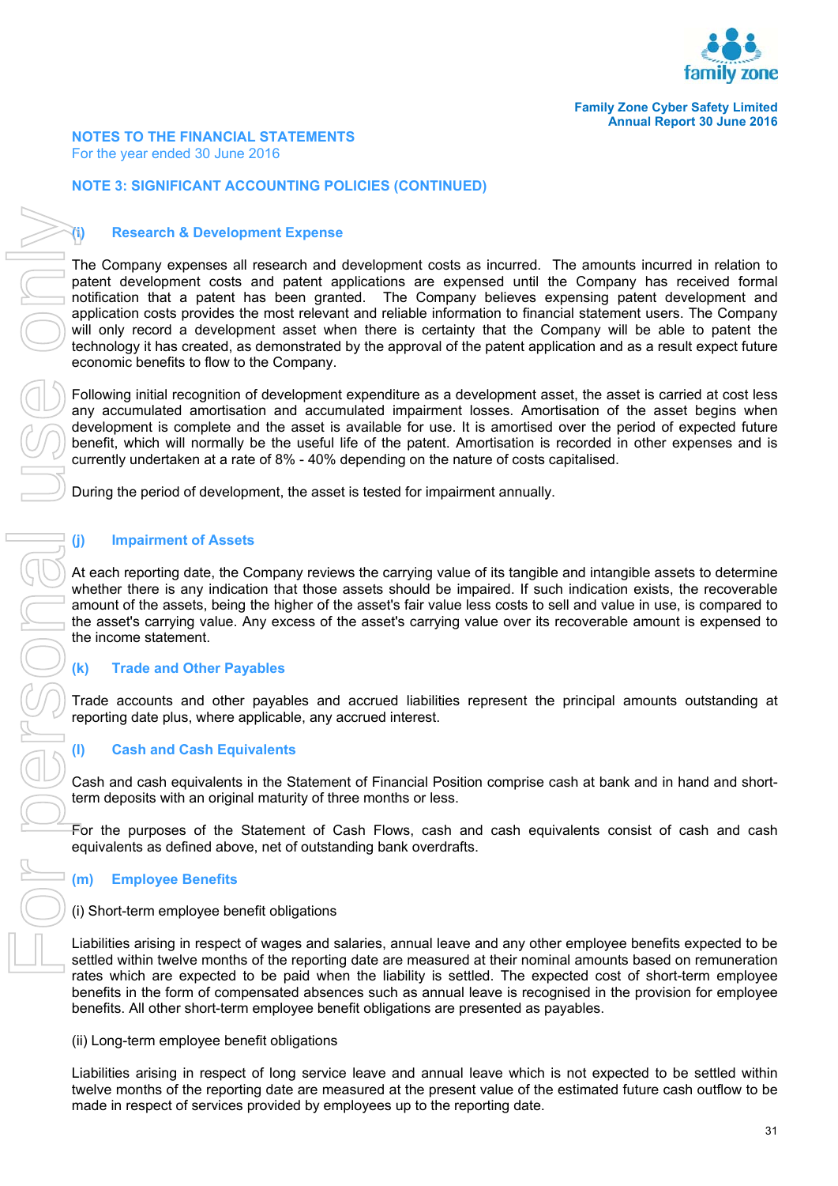# NOTES TO THE FINANCIAL STATEMENTS

For the year ended 30 June 2016

## NOTE 3: SIGNIFICANT ACCOUNTING POLICIES (CONTINUED)

### (i) Research & Development Expense

The Company expenses all research and development costs as incurred. The amounts incurred in relation to patent development costs and patent applications are expensed until the Company has received formal notification that a patent has been granted. The Company believes expensing patent development and application costs provides the most relevant and reliable information to financial statement users. The Company will only record a development asset when there is certainty that the Company will be able to patent the technology it has created, as demonstrated by the approval of the patent application and as a result expect future economic benefits to flow to the Company.

Following initial recognition of development expenditure as a development asset, the asset is carried at cost less any accumulated amortisation and accumulated impairment losses. Amortisation of the asset begins when development is complete and the asset is available for use. It is amortised over the period of expected future benefit, which will normally be the useful life of the patent. Amortisation is recorded in other expenses and is currently undertaken at a rate of 8% - 40% depending on the nature of costs capitalised.

During the period of development, the asset is tested for impairment annually.

### (j) Impairment of Assets

At each reporting date, the Company reviews the carrying value of its tangible and intangible assets to determine whether there is any indication that those assets should be impaired. If such indication exists, the recoverable amount of the assets, being the higher of the asset's fair value less costs to sell and value in use, is compared to the asset's carrying value. Any excess of the asset's carrying value over its recoverable amount is expensed to the income statement.

### (k) Trade and Other Payables

Trade accounts and other payables and accrued liabilities represent the principal amounts outstanding at reporting date plus, where applicable, any accrued interest.

### (l) Cash and Cash Equivalents

Cash and cash equivalents in the Statement of Financial Position comprise cash at bank and in hand and short-term deposits with an original maturity of three months or less.

For the purposes of the Statement of Cash Flows, cash and cash equivalents consist of cash and cash equivalents as defined above, net of outstanding bank overdrafts.

### (m) Employee Benefits

(i) Short-term employee benefit obligations

Liabilities arising in respect of wages and salaries, annual leave and any other employee benefits expected to be settled within twelve months of the reporting date are measured at their nominal amounts based on remuneration rates which are expected to be paid when the liability is settled. The expected cost of short-term employee benefits in the form of compensated absences such as annual leave is recognised in the provision for employee benefits. All other short-term employee benefit obligations are presented as payables.

(ii) Long-term employee benefit obligations

Liabilities arising in respect of long service leave and annual leave which is not expected to be settled within twelve months of the reporting date are measured at the present value of the estimated future cash outflow to be made in respect of services provided by employees up to the reporting date.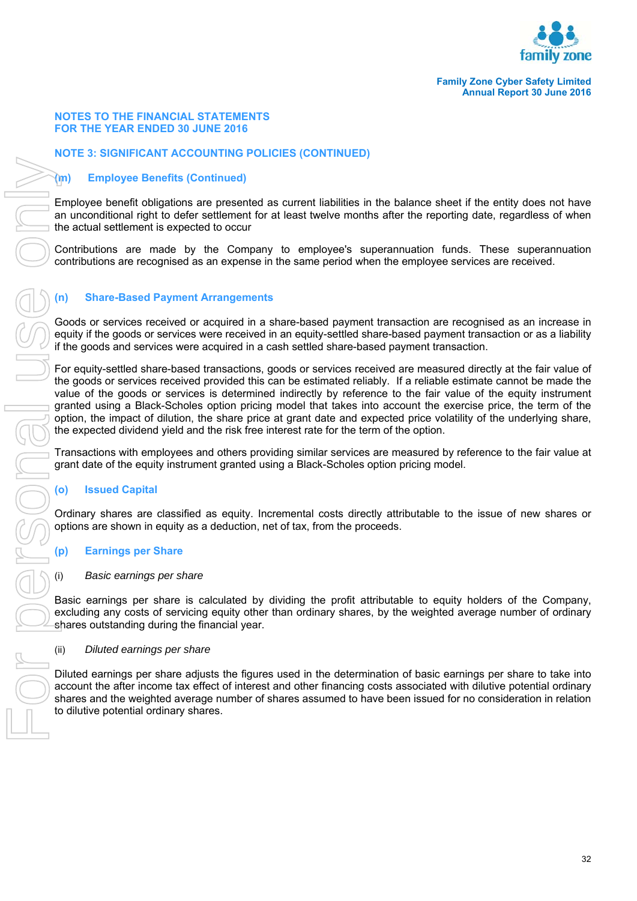## NOTES TO THE FINANCIAL STATEMENTS FOR THE YEAR ENDED 30 JUNE 2016

## NOTE 3: SIGNIFICANT ACCOUNTING POLICIES (CONTINUED)

### (m) Employee Benefits (Continued)

Employee benefit obligations are presented as current liabilities in the balance sheet if the entity does not have an unconditional right to defer settlement for at least twelve months after the reporting date, regardless of when the actual settlement is expected to occur

Contributions are made by the Company to employee's superannuation funds. These superannuation contributions are recognised as an expense in the same period when the employee services are received.

### (n) Share-Based Payment Arrangements

Goods or services received or acquired in a share-based payment transaction are recognised as an increase in equity if the goods or services were received in an equity-settled share-based payment transaction or as a liability if the goods and services were acquired in a cash settled share-based payment transaction.

For equity-settled share-based transactions, goods or services received are measured directly at the fair value of the goods or services received provided this can be estimated reliably. If a reliable estimate cannot be made the value of the goods or services is determined indirectly by reference to the fair value of the equity instrument granted using a Black-Scholes option pricing model that takes into account the exercise price, the term of the option, the impact of dilution, the share price at grant date and expected price volatility of the underlying share, the expected dividend yield and the risk free interest rate for the term of the option.

Transactions with employees and others providing similar services are measured by reference to the fair value at grant date of the equity instrument granted using a Black-Scholes option pricing model.

### (o) Issued Capital

Ordinary shares are classified as equity. Incremental costs directly attributable to the issue of new shares or options are shown in equity as a deduction, net of tax, from the proceeds.

### (p) Earnings per Share

(i) *Basic earnings per share*

Basic earnings per share is calculated by dividing the profit attributable to equity holders of the Company, excluding any costs of servicing equity other than ordinary shares, by the weighted average number of ordinary shares outstanding during the financial year.

(ii) *Diluted earnings per share*

Diluted earnings per share adjusts the figures used in the determination of basic earnings per share to take into account the after income tax effect of interest and other financing costs associated with dilutive potential ordinary shares and the weighted average number of shares assumed to have been issued for no consideration in relation to dilutive potential ordinary shares.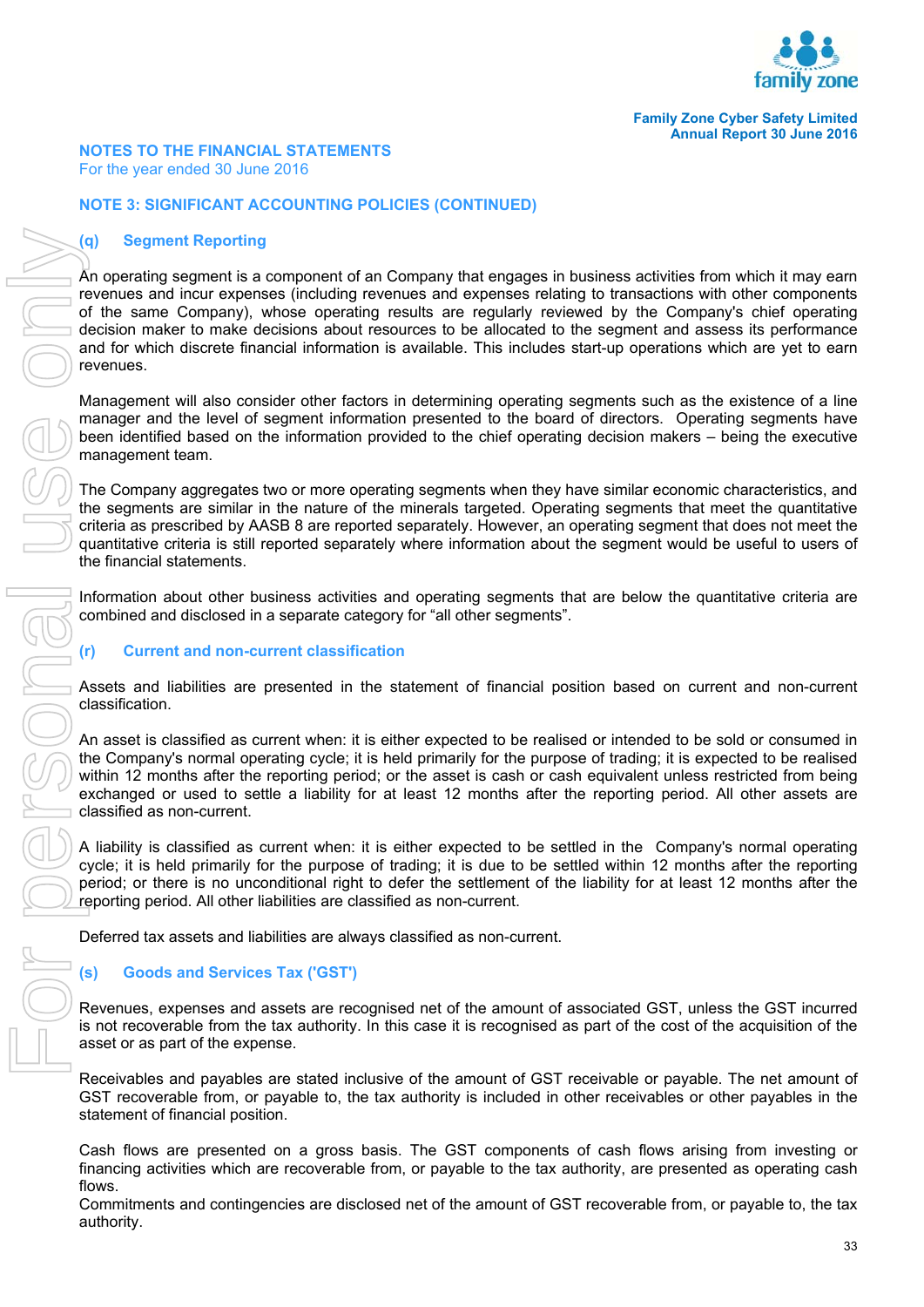# NOTES TO THE FINANCIAL STATEMENTS

For the year ended 30 June 2016

## NOTE 3: SIGNIFICANT ACCOUNTING POLICIES (CONTINUED)

### (q) Segment Reporting

An operating segment is a component of an Company that engages in business activities from which it may earn revenues and incur expenses (including revenues and expenses relating to transactions with other components of the same Company), whose operating results are regularly reviewed by the Company's chief operating decision maker to make decisions about resources to be allocated to the segment and assess its performance and for which discrete financial information is available. This includes start-up operations which are yet to earn revenues.

Management will also consider other factors in determining operating segments such as the existence of a line manager and the level of segment information presented to the board of directors. Operating segments have been identified based on the information provided to the chief operating decision makers – being the executive management team.

The Company aggregates two or more operating segments when they have similar economic characteristics, and the segments are similar in the nature of the minerals targeted. Operating segments that meet the quantitative criteria as prescribed by AASB 8 are reported separately. However, an operating segment that does not meet the quantitative criteria is still reported separately where information about the segment would be useful to users of the financial statements.

Information about other business activities and operating segments that are below the quantitative criteria are combined and disclosed in a separate category for "all other segments".

### (r) Current and non-current classification

Assets and liabilities are presented in the statement of financial position based on current and non-current classification.

An asset is classified as current when: it is either expected to be realised or intended to be sold or consumed in the Company's normal operating cycle; it is held primarily for the purpose of trading; it is expected to be realised within 12 months after the reporting period; or the asset is cash or cash equivalent unless restricted from being exchanged or used to settle a liability for at least 12 months after the reporting period. All other assets are classified as non-current.

A liability is classified as current when: it is either expected to be settled in the Company's normal operating cycle; it is held primarily for the purpose of trading; it is due to be settled within 12 months after the reporting period; or there is no unconditional right to defer the settlement of the liability for at least 12 months after the reporting period. All other liabilities are classified as non-current.

Deferred tax assets and liabilities are always classified as non-current.

### (s) Goods and Services Tax ('GST')

Revenues, expenses and assets are recognised net of the amount of associated GST, unless the GST incurred is not recoverable from the tax authority. In this case it is recognised as part of the cost of the acquisition of the asset or as part of the expense.

Receivables and payables are stated inclusive of the amount of GST receivable or payable. The net amount of GST recoverable from, or payable to, the tax authority is included in other receivables or other payables in the statement of financial position.

Cash flows are presented on a gross basis. The GST components of cash flows arising from investing or financing activities which are recoverable from, or payable to the tax authority, are presented as operating cash flows.
Commitments and contingencies are disclosed net of the amount of GST recoverable from, or payable to, the tax authority.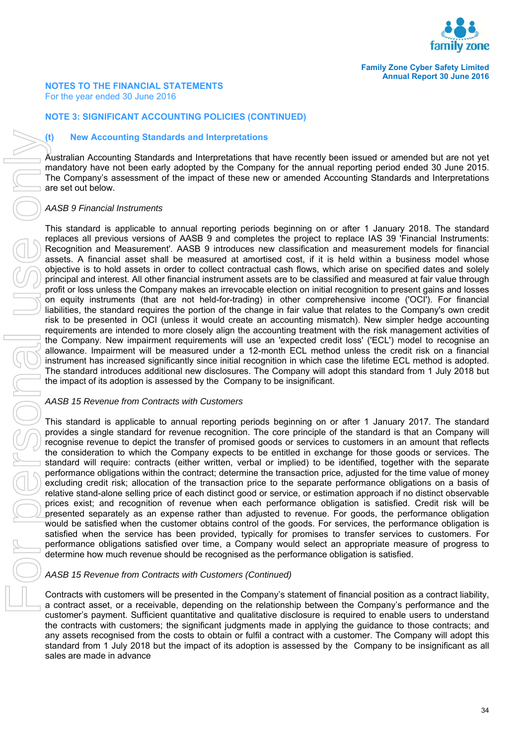## NOTES TO THE FINANCIAL STATEMENTS

For the year ended 30 June 2016

### NOTE 3: SIGNIFICANT ACCOUNTING POLICIES (CONTINUED)

#### (t) New Accounting Standards and Interpretations

Australian Accounting Standards and Interpretations that have recently been issued or amended but are not yet mandatory have not been early adopted by the Company for the annual reporting period ended 30 June 2015. The Company's assessment of the impact of these new or amended Accounting Standards and Interpretations are set out below.

*AASB 9 Financial Instruments*

This standard is applicable to annual reporting periods beginning on or after 1 January 2018. The standard replaces all previous versions of AASB 9 and completes the project to replace IAS 39 'Financial Instruments: Recognition and Measurement'. AASB 9 introduces new classification and measurement models for financial assets. A financial asset shall be measured at amortised cost, if it is held within a business model whose objective is to hold assets in order to collect contractual cash flows, which arise on specified dates and solely principal and interest. All other financial instrument assets are to be classified and measured at fair value through profit or loss unless the Company makes an irrevocable election on initial recognition to present gains and losses on equity instruments (that are not held-for-trading) in other comprehensive income ('OCI'). For financial liabilities, the standard requires the portion of the change in fair value that relates to the Company's own credit risk to be presented in OCI (unless it would create an accounting mismatch). New simpler hedge accounting requirements are intended to more closely align the accounting treatment with the risk management activities of the Company. New impairment requirements will use an 'expected credit loss' ('ECL') model to recognise an allowance. Impairment will be measured under a 12-month ECL method unless the credit risk on a financial instrument has increased significantly since initial recognition in which case the lifetime ECL method is adopted. The standard introduces additional new disclosures. The Company will adopt this standard from 1 July 2018 but the impact of its adoption is assessed by the Company to be insignificant.

*AASB 15 Revenue from Contracts with Customers*

This standard is applicable to annual reporting periods beginning on or after 1 January 2017. The standard provides a single standard for revenue recognition. The core principle of the standard is that an Company will recognise revenue to depict the transfer of promised goods or services to customers in an amount that reflects the consideration to which the Company expects to be entitled in exchange for those goods or services. The standard will require: contracts (either written, verbal or implied) to be identified, together with the separate performance obligations within the contract; determine the transaction price, adjusted for the time value of money excluding credit risk; allocation of the transaction price to the separate performance obligations on a basis of relative stand-alone selling price of each distinct good or service, or estimation approach if no distinct observable prices exist; and recognition of revenue when each performance obligation is satisfied. Credit risk will be presented separately as an expense rather than adjusted to revenue. For goods, the performance obligation would be satisfied when the customer obtains control of the goods. For services, the performance obligation is satisfied when the service has been provided, typically for promises to transfer services to customers. For performance obligations satisfied over time, a Company would select an appropriate measure of progress to determine how much revenue should be recognised as the performance obligation is satisfied.

*AASB 15 Revenue from Contracts with Customers (Continued)*

Contracts with customers will be presented in the Company's statement of financial position as a contract liability, a contract asset, or a receivable, depending on the relationship between the Company's performance and the customer's payment. Sufficient quantitative and qualitative disclosure is required to enable users to understand the contracts with customers; the significant judgments made in applying the guidance to those contracts; and any assets recognised from the costs to obtain or fulfil a contract with a customer. The Company will adopt this standard from 1 July 2018 but the impact of its adoption is assessed by the Company to be insignificant as all sales are made in advance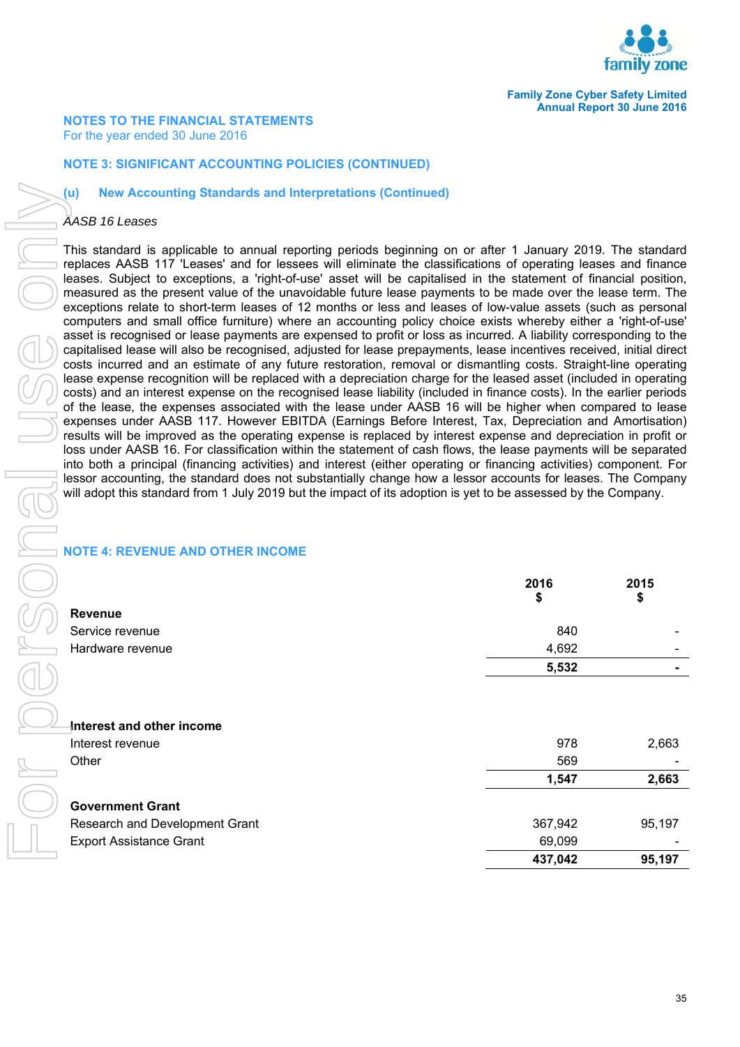## NOTES TO THE FINANCIAL STATEMENTS
For the year ended 30 June 2016

### NOTE 3: SIGNIFICANT ACCOUNTING POLICIES (CONTINUED)

#### (u) New Accounting Standards and Interpretations (Continued)

*AASB 16 Leases*

This standard is applicable to annual reporting periods beginning on or after 1 January 2019. The standard replaces AASB 117 'Leases' and for lessees will eliminate the classifications of operating leases and finance leases. Subject to exceptions, a 'right-of-use' asset will be capitalised in the statement of financial position, measured as the present value of the unavoidable future lease payments to be made over the lease term. The exceptions relate to short-term leases of 12 months or less and leases of low-value assets (such as personal computers and small office furniture) where an accounting policy choice exists whereby either a 'right-of-use' asset is recognised or lease payments are expensed to profit or loss as incurred. A liability corresponding to the capitalised lease will also be recognised, adjusted for lease prepayments, lease incentives received, initial direct costs incurred and an estimate of any future restoration, removal or dismantling costs. Straight-line operating lease expense recognition will be replaced with a depreciation charge for the leased asset (included in operating costs) and an interest expense on the recognised lease liability (included in finance costs). In the earlier periods of the lease, the expenses associated with the lease under AASB 16 will be higher when compared to lease expenses under AASB 117. However EBITDA (Earnings Before Interest, Tax, Depreciation and Amortisation) results will be improved as the operating expense is replaced by interest expense and depreciation in profit or loss under AASB 16. For classification within the statement of cash flows, the lease payments will be separated into both a principal (financing activities) and interest (either operating or financing activities) component. For lessor accounting, the standard does not substantially change how a lessor accounts for leases. The Company will adopt this standard from 1 July 2019 but the impact of its adoption is yet to be assessed by the Company.

### NOTE 4: REVENUE AND OTHER INCOME

| | 2016<br>$ | 2015<br>$ |
|---|---|---|
| **Revenue** | | |
| Service revenue | 840 | - |
| Hardware revenue | 4,692 | - |
| | **5,532** | **-** |
| | | |
| **Interest and other income** | | |
| Interest revenue | 978 | 2,663 |
| Other | 569 | - |
| | **1,547** | **2,663** |
| | | |
| **Government Grant** | | |
| Research and Development Grant | 367,942 | 95,197 |
| Export Assistance Grant | 69,099 | - |
| | **437,042** | **95,197** |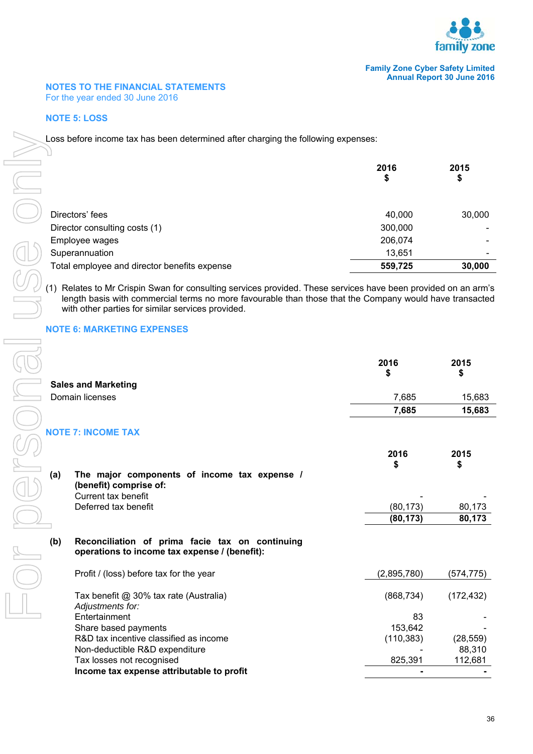## NOTES TO THE FINANCIAL STATEMENTS
For the year ended 30 June 2016

### NOTE 5: LOSS

Loss before income tax has been determined after charging the following expenses:

| | 2016<br>$ | 2015<br>$ |
|---|---|---|
| Directors' fees | 40,000 | 30,000 |
| Director consulting costs (1) | 300,000 | - |
| Employee wages | 206,074 | - |
| Superannuation | 13,651 | - |
| Total employee and director benefits expense | **559,725** | **30,000** |

(1) Relates to Mr Crispin Swan for consulting services provided. These services have been provided on an arm's length basis with commercial terms no more favourable than those that the Company would have transacted with other parties for similar services provided.

### NOTE 6: MARKETING EXPENSES

| | 2016<br>$ | 2015<br>$ |
|---|---|---|
| **Sales and Marketing** | | |
| Domain licenses | 7,685 | 15,683 |
| | **7,685** | **15,683** |

### NOTE 7: INCOME TAX

| | | 2016<br>$ | 2015<br>$ |
|---|---|---|---|
| **(a)** | **The major components of income tax expense / (benefit) comprise of:** | | |
| | Current tax benefit | - | - |
| | Deferred tax benefit | (80,173) | 80,173 |
| | | **(80,173)** | **80,173** |
| **(b)** | **Reconciliation of prima facie tax on continuing operations to income tax expense / (benefit):** | | |
| | Profit / (loss) before tax for the year | (2,895,780) | (574,775) |
| | Tax benefit @ 30% tax rate (Australia) | (868,734) | (172,432) |
| | *Adjustments for:* | | |
| | Entertainment | 83 | - |
| | Share based payments | 153,642 | - |
| | R&D tax incentive classified as income | (110,383) | (28,559) |
| | Non-deductible R&D expenditure | - | 88,310 |
| | Tax losses not recognised | 825,391 | 112,681 |
| | **Income tax expense attributable to profit** | **-** | **-** |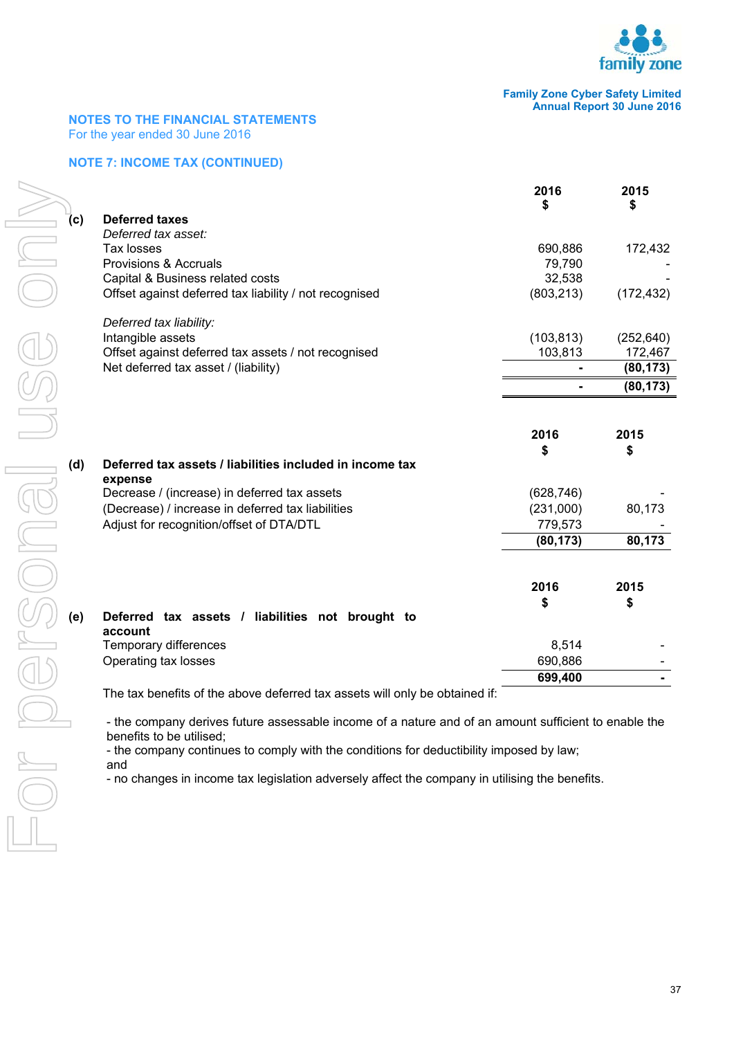## NOTES TO THE FINANCIAL STATEMENTS

For the year ended 30 June 2016

### NOTE 7: INCOME TAX (CONTINUED)

| | | 2016 $ | 2015 $ |
|---|---|---|---|
| **(c)** | **Deferred taxes** | | |
| | *Deferred tax asset:* | | |
| | Tax losses | 690,886 | 172,432 |
| | Provisions & Accruals | 79,790 | - |
| | Capital & Business related costs | 32,538 | - |
| | Offset against deferred tax liability / not recognised | (803,213) | (172,432) |
| | *Deferred tax liability:* | | |
| | Intangible assets | (103,813) | (252,640) |
| | Offset against deferred tax assets / not recognised | 103,813 | 172,467 |
| | Net deferred tax asset / (liability) | **-** | **(80,173)** |
| | | **-** | **(80,173)** |

| | | 2016 $ | 2015 $ |
|---|---|---|---|
| **(d)** | **Deferred tax assets / liabilities included in income tax expense** | | |
| | Decrease / (increase) in deferred tax assets | (628,746) | - |
| | (Decrease) / increase in deferred tax liabilities | (231,000) | 80,173 |
| | Adjust for recognition/offset of DTA/DTL | 779,573 | - |
| | | **(80,173)** | **80,173** |

| | | 2016 $ | 2015 $ |
|---|---|---|---|
| **(e)** | **Deferred tax assets / liabilities not brought to account** | | |
| | Temporary differences | 8,514 | - |
| | Operating tax losses | 690,886 | - |
| | | **699,400** | **-** |

The tax benefits of the above deferred tax assets will only be obtained if:

- the company derives future assessable income of a nature and of an amount sufficient to enable the benefits to be utilised;
- the company continues to comply with the conditions for deductibility imposed by law; and
- no changes in income tax legislation adversely affect the company in utilising the benefits.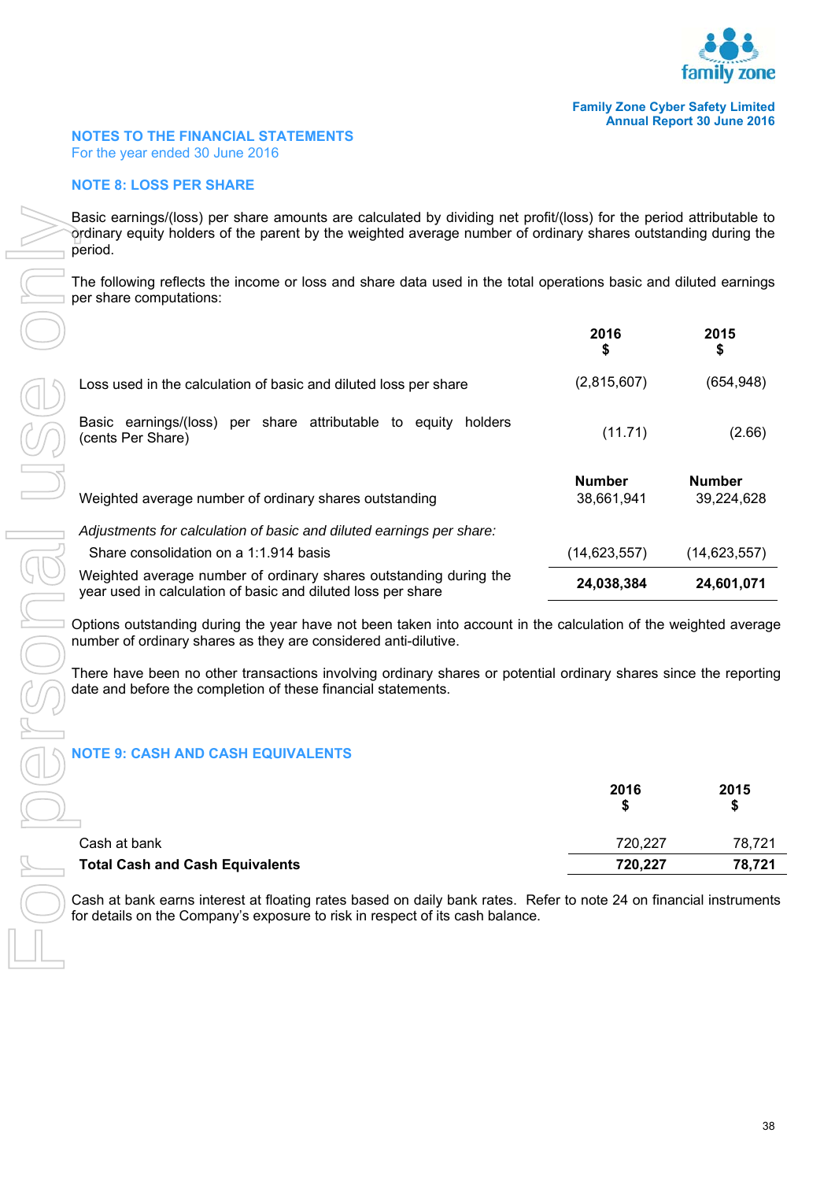## NOTES TO THE FINANCIAL STATEMENTS

For the year ended 30 June 2016

### NOTE 8: LOSS PER SHARE

Basic earnings/(loss) per share amounts are calculated by dividing net profit/(loss) for the period attributable to ordinary equity holders of the parent by the weighted average number of ordinary shares outstanding during the period.

The following reflects the income or loss and share data used in the total operations basic and diluted earnings per share computations:

| | 2016 $ | 2015 $ |
|---|---|---|
| Loss used in the calculation of basic and diluted loss per share | (2,815,607) | (654,948) |
| Basic earnings/(loss) per share attributable to equity holders (cents Per Share) | (11.71) | (2.66) |
| | **Number** | **Number** |
| Weighted average number of ordinary shares outstanding | 38,661,941 | 39,224,628 |
| *Adjustments for calculation of basic and diluted earnings per share:* | | |
| Share consolidation on a 1:1.914 basis | (14,623,557) | (14,623,557) |
| Weighted average number of ordinary shares outstanding during the year used in calculation of basic and diluted loss per share | **24,038,384** | **24,601,071** |

Options outstanding during the year have not been taken into account in the calculation of the weighted average number of ordinary shares as they are considered anti-dilutive.

There have been no other transactions involving ordinary shares or potential ordinary shares since the reporting date and before the completion of these financial statements.

### NOTE 9: CASH AND CASH EQUIVALENTS

| | 2016 $ | 2015 $ |
|---|---|---|
| Cash at bank | 720,227 | 78,721 |
| **Total Cash and Cash Equivalents** | **720,227** | **78,721** |

Cash at bank earns interest at floating rates based on daily bank rates. Refer to note 24 on financial instruments for details on the Company's exposure to risk in respect of its cash balance.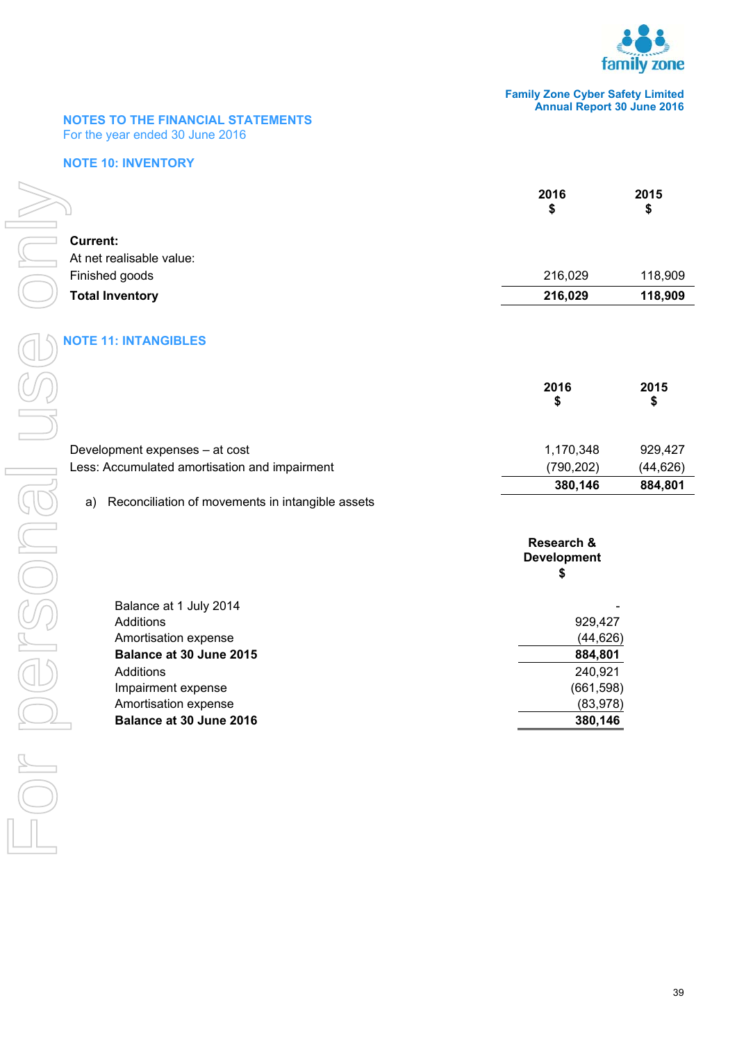## NOTES TO THE FINANCIAL STATEMENTS

For the year ended 30 June 2016

### NOTE 10: INVENTORY

| | 2016 $ | 2015 $ |
|---|---|---|
| **Current:** | | |
| At net realisable value: | | |
| Finished goods | 216,029 | 118,909 |
| **Total Inventory** | **216,029** | **118,909** |

### NOTE 11: INTANGIBLES

| | 2016 $ | 2015 $ |
|---|---|---|
| Development expenses – at cost | 1,170,348 | 929,427 |
| Less: Accumulated amortisation and impairment | (790,202) | (44,626) |
| | **380,146** | **884,801** |

a) Reconciliation of movements in intangible assets

| | Research & Development $ |
|---|---|
| Balance at 1 July 2014 | - |
| Additions | 929,427 |
| Amortisation expense | (44,626) |
| **Balance at 30 June 2015** | **884,801** |
| Additions | 240,921 |
| Impairment expense | (661,598) |
| Amortisation expense | (83,978) |
| **Balance at 30 June 2016** | **380,146** |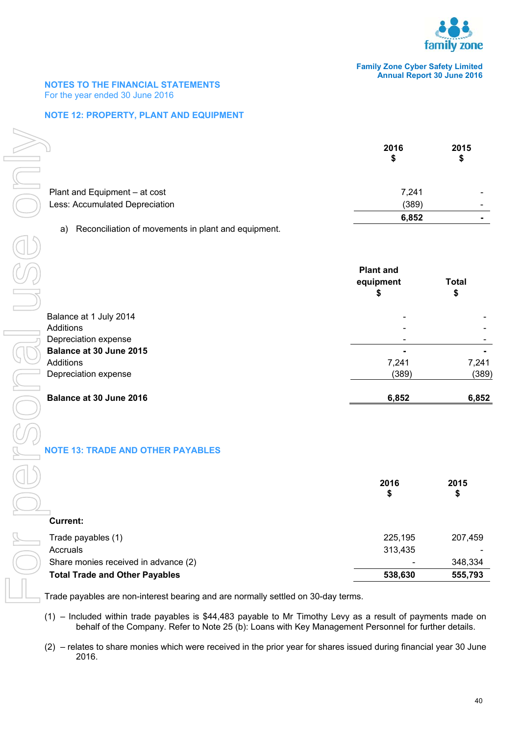## NOTES TO THE FINANCIAL STATEMENTS
For the year ended 30 June 2016

### NOTE 12: PROPERTY, PLANT AND EQUIPMENT

| | 2016 $ | 2015 $ |
|---|---|---|
| Plant and Equipment – at cost | 7,241 | - |
| Less: Accumulated Depreciation | (389) | - |
| | **6,852** | **-** |

a) Reconciliation of movements in plant and equipment.

| | Plant and equipment $ | Total $ |
|---|---|---|
| Balance at 1 July 2014 | - | - |
| Additions | - | - |
| Depreciation expense | - | - |
| **Balance at 30 June 2015** | **-** | **-** |
| Additions | 7,241 | 7,241 |
| Depreciation expense | (389) | (389) |
| **Balance at 30 June 2016** | **6,852** | **6,852** |

### NOTE 13: TRADE AND OTHER PAYABLES

| | 2016 $ | 2015 $ |
|---|---|---|
| **Current:** | | |
| Trade payables (1) | 225,195 | 207,459 |
| Accruals | 313,435 | - |
| Share monies received in advance (2) | - | 348,334 |
| **Total Trade and Other Payables** | **538,630** | **555,793** |

Trade payables are non-interest bearing and are normally settled on 30-day terms.

(1) – Included within trade payables is $44,483 payable to Mr Timothy Levy as a result of payments made on behalf of the Company. Refer to Note 25 (b): Loans with Key Management Personnel for further details.

(2) – relates to share monies which were received in the prior year for shares issued during financial year 30 June 2016.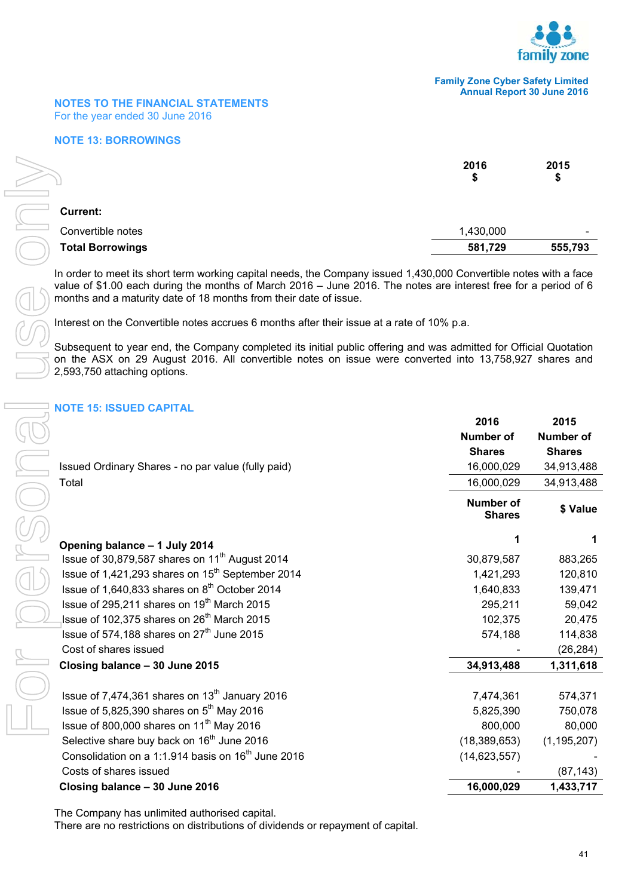## NOTES TO THE FINANCIAL STATEMENTS

For the year ended 30 June 2016

### NOTE 13: BORROWINGS

| | 2016 $ | 2015 $ |
|---|---|---|
| **Current:** | | |
| Convertible notes | 1,430,000 | - |
| **Total Borrowings** | **581,729** | **555,793** |

In order to meet its short term working capital needs, the Company issued 1,430,000 Convertible notes with a face value of $1.00 each during the months of March 2016 – June 2016. The notes are interest free for a period of 6 months and a maturity date of 18 months from their date of issue.

Interest on the Convertible notes accrues 6 months after their issue at a rate of 10% p.a.

Subsequent to year end, the Company completed its initial public offering and was admitted for Official Quotation on the ASX on 29 August 2016. All convertible notes on issue were converted into 13,758,927 shares and 2,593,750 attaching options.

### NOTE 15: ISSUED CAPITAL

| | 2016 Number of Shares | 2015 Number of Shares |
|---|---|---|
| Issued Ordinary Shares - no par value (fully paid) | 16,000,029 | 34,913,488 |
| Total | 16,000,029 | 34,913,488 |

| | Number of Shares | $ Value |
|---|---|---|
| **Opening balance – 1 July 2014** | 1 | 1 |
| Issue of 30,879,587 shares on 11th August 2014 | 30,879,587 | 883,265 |
| Issue of 1,421,293 shares on 15th September 2014 | 1,421,293 | 120,810 |
| Issue of 1,640,833 shares on 8th October 2014 | 1,640,833 | 139,471 |
| Issue of 295,211 shares on 19th March 2015 | 295,211 | 59,042 |
| Issue of 102,375 shares on 26th March 2015 | 102,375 | 20,475 |
| Issue of 574,188 shares on 27th June 2015 | 574,188 | 114,838 |
| Cost of shares issued | - | (26,284) |
| **Closing balance – 30 June 2015** | **34,913,488** | **1,311,618** |
| | | |
| Issue of 7,474,361 shares on 13th January 2016 | 7,474,361 | 574,371 |
| Issue of 5,825,390 shares on 5th May 2016 | 5,825,390 | 750,078 |
| Issue of 800,000 shares on 11th May 2016 | 800,000 | 80,000 |
| Selective share buy back on 16th June 2016 | (18,389,653) | (1,195,207) |
| Consolidation on a 1:1.914 basis on 16th June 2016 | (14,623,557) | - |
| Costs of shares issued | - | (87,143) |
| **Closing balance – 30 June 2016** | **16,000,029** | **1,433,717** |

The Company has unlimited authorised capital.
There are no restrictions on distributions of dividends or repayment of capital.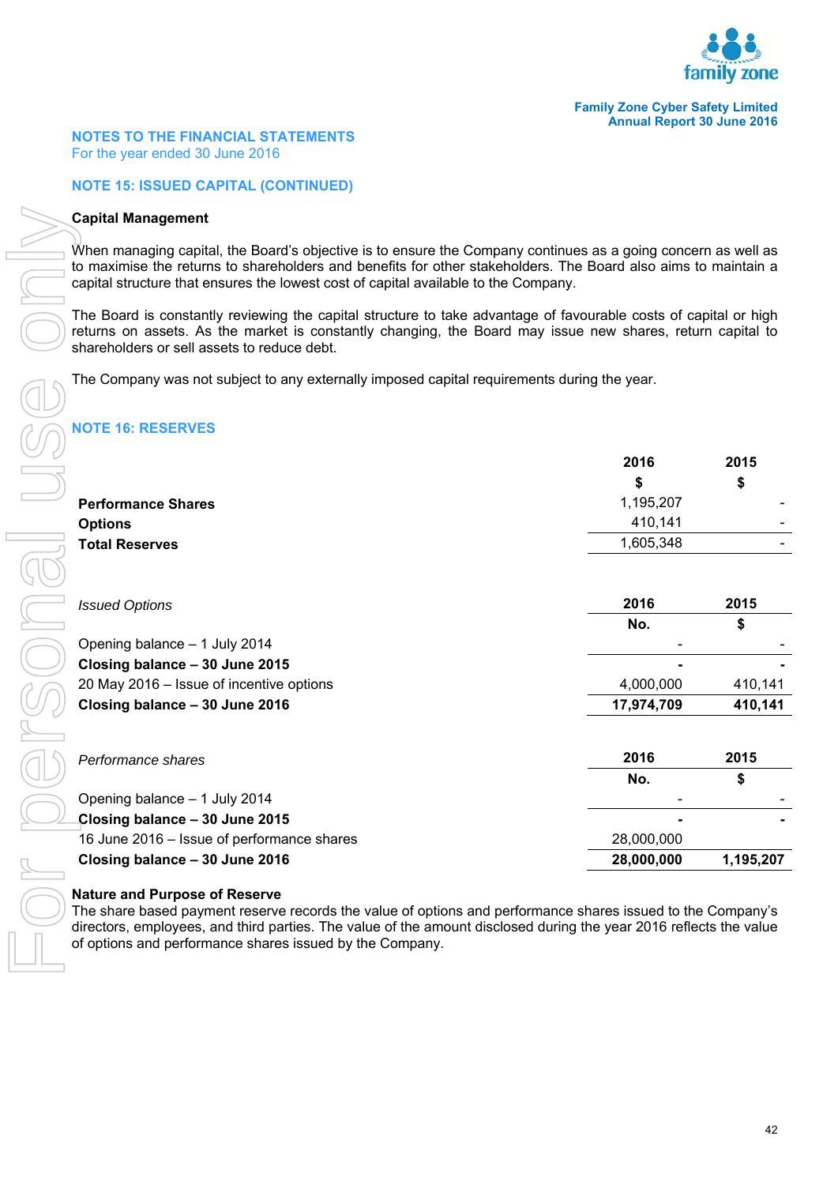## NOTES TO THE FINANCIAL STATEMENTS

For the year ended 30 June 2016

### NOTE 15: ISSUED CAPITAL (CONTINUED)

**Capital Management**

When managing capital, the Board's objective is to ensure the Company continues as a going concern as well as to maximise the returns to shareholders and benefits for other stakeholders. The Board also aims to maintain a capital structure that ensures the lowest cost of capital available to the Company.

The Board is constantly reviewing the capital structure to take advantage of favourable costs of capital or high returns on assets. As the market is constantly changing, the Board may issue new shares, return capital to shareholders or sell assets to reduce debt.

The Company was not subject to any externally imposed capital requirements during the year.

### NOTE 16: RESERVES

| | 2016 | 2015 |
|---|---|---|
| | $ | $ |
| **Performance Shares** | 1,195,207 | - |
| **Options** | 410,141 | - |
| **Total Reserves** | 1,605,348 | - |

| *Issued Options* | 2016 | 2015 |
|---|---|---|
| | No. | $ |
| Opening balance – 1 July 2014 | - | - |
| **Closing balance – 30 June 2015** | **-** | **-** |
| 20 May 2016 – Issue of incentive options | 4,000,000 | 410,141 |
| **Closing balance – 30 June 2016** | **17,974,709** | **410,141** |

| *Performance shares* | 2016 | 2015 |
|---|---|---|
| | No. | $ |
| Opening balance – 1 July 2014 | - | - |
| **Closing balance – 30 June 2015** | **-** | **-** |
| 16 June 2016 – Issue of performance shares | 28,000,000 | |
| **Closing balance – 30 June 2016** | **28,000,000** | **1,195,207** |

**Nature and Purpose of Reserve**

The share based payment reserve records the value of options and performance shares issued to the Company's directors, employees, and third parties. The value of the amount disclosed during the year 2016 reflects the value of options and performance shares issued by the Company.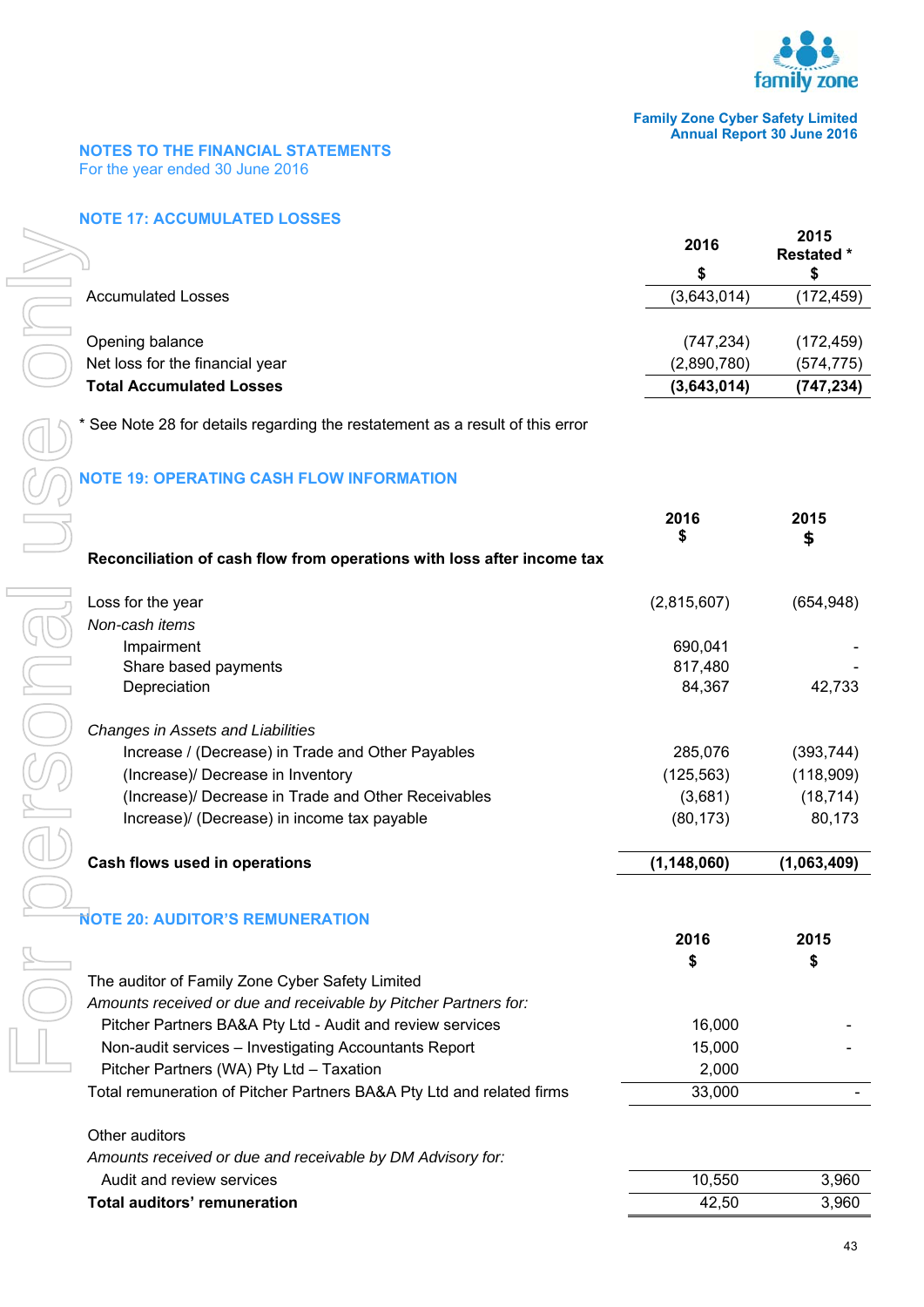## NOTES TO THE FINANCIAL STATEMENTS
For the year ended 30 June 2016

### NOTE 17: ACCUMULATED LOSSES

| | 2016<br>$ | 2015<br>Restated *<br>$ |
|---|---|---|
| Accumulated Losses | (3,643,014) | (172,459) |
| | | |
| Opening balance | (747,234) | (172,459) |
| Net loss for the financial year | (2,890,780) | (574,775) |
| **Total Accumulated Losses** | **(3,643,014)** | **(747,234)** |

* See Note 28 for details regarding the restatement as a result of this error

### NOTE 19: OPERATING CASH FLOW INFORMATION

| **Reconciliation of cash flow from operations with loss after income tax** | 2016<br>$ | 2015<br>$ |
|---|---|---|
| Loss for the year | (2,815,607) | (654,948) |
| *Non-cash items* | | |
| Impairment | 690,041 | - |
| Share based payments | 817,480 | - |
| Depreciation | 84,367 | 42,733 |
| | | |
| *Changes in Assets and Liabilities* | | |
| Increase / (Decrease) in Trade and Other Payables | 285,076 | (393,744) |
| (Increase)/ Decrease in Inventory | (125,563) | (118,909) |
| (Increase)/ Decrease in Trade and Other Receivables | (3,681) | (18,714) |
| Increase)/ (Decrease) in income tax payable | (80,173) | 80,173 |
| | | |
| **Cash flows used in operations** | **(1,148,060)** | **(1,063,409)** |

### NOTE 20: AUDITOR'S REMUNERATION

| | 2016<br>$ | 2015<br>$ |
|---|---|---|
| The auditor of Family Zone Cyber Safety Limited | | |
| *Amounts received or due and receivable by Pitcher Partners for:* | | |
| Pitcher Partners BA&A Pty Ltd - Audit and review services | 16,000 | - |
| Non-audit services – Investigating Accountants Report | 15,000 | - |
| Pitcher Partners (WA) Pty Ltd – Taxation | 2,000 | |
| Total remuneration of Pitcher Partners BA&A Pty Ltd and related firms | 33,000 | - |
| | | |
| Other auditors | | |
| *Amounts received or due and receivable by DM Advisory for:* | | |
| Audit and review services | 10,550 | 3,960 |
| **Total auditors' remuneration** | 42,50 | 3,960 |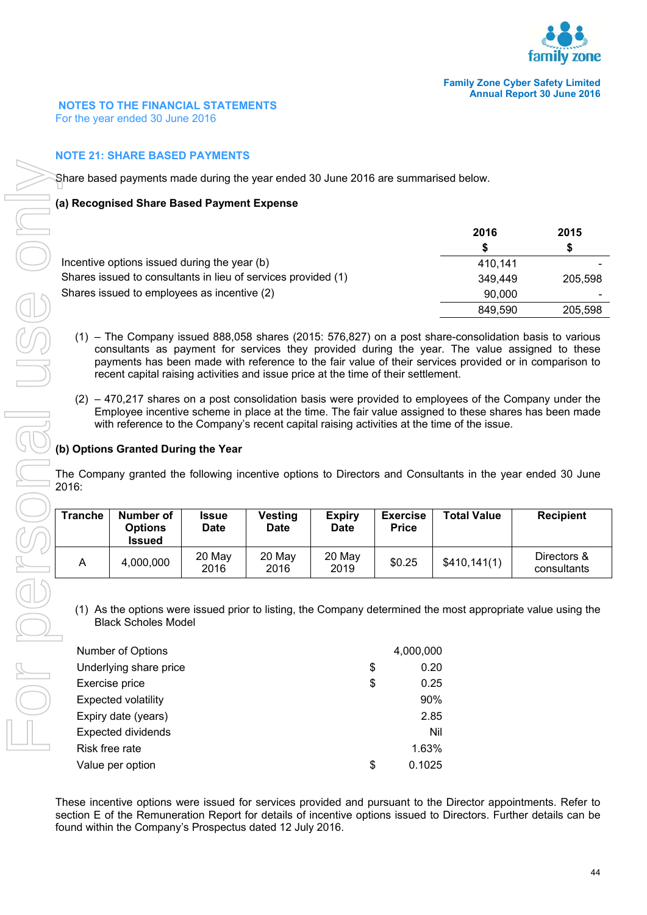## NOTES TO THE FINANCIAL STATEMENTS
For the year ended 30 June 2016

### NOTE 21: SHARE BASED PAYMENTS

Share based payments made during the year ended 30 June 2016 are summarised below.

**(a) Recognised Share Based Payment Expense**

| | 2016<br>$ | 2015<br>$ |
|---|---|---|
| Incentive options issued during the year (b) | 410,141 | - |
| Shares issued to consultants in lieu of services provided (1) | 349,449 | 205,598 |
| Shares issued to employees as incentive (2) | 90,000 | - |
| | 849,590 | 205,598 |

(1) – The Company issued 888,058 shares (2015: 576,827) on a post share-consolidation basis to various consultants as payment for services they provided during the year. The value assigned to these payments has been made with reference to the fair value of their services provided or in comparison to recent capital raising activities and issue price at the time of their settlement.

(2) – 470,217 shares on a post consolidation basis were provided to employees of the Company under the Employee incentive scheme in place at the time. The fair value assigned to these shares has been made with reference to the Company's recent capital raising activities at the time of the issue.

**(b) Options Granted During the Year**

The Company granted the following incentive options to Directors and Consultants in the year ended 30 June 2016:

| Tranche | Number of Options Issued | Issue Date | Vesting Date | Expiry Date | Exercise Price | Total Value | Recipient |
|---|---|---|---|---|---|---|---|
| A | 4,000,000 | 20 May 2016 | 20 May 2016 | 20 May 2019 | $0.25 | $410,141(1) | Directors & consultants |

(1) As the options were issued prior to listing, the Company determined the most appropriate value using the Black Scholes Model

| | | |
|---|---|---|
| Number of Options | | 4,000,000 |
| Underlying share price | $ | 0.20 |
| Exercise price | $ | 0.25 |
| Expected volatility | | 90% |
| Expiry date (years) | | 2.85 |
| Expected dividends | | Nil |
| Risk free rate | | 1.63% |
| Value per option | $ | 0.1025 |

These incentive options were issued for services provided and pursuant to the Director appointments. Refer to section E of the Remuneration Report for details of incentive options issued to Directors. Further details can be found within the Company's Prospectus dated 12 July 2016.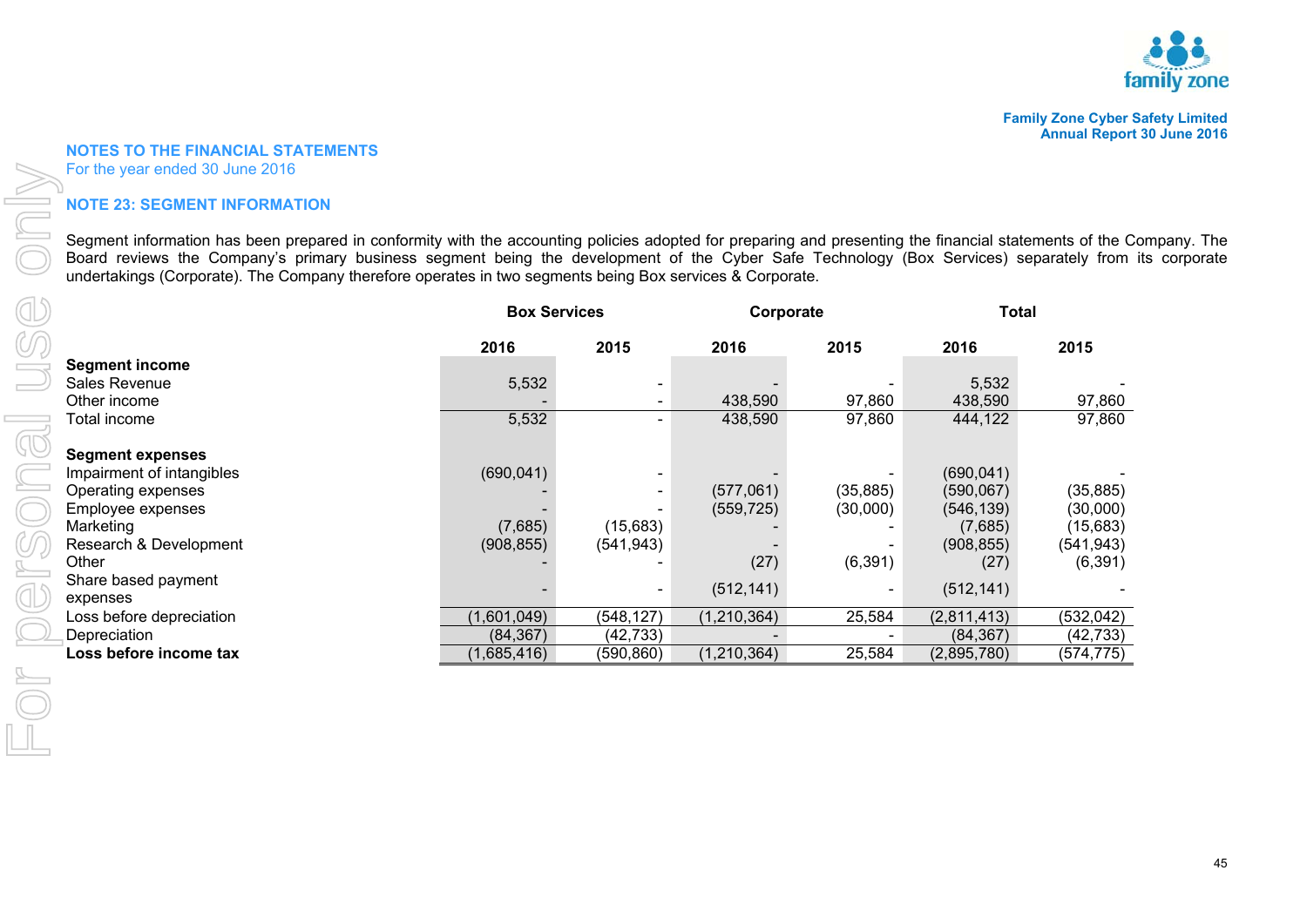## NOTES TO THE FINANCIAL STATEMENTS

For the year ended 30 June 2016

### NOTE 23: SEGMENT INFORMATION

Segment information has been prepared in conformity with the accounting policies adopted for preparing and presenting the financial statements of the Company. The Board reviews the Company's primary business segment being the development of the Cyber Safe Technology (Box Services) separately from its corporate undertakings (Corporate). The Company therefore operates in two segments being Box services & Corporate.

| | Box Services | | Corporate | | Total | |
|---|---|---|---|---|---|---|
| | 2016 | 2015 | 2016 | 2015 | 2016 | 2015 |
| **Segment income** | | | | | | |
| Sales Revenue | 5,532 | - | - | - | 5,532 | - |
| Other income | - | - | 438,590 | 97,860 | 438,590 | 97,860 |
| Total income | 5,532 | - | 438,590 | 97,860 | 444,122 | 97,860 |
| **Segment expenses** | | | | | | |
| Impairment of intangibles | (690,041) | - | - | - | (690,041) | - |
| Operating expenses | - | - | (577,061) | (35,885) | (590,067) | (35,885) |
| Employee expenses | - | - | (559,725) | (30,000) | (546,139) | (30,000) |
| Marketing | (7,685) | (15,683) | - | - | (7,685) | (15,683) |
| Research & Development | (908,855) | (541,943) | - | - | (908,855) | (541,943) |
| Other | - | - | (27) | (6,391) | (27) | (6,391) |
| Share based payment expenses | - | - | (512,141) | - | (512,141) | - |
| Loss before depreciation | (1,601,049) | (548,127) | (1,210,364) | 25,584 | (2,811,413) | (532,042) |
| Depreciation | (84,367) | (42,733) | - | - | (84,367) | (42,733) |
| **Loss before income tax** | (1,685,416) | (590,860) | (1,210,364) | 25,584 | (2,895,780) | (574,775) |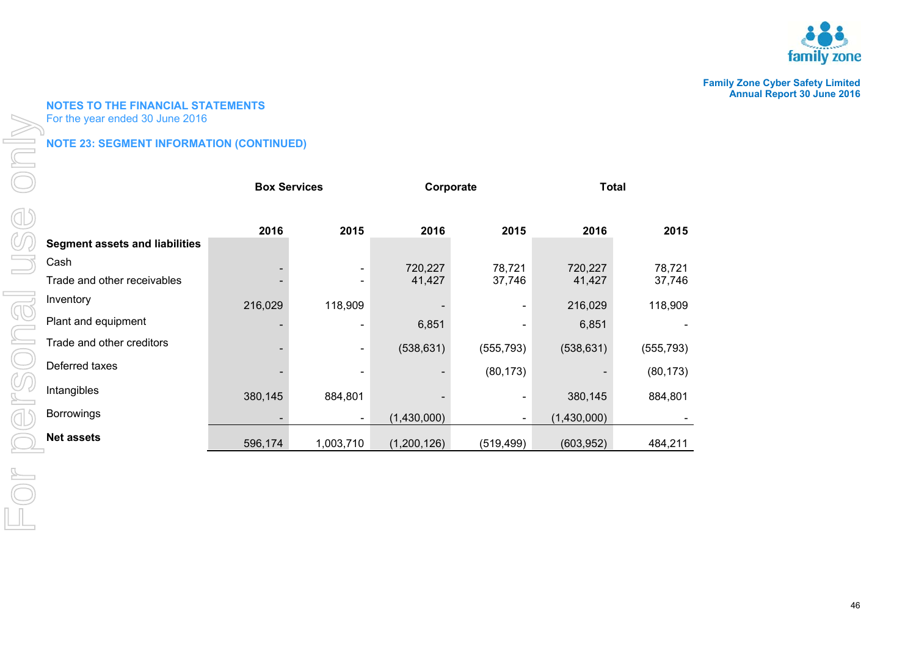## NOTES TO THE FINANCIAL STATEMENTS

For the year ended 30 June 2016

### NOTE 23: SEGMENT INFORMATION (CONTINUED)

| | Box Services | | Corporate | | Total | |
|---|---|---|---|---|---|---|
| | 2016 | 2015 | 2016 | 2015 | 2016 | 2015 |
| **Segment assets and liabilities** | | | | | | |
| Cash | - | - | 720,227 | 78,721 | 720,227 | 78,721 |
| Trade and other receivables | - | - | 41,427 | 37,746 | 41,427 | 37,746 |
| Inventory | 216,029 | 118,909 | - | - | 216,029 | 118,909 |
| Plant and equipment | - | - | 6,851 | - | 6,851 | - |
| Trade and other creditors | - | - | (538,631) | (555,793) | (538,631) | (555,793) |
| Deferred taxes | - | - | - | (80,173) | - | (80,173) |
| Intangibles | 380,145 | 884,801 | - | - | 380,145 | 884,801 |
| Borrowings | - | - | (1,430,000) | - | (1,430,000) | - |
| **Net assets** | 596,174 | 1,003,710 | (1,200,126) | (519,499) | (603,952) | 484,211 |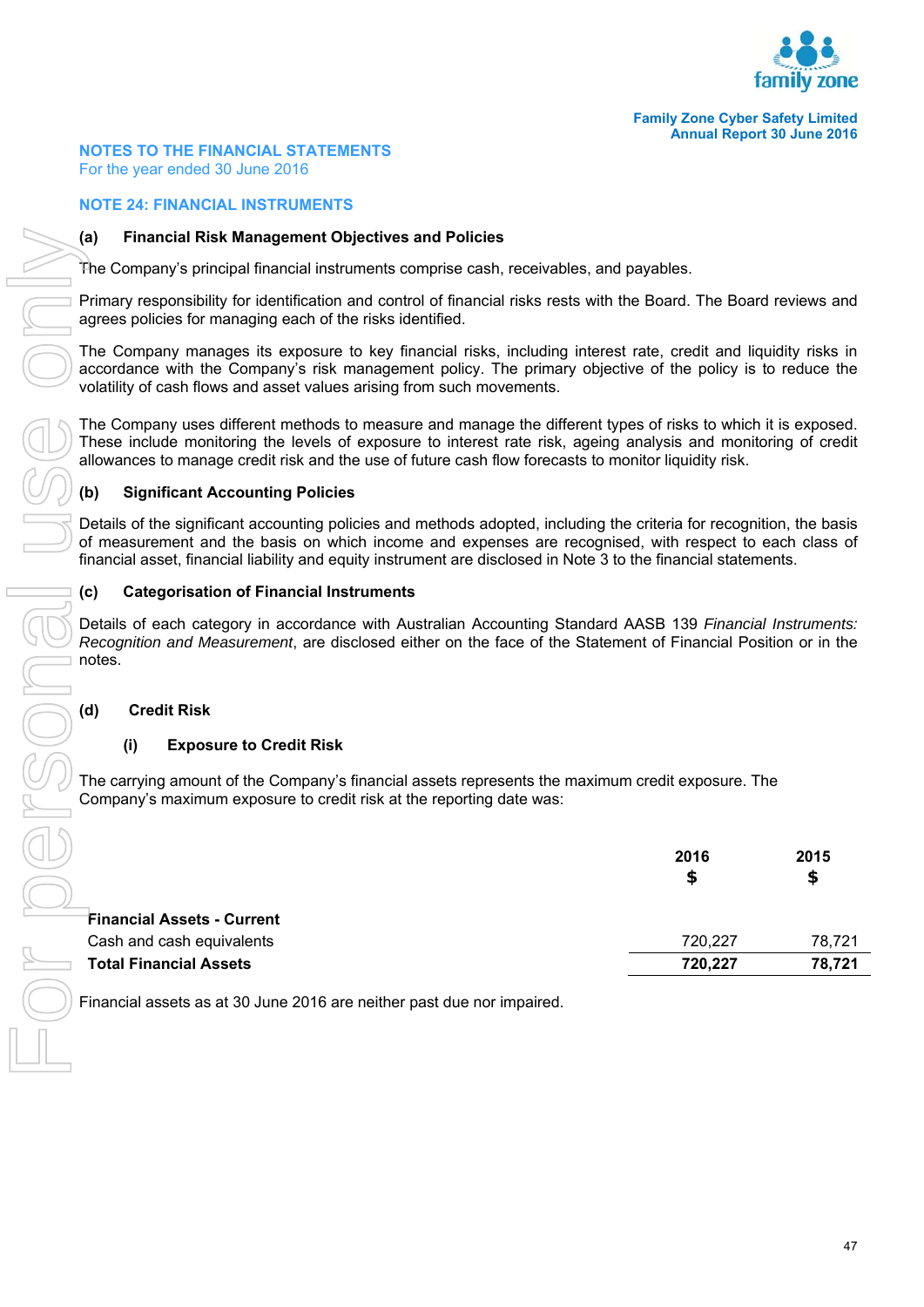## NOTES TO THE FINANCIAL STATEMENTS
For the year ended 30 June 2016

## NOTE 24: FINANCIAL INSTRUMENTS

### (a) Financial Risk Management Objectives and Policies

The Company's principal financial instruments comprise cash, receivables, and payables.

Primary responsibility for identification and control of financial risks rests with the Board. The Board reviews and agrees policies for managing each of the risks identified.

The Company manages its exposure to key financial risks, including interest rate, credit and liquidity risks in accordance with the Company's risk management policy. The primary objective of the policy is to reduce the volatility of cash flows and asset values arising from such movements.

The Company uses different methods to measure and manage the different types of risks to which it is exposed. These include monitoring the levels of exposure to interest rate risk, ageing analysis and monitoring of credit allowances to manage credit risk and the use of future cash flow forecasts to monitor liquidity risk.

### (b) Significant Accounting Policies

Details of the significant accounting policies and methods adopted, including the criteria for recognition, the basis of measurement and the basis on which income and expenses are recognised, with respect to each class of financial asset, financial liability and equity instrument are disclosed in Note 3 to the financial statements.

### (c) Categorisation of Financial Instruments

Details of each category in accordance with Australian Accounting Standard AASB 139 *Financial Instruments: Recognition and Measurement*, are disclosed either on the face of the Statement of Financial Position or in the notes.

### (d) Credit Risk

#### (i) Exposure to Credit Risk

The carrying amount of the Company's financial assets represents the maximum credit exposure. The Company's maximum exposure to credit risk at the reporting date was:

| | 2016<br>$ | 2015<br>$ |
|---|---|---|
| **Financial Assets - Current** | | |
| Cash and cash equivalents | 720,227 | 78,721 |
| **Total Financial Assets** | **720,227** | **78,721** |

Financial assets as at 30 June 2016 are neither past due nor impaired.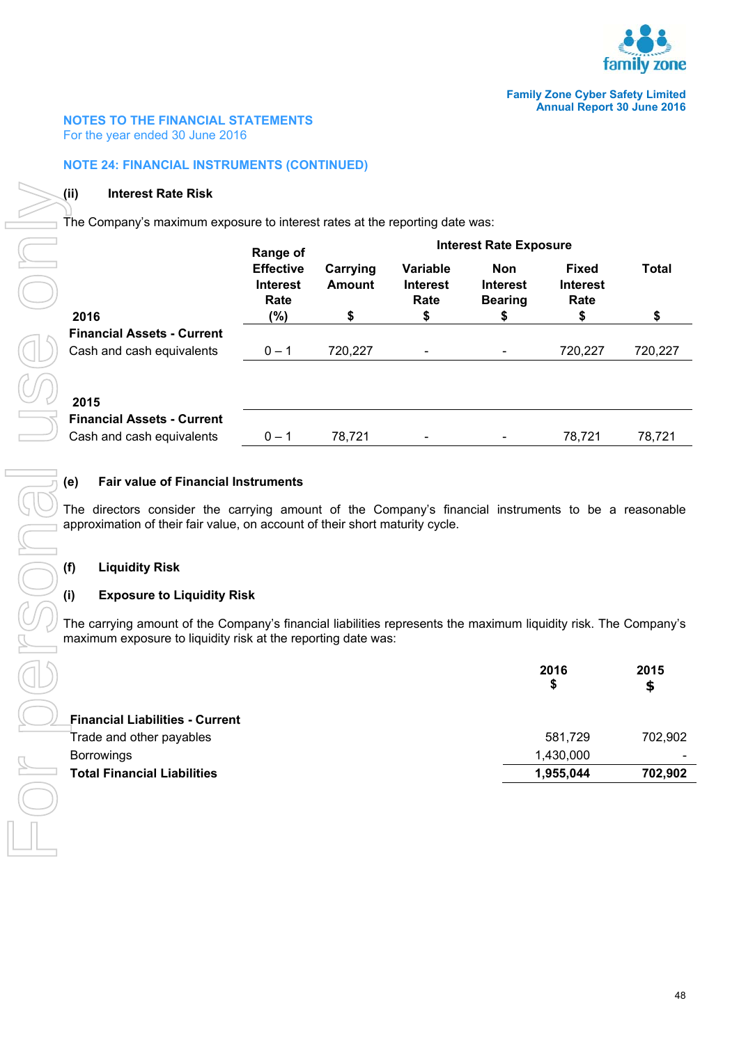## NOTES TO THE FINANCIAL STATEMENTS

For the year ended 30 June 2016

### NOTE 24: FINANCIAL INSTRUMENTS (CONTINUED)

**(ii) Interest Rate Risk**

The Company's maximum exposure to interest rates at the reporting date was:

| | Range of Effective Interest Rate | Carrying Amount | Interest Rate Exposure | | | |
|---|---|---|---|---|---|---|
| | | | Variable Interest Rate | Non Interest Bearing | Fixed Interest Rate | Total |
| **2016** | (%) | $ | $ | $ | $ | $ |
| **Financial Assets - Current** | | | | | | |
| Cash and cash equivalents | 0 – 1 | 720,227 | - | - | 720,227 | 720,227 |
| **2015** | | | | | | |
| **Financial Assets - Current** | | | | | | |
| Cash and cash equivalents | 0 – 1 | 78,721 | - | - | 78,721 | 78,721 |

**(e) Fair value of Financial Instruments**

The directors consider the carrying amount of the Company's financial instruments to be a reasonable approximation of their fair value, on account of their short maturity cycle.

**(f) Liquidity Risk**

**(i) Exposure to Liquidity Risk**

The carrying amount of the Company's financial liabilities represents the maximum liquidity risk. The Company's maximum exposure to liquidity risk at the reporting date was:

| | 2016 $ | 2015 $ |
|---|---|---|
| **Financial Liabilities - Current** | | |
| Trade and other payables | 581,729 | 702,902 |
| Borrowings | 1,430,000 | - |
| **Total Financial Liabilities** | **1,955,044** | **702,902** |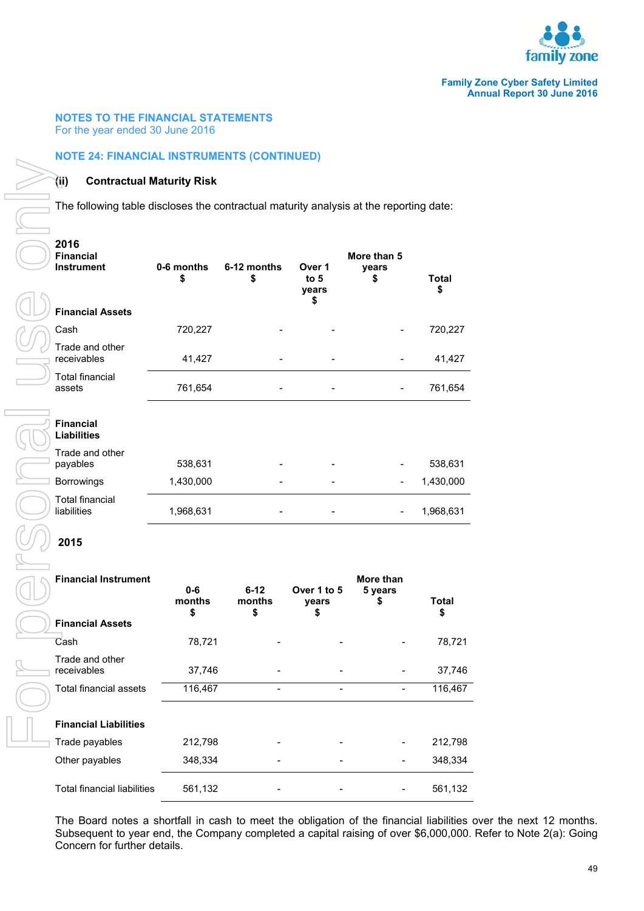## NOTES TO THE FINANCIAL STATEMENTS
For the year ended 30 June 2016

### NOTE 24: FINANCIAL INSTRUMENTS (CONTINUED)

#### (ii) Contractual Maturity Risk

The following table discloses the contractual maturity analysis at the reporting date:

**2016**

| Financial Instrument | 0-6 months $ | 6-12 months $ | Over 1 to 5 years $ | More than 5 years $ | Total $ |
|---|---|---|---|---|---|
| **Financial Assets** | | | | | |
| Cash | 720,227 | - | - | - | 720,227 |
| Trade and other receivables | 41,427 | - | - | - | 41,427 |
| Total financial assets | 761,654 | - | - | - | 761,654 |
| **Financial Liabilities** | | | | | |
| Trade and other payables | 538,631 | - | - | - | 538,631 |
| Borrowings | 1,430,000 | - | - | - | 1,430,000 |
| Total financial liabilities | 1,968,631 | - | - | - | 1,968,631 |

**2015**

| Financial Instrument | 0-6 months $ | 6-12 months $ | Over 1 to 5 years $ | More than 5 years $ | Total $ |
|---|---|---|---|---|---|
| **Financial Assets** | | | | | |
| Cash | 78,721 | - | - | - | 78,721 |
| Trade and other receivables | 37,746 | - | - | - | 37,746 |
| Total financial assets | 116,467 | - | - | - | 116,467 |
| **Financial Liabilities** | | | | | |
| Trade payables | 212,798 | - | - | - | 212,798 |
| Other payables | 348,334 | - | - | - | 348,334 |
| Total financial liabilities | 561,132 | - | - | - | 561,132 |

The Board notes a shortfall in cash to meet the obligation of the financial liabilities over the next 12 months. Subsequent to year end, the Company completed a capital raising of over $6,000,000. Refer to Note 2(a): Going Concern for further details.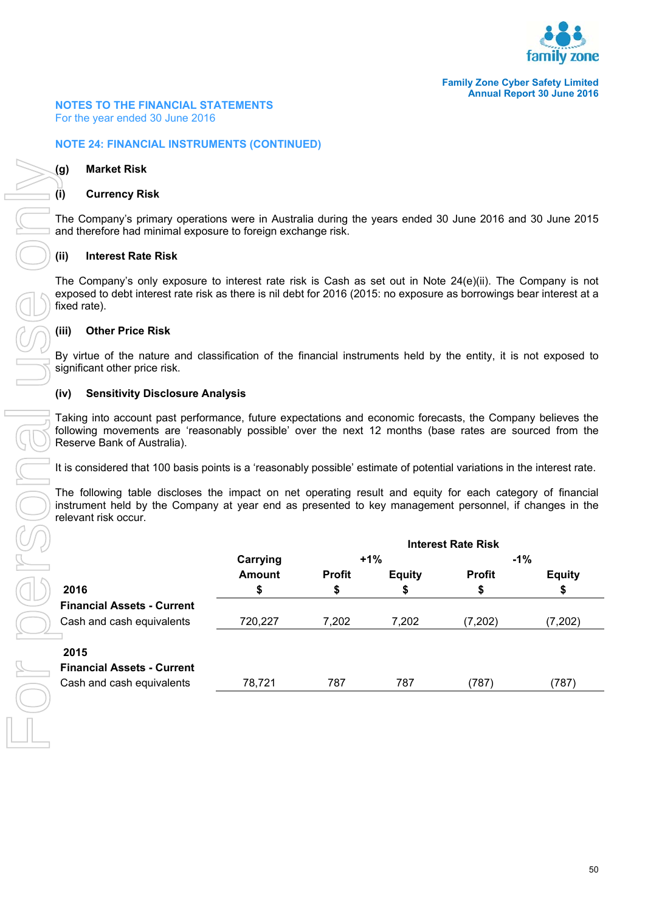## NOTES TO THE FINANCIAL STATEMENTS
For the year ended 30 June 2016

### NOTE 24: FINANCIAL INSTRUMENTS (CONTINUED)

**(g) Market Risk**

**(i) Currency Risk**

The Company's primary operations were in Australia during the years ended 30 June 2016 and 30 June 2015 and therefore had minimal exposure to foreign exchange risk.

**(ii) Interest Rate Risk**

The Company's only exposure to interest rate risk is Cash as set out in Note 24(e)(ii). The Company is not exposed to debt interest rate risk as there is nil debt for 2016 (2015: no exposure as borrowings bear interest at a fixed rate).

**(iii) Other Price Risk**

By virtue of the nature and classification of the financial instruments held by the entity, it is not exposed to significant other price risk.

**(iv) Sensitivity Disclosure Analysis**

Taking into account past performance, future expectations and economic forecasts, the Company believes the following movements are 'reasonably possible' over the next 12 months (base rates are sourced from the Reserve Bank of Australia).

It is considered that 100 basis points is a 'reasonably possible' estimate of potential variations in the interest rate.

The following table discloses the impact on net operating result and equity for each category of financial instrument held by the Company at year end as presented to key management personnel, if changes in the relevant risk occur.

| | | Interest Rate Risk | | | |
|---|---|---|---|---|---|
| | Carrying | +1% | | -1% | |
| | Amount | Profit | Equity | Profit | Equity |
| **2016** | $ | $ | $ | $ | $ |
| **Financial Assets - Current** | | | | | |
| Cash and cash equivalents | 720,227 | 7,202 | 7,202 | (7,202) | (7,202) |
| **2015** | | | | | |
| **Financial Assets - Current** | | | | | |
| Cash and cash equivalents | 78,721 | 787 | 787 | (787) | (787) |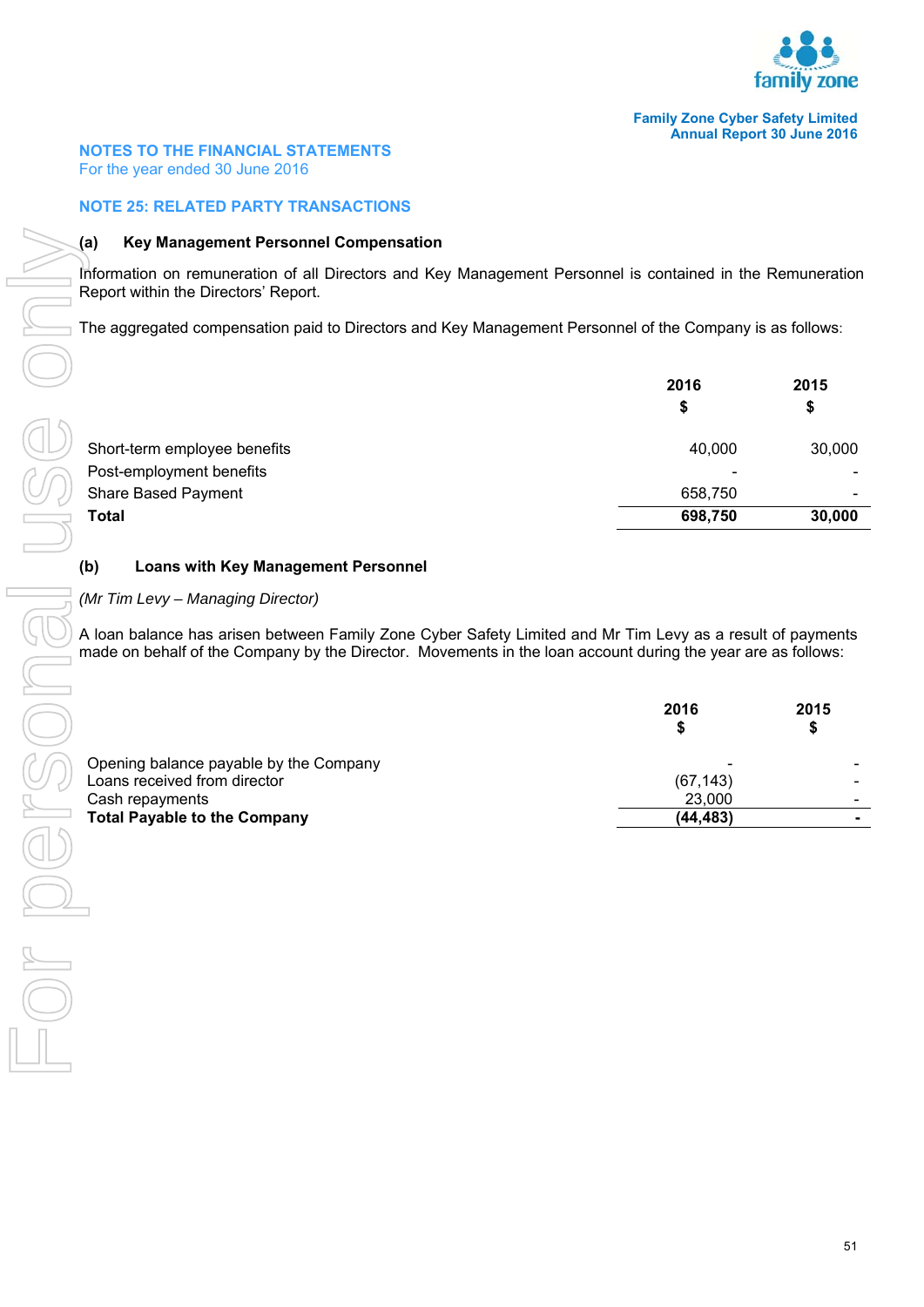# NOTES TO THE FINANCIAL STATEMENTS

For the year ended 30 June 2016

## NOTE 25: RELATED PARTY TRANSACTIONS

### (a) Key Management Personnel Compensation

Information on remuneration of all Directors and Key Management Personnel is contained in the Remuneration Report within the Directors' Report.

The aggregated compensation paid to Directors and Key Management Personnel of the Company is as follows:

| | 2016<br>$ | 2015<br>$ |
|---|---|---|
| Short-term employee benefits | 40,000 | 30,000 |
| Post-employment benefits | - | - |
| Share Based Payment | 658,750 | - |
| **Total** | **698,750** | **30,000** |

### (b) Loans with Key Management Personnel

*(Mr Tim Levy – Managing Director)*

A loan balance has arisen between Family Zone Cyber Safety Limited and Mr Tim Levy as a result of payments made on behalf of the Company by the Director. Movements in the loan account during the year are as follows:

| | 2016<br>$ | 2015<br>$ |
|---|---|---|
| Opening balance payable by the Company | - | - |
| Loans received from director | (67,143) | - |
| Cash repayments | 23,000 | - |
| **Total Payable to the Company** | **(44,483)** | **-** |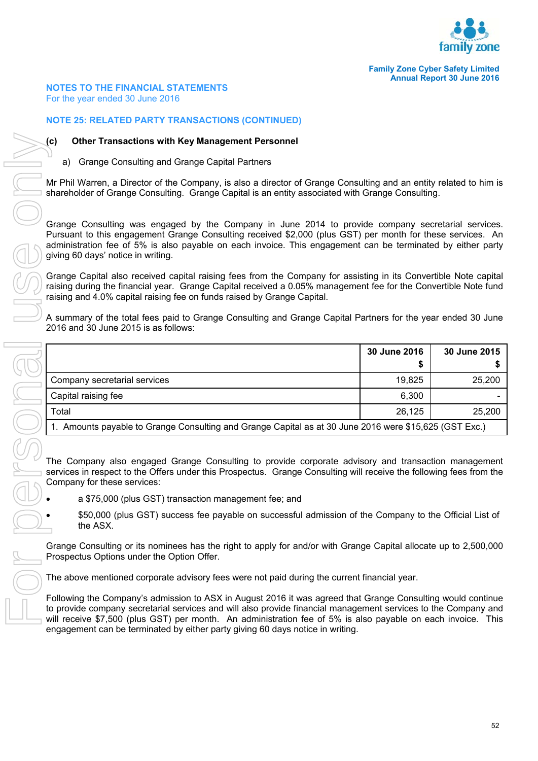## NOTES TO THE FINANCIAL STATEMENTS
For the year ended 30 June 2016

### NOTE 25: RELATED PARTY TRANSACTIONS (CONTINUED)

**(c) Other Transactions with Key Management Personnel**

a) Grange Consulting and Grange Capital Partners

Mr Phil Warren, a Director of the Company, is also a director of Grange Consulting and an entity related to him is shareholder of Grange Consulting. Grange Capital is an entity associated with Grange Consulting.

Grange Consulting was engaged by the Company in June 2014 to provide company secretarial services. Pursuant to this engagement Grange Consulting received $2,000 (plus GST) per month for these services. An administration fee of 5% is also payable on each invoice. This engagement can be terminated by either party giving 60 days' notice in writing.

Grange Capital also received capital raising fees from the Company for assisting in its Convertible Note capital raising during the financial year. Grange Capital received a 0.05% management fee for the Convertible Note fund raising and 4.0% capital raising fee on funds raised by Grange Capital.

A summary of the total fees paid to Grange Consulting and Grange Capital Partners for the year ended 30 June 2016 and 30 June 2015 is as follows:

| | 30 June 2016 $ | 30 June 2015 $ |
|---|---|---|
| Company secretarial services | 19,825 | 25,200 |
| Capital raising fee | 6,300 | - |
| Total | 26,125 | 25,200 |
| 1. Amounts payable to Grange Consulting and Grange Capital as at 30 June 2016 were $15,625 (GST Exc.) | | |

The Company also engaged Grange Consulting to provide corporate advisory and transaction management services in respect to the Offers under this Prospectus. Grange Consulting will receive the following fees from the Company for these services:

- a $75,000 (plus GST) transaction management fee; and
- $50,000 (plus GST) success fee payable on successful admission of the Company to the Official List of the ASX.

Grange Consulting or its nominees has the right to apply for and/or with Grange Capital allocate up to 2,500,000 Prospectus Options under the Option Offer.

The above mentioned corporate advisory fees were not paid during the current financial year.

Following the Company's admission to ASX in August 2016 it was agreed that Grange Consulting would continue to provide company secretarial services and will also provide financial management services to the Company and will receive $7,500 (plus GST) per month. An administration fee of 5% is also payable on each invoice. This engagement can be terminated by either party giving 60 days notice in writing.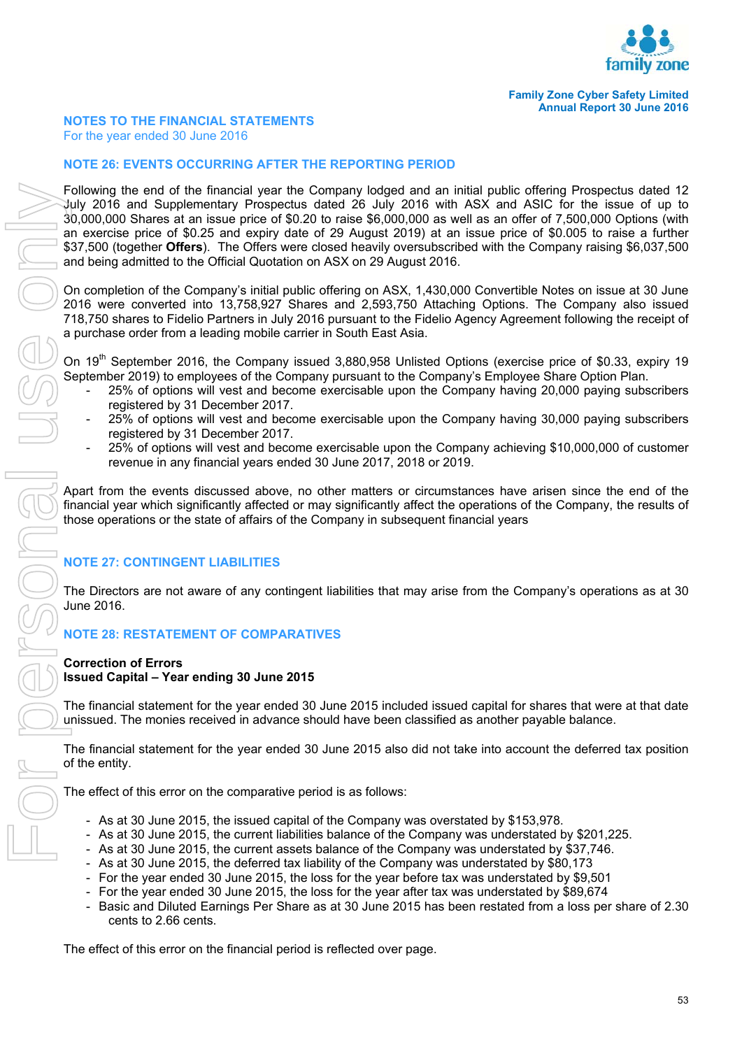## NOTES TO THE FINANCIAL STATEMENTS
For the year ended 30 June 2016

### NOTE 26: EVENTS OCCURRING AFTER THE REPORTING PERIOD

Following the end of the financial year the Company lodged and an initial public offering Prospectus dated 12 July 2016 and Supplementary Prospectus dated 26 July 2016 with ASX and ASIC for the issue of up to 30,000,000 Shares at an issue price of $0.20 to raise $6,000,000 as well as an offer of 7,500,000 Options (with an exercise price of $0.25 and expiry date of 29 August 2019) at an issue price of $0.005 to raise a further $37,500 (together **Offers**). The Offers were closed heavily oversubscribed with the Company raising $6,037,500 and being admitted to the Official Quotation on ASX on 29 August 2016.

On completion of the Company's initial public offering on ASX, 1,430,000 Convertible Notes on issue at 30 June 2016 were converted into 13,758,927 Shares and 2,593,750 Attaching Options. The Company also issued 718,750 shares to Fidelio Partners in July 2016 pursuant to the Fidelio Agency Agreement following the receipt of a purchase order from a leading mobile carrier in South East Asia.

On 19th September 2016, the Company issued 3,880,958 Unlisted Options (exercise price of $0.33, expiry 19 September 2019) to employees of the Company pursuant to the Company's Employee Share Option Plan.

- 25% of options will vest and become exercisable upon the Company having 20,000 paying subscribers registered by 31 December 2017.
- 25% of options will vest and become exercisable upon the Company having 30,000 paying subscribers registered by 31 December 2017.
- 25% of options will vest and become exercisable upon the Company achieving $10,000,000 of customer revenue in any financial years ended 30 June 2017, 2018 or 2019.

Apart from the events discussed above, no other matters or circumstances have arisen since the end of the financial year which significantly affected or may significantly affect the operations of the Company, the results of those operations or the state of affairs of the Company in subsequent financial years

### NOTE 27: CONTINGENT LIABILITIES

The Directors are not aware of any contingent liabilities that may arise from the Company's operations as at 30 June 2016.

### NOTE 28: RESTATEMENT OF COMPARATIVES

**Correction of Errors**
**Issued Capital – Year ending 30 June 2015**

The financial statement for the year ended 30 June 2015 included issued capital for shares that were at that date unissued. The monies received in advance should have been classified as another payable balance.

The financial statement for the year ended 30 June 2015 also did not take into account the deferred tax position of the entity.

The effect of this error on the comparative period is as follows:

- As at 30 June 2015, the issued capital of the Company was overstated by $153,978.
- As at 30 June 2015, the current liabilities balance of the Company was understated by $201,225.
- As at 30 June 2015, the current assets balance of the Company was understated by $37,746.
- As at 30 June 2015, the deferred tax liability of the Company was understated by $80,173
- For the year ended 30 June 2015, the loss for the year before tax was understated by $9,501
- For the year ended 30 June 2015, the loss for the year after tax was understated by $89,674
- Basic and Diluted Earnings Per Share as at 30 June 2015 has been restated from a loss per share of 2.30 cents to 2.66 cents.

The effect of this error on the financial period is reflected over page.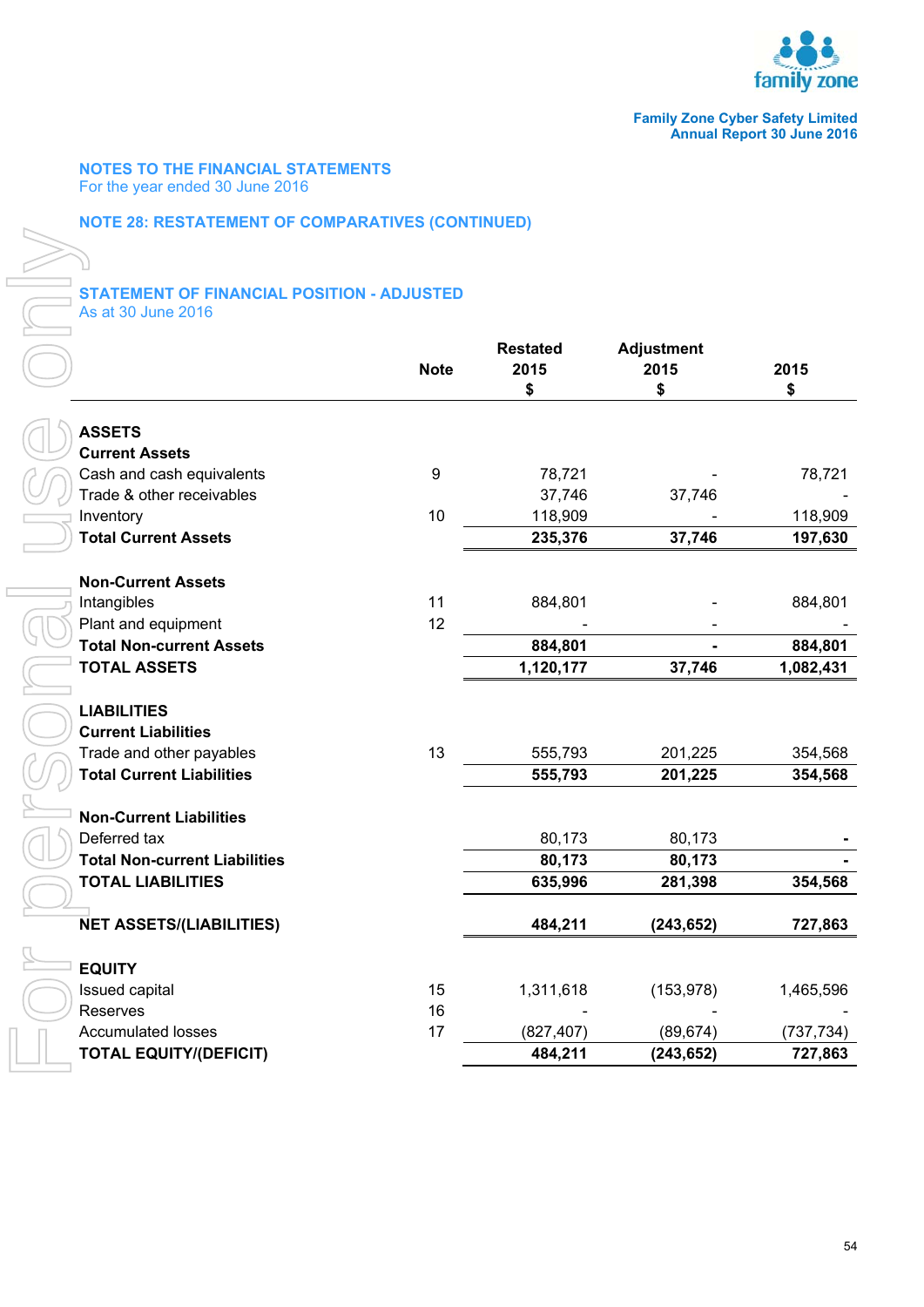Family Zone Cyber Safety Limited
Annual Report 30 June 2016

## NOTES TO THE FINANCIAL STATEMENTS
For the year ended 30 June 2016

## NOTE 28: RESTATEMENT OF COMPARATIVES (CONTINUED)

### STATEMENT OF FINANCIAL POSITION - ADJUSTED
As at 30 June 2016

| | Note | Restated 2015 $ | Adjustment 2015 $ | 2015 $ |
|---|---|---|---|---|
| **ASSETS** | | | | |
| **Current Assets** | | | | |
| Cash and cash equivalents | 9 | 78,721 | - | 78,721 |
| Trade & other receivables | | 37,746 | 37,746 | - |
| Inventory | 10 | 118,909 | - | 118,909 |
| **Total Current Assets** | | **235,376** | **37,746** | **197,630** |
| **Non-Current Assets** | | | | |
| Intangibles | 11 | 884,801 | - | 884,801 |
| Plant and equipment | 12 | - | - | - |
| **Total Non-current Assets** | | **884,801** | **-** | **884,801** |
| **TOTAL ASSETS** | | **1,120,177** | **37,746** | **1,082,431** |
| **LIABILITIES** | | | | |
| **Current Liabilities** | | | | |
| Trade and other payables | 13 | 555,793 | 201,225 | 354,568 |
| **Total Current Liabilities** | | **555,793** | **201,225** | **354,568** |
| **Non-Current Liabilities** | | | | |
| Deferred tax | | 80,173 | 80,173 | - |
| **Total Non-current Liabilities** | | **80,173** | **80,173** | **-** |
| **TOTAL LIABILITIES** | | **635,996** | **281,398** | **354,568** |
| **NET ASSETS/(LIABILITIES)** | | **484,211** | **(243,652)** | **727,863** |
| **EQUITY** | | | | |
| Issued capital | 15 | 1,311,618 | (153,978) | 1,465,596 |
| Reserves | 16 | - | - | - |
| Accumulated losses | 17 | (827,407) | (89,674) | (737,734) |
| **TOTAL EQUITY/(DEFICIT)** | | **484,211** | **(243,652)** | **727,863** |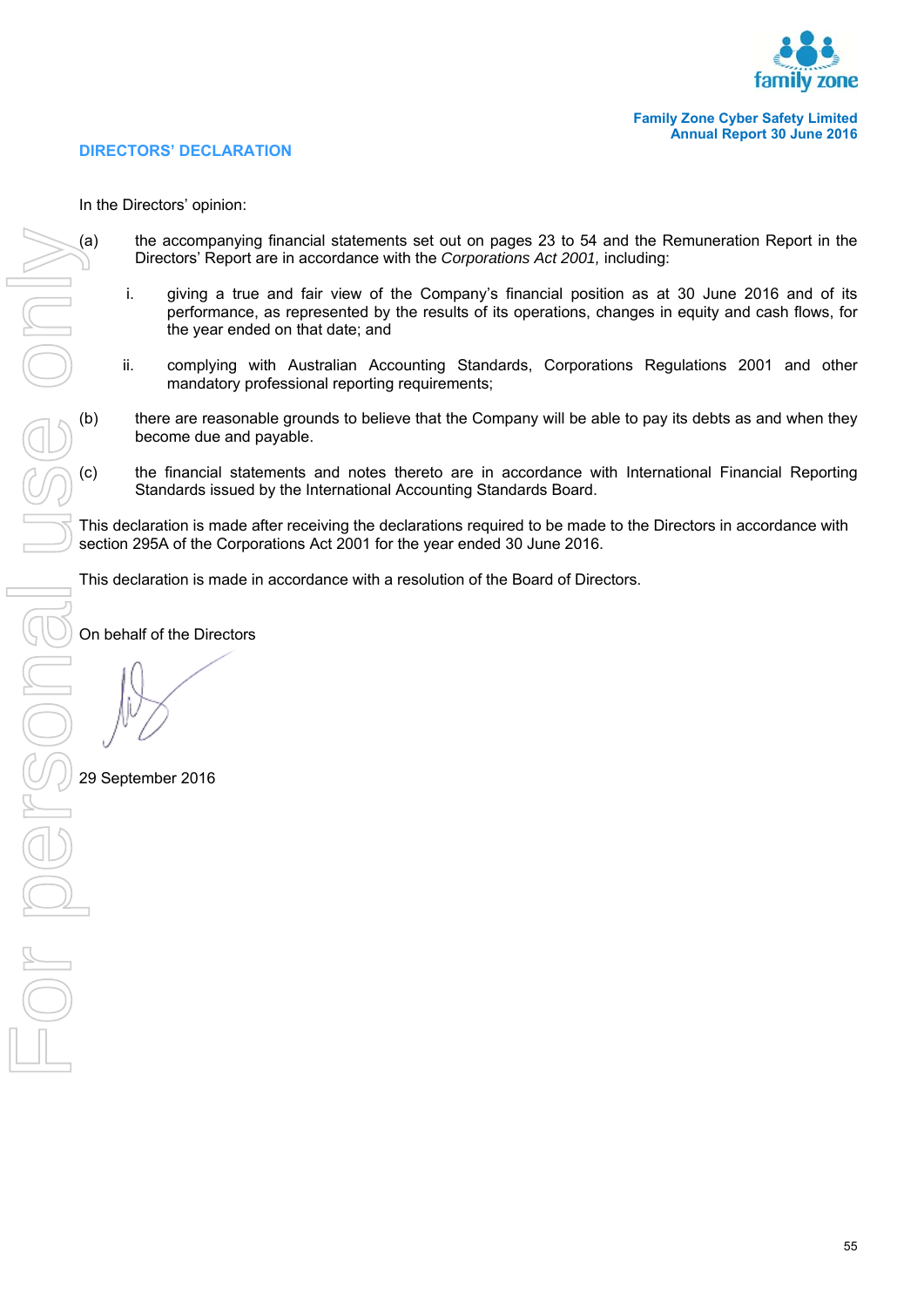## DIRECTORS' DECLARATION

In the Directors' opinion:

(a) the accompanying financial statements set out on pages 23 to 54 and the Remuneration Report in the Directors' Report are in accordance with the *Corporations Act 2001,* including:

   i. giving a true and fair view of the Company's financial position as at 30 June 2016 and of its performance, as represented by the results of its operations, changes in equity and cash flows, for the year ended on that date; and

   ii. complying with Australian Accounting Standards, Corporations Regulations 2001 and other mandatory professional reporting requirements;

(b) there are reasonable grounds to believe that the Company will be able to pay its debts as and when they become due and payable.

(c) the financial statements and notes thereto are in accordance with International Financial Reporting Standards issued by the International Accounting Standards Board.

This declaration is made after receiving the declarations required to be made to the Directors in accordance with section 295A of the Corporations Act 2001 for the year ended 30 June 2016.

This declaration is made in accordance with a resolution of the Board of Directors.

On behalf of the Directors

29 September 2016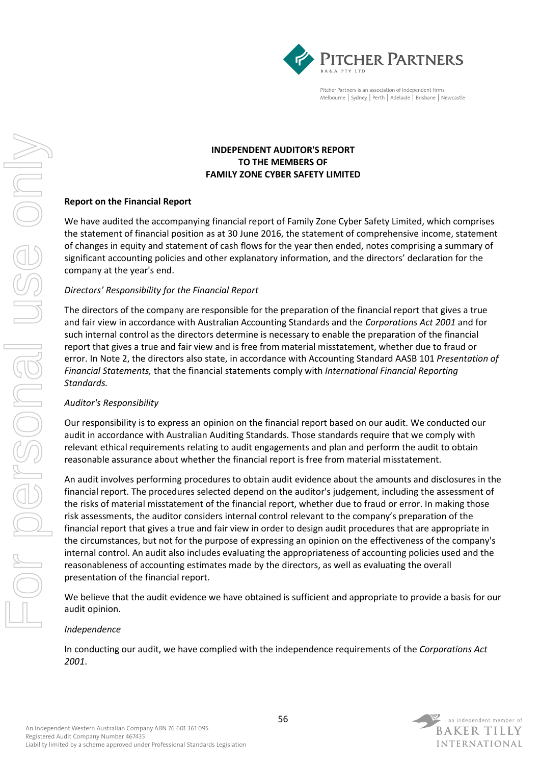# INDEPENDENT AUDITOR'S REPORT
# TO THE MEMBERS OF
# FAMILY ZONE CYBER SAFETY LIMITED

## Report on the Financial Report

We have audited the accompanying financial report of Family Zone Cyber Safety Limited, which comprises the statement of financial position as at 30 June 2016, the statement of comprehensive income, statement of changes in equity and statement of cash flows for the year then ended, notes comprising a summary of significant accounting policies and other explanatory information, and the directors' declaration for the company at the year's end.

### *Directors' Responsibility for the Financial Report*

The directors of the company are responsible for the preparation of the financial report that gives a true and fair view in accordance with Australian Accounting Standards and the *Corporations Act 2001* and for such internal control as the directors determine is necessary to enable the preparation of the financial report that gives a true and fair view and is free from material misstatement, whether due to fraud or error. In Note 2, the directors also state, in accordance with Accounting Standard AASB 101 *Presentation of Financial Statements,* that the financial statements comply with *International Financial Reporting Standards.*

### *Auditor's Responsibility*

Our responsibility is to express an opinion on the financial report based on our audit. We conducted our audit in accordance with Australian Auditing Standards. Those standards require that we comply with relevant ethical requirements relating to audit engagements and plan and perform the audit to obtain reasonable assurance about whether the financial report is free from material misstatement.

An audit involves performing procedures to obtain audit evidence about the amounts and disclosures in the financial report. The procedures selected depend on the auditor's judgement, including the assessment of the risks of material misstatement of the financial report, whether due to fraud or error. In making those risk assessments, the auditor considers internal control relevant to the company's preparation of the financial report that gives a true and fair view in order to design audit procedures that are appropriate in the circumstances, but not for the purpose of expressing an opinion on the effectiveness of the company's internal control. An audit also includes evaluating the appropriateness of accounting policies used and the reasonableness of accounting estimates made by the directors, as well as evaluating the overall presentation of the financial report.

We believe that the audit evidence we have obtained is sufficient and appropriate to provide a basis for our audit opinion.

### *Independence*

In conducting our audit, we have complied with the independence requirements of the *Corporations Act 2001*.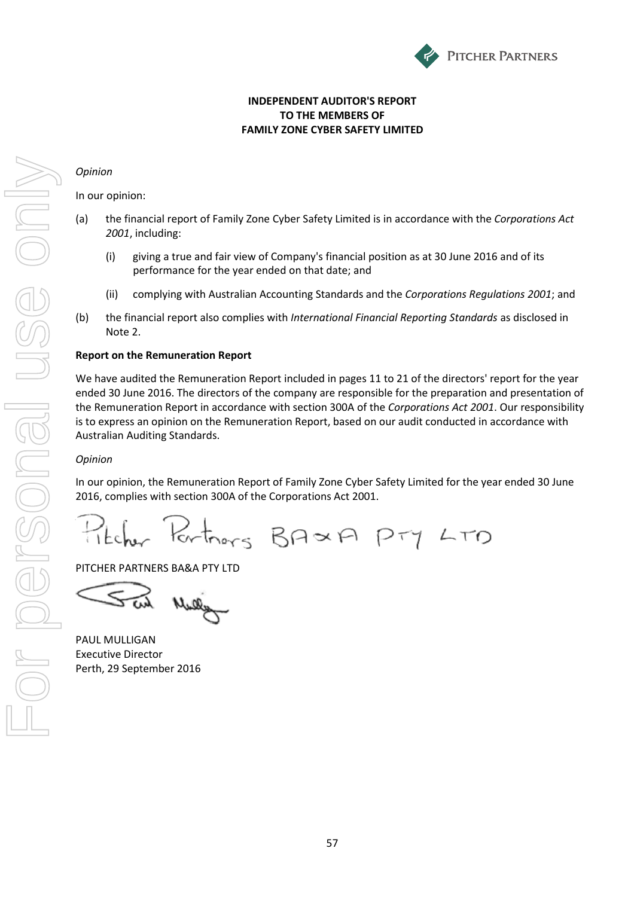**INDEPENDENT AUDITOR'S REPORT**
**TO THE MEMBERS OF**
**FAMILY ZONE CYBER SAFETY LIMITED**

*Opinion*

In our opinion:

(a) the financial report of Family Zone Cyber Safety Limited is in accordance with the *Corporations Act 2001*, including:

  (i) giving a true and fair view of Company's financial position as at 30 June 2016 and of its performance for the year ended on that date; and

  (ii) complying with Australian Accounting Standards and the *Corporations Regulations 2001*; and

(b) the financial report also complies with *International Financial Reporting Standards* as disclosed in Note 2.

**Report on the Remuneration Report**

We have audited the Remuneration Report included in pages 11 to 21 of the directors' report for the year ended 30 June 2016. The directors of the company are responsible for the preparation and presentation of the Remuneration Report in accordance with section 300A of the *Corporations Act 2001*. Our responsibility is to express an opinion on the Remuneration Report, based on our audit conducted in accordance with Australian Auditing Standards.

*Opinion*

In our opinion, the Remuneration Report of Family Zone Cyber Safety Limited for the year ended 30 June 2016, complies with section 300A of the Corporations Act 2001.

Pitcher Partners BA&A PTY LTD

PITCHER PARTNERS BA&A PTY LTD

PAUL MULLIGAN
Executive Director
Perth, 29 September 2016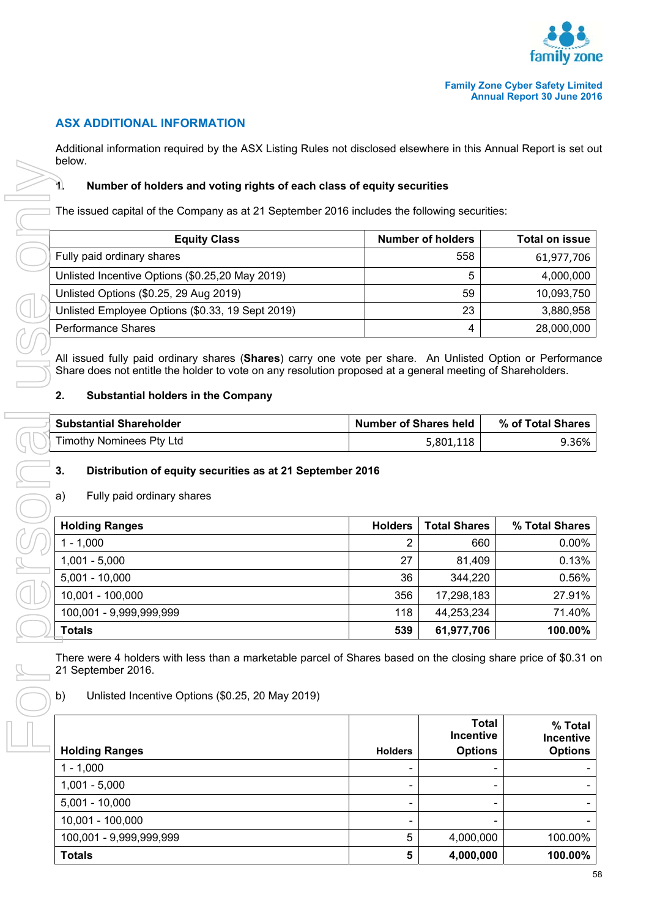## ASX ADDITIONAL INFORMATION

Additional information required by the ASX Listing Rules not disclosed elsewhere in this Annual Report is set out below.

### 1. Number of holders and voting rights of each class of equity securities

The issued capital of the Company as at 21 September 2016 includes the following securities:

| Equity Class | Number of holders | Total on issue |
|---|---|---|
| Fully paid ordinary shares | 558 | 61,977,706 |
| Unlisted Incentive Options ($0.25,20 May 2019) | 5 | 4,000,000 |
| Unlisted Options ($0.25, 29 Aug 2019) | 59 | 10,093,750 |
| Unlisted Employee Options ($0.33, 19 Sept 2019) | 23 | 3,880,958 |
| Performance Shares | 4 | 28,000,000 |

All issued fully paid ordinary shares (**Shares**) carry one vote per share. An Unlisted Option or Performance Share does not entitle the holder to vote on any resolution proposed at a general meeting of Shareholders.

### 2. Substantial holders in the Company

| Substantial Shareholder | Number of Shares held | % of Total Shares |
|---|---|---|
| Timothy Nominees Pty Ltd | 5,801,118 | 9.36% |

### 3. Distribution of equity securities as at 21 September 2016

a) Fully paid ordinary shares

| Holding Ranges | Holders | Total Shares | % Total Shares |
|---|---|---|---|
| 1 - 1,000 | 2 | 660 | 0.00% |
| 1,001 - 5,000 | 27 | 81,409 | 0.13% |
| 5,001 - 10,000 | 36 | 344,220 | 0.56% |
| 10,001 - 100,000 | 356 | 17,298,183 | 27.91% |
| 100,001 - 9,999,999,999 | 118 | 44,253,234 | 71.40% |
| **Totals** | **539** | **61,977,706** | **100.00%** |

There were 4 holders with less than a marketable parcel of Shares based on the closing share price of $0.31 on 21 September 2016.

b) Unlisted Incentive Options ($0.25, 20 May 2019)

| Holding Ranges | Holders | Total Incentive Options | % Total Incentive Options |
|---|---|---|---|
| 1 - 1,000 | - | - | - |
| 1,001 - 5,000 | - | - | - |
| 5,001 - 10,000 | - | - | - |
| 10,001 - 100,000 | - | - | - |
| 100,001 - 9,999,999,999 | 5 | 4,000,000 | 100.00% |
| **Totals** | **5** | **4,000,000** | **100.00%** |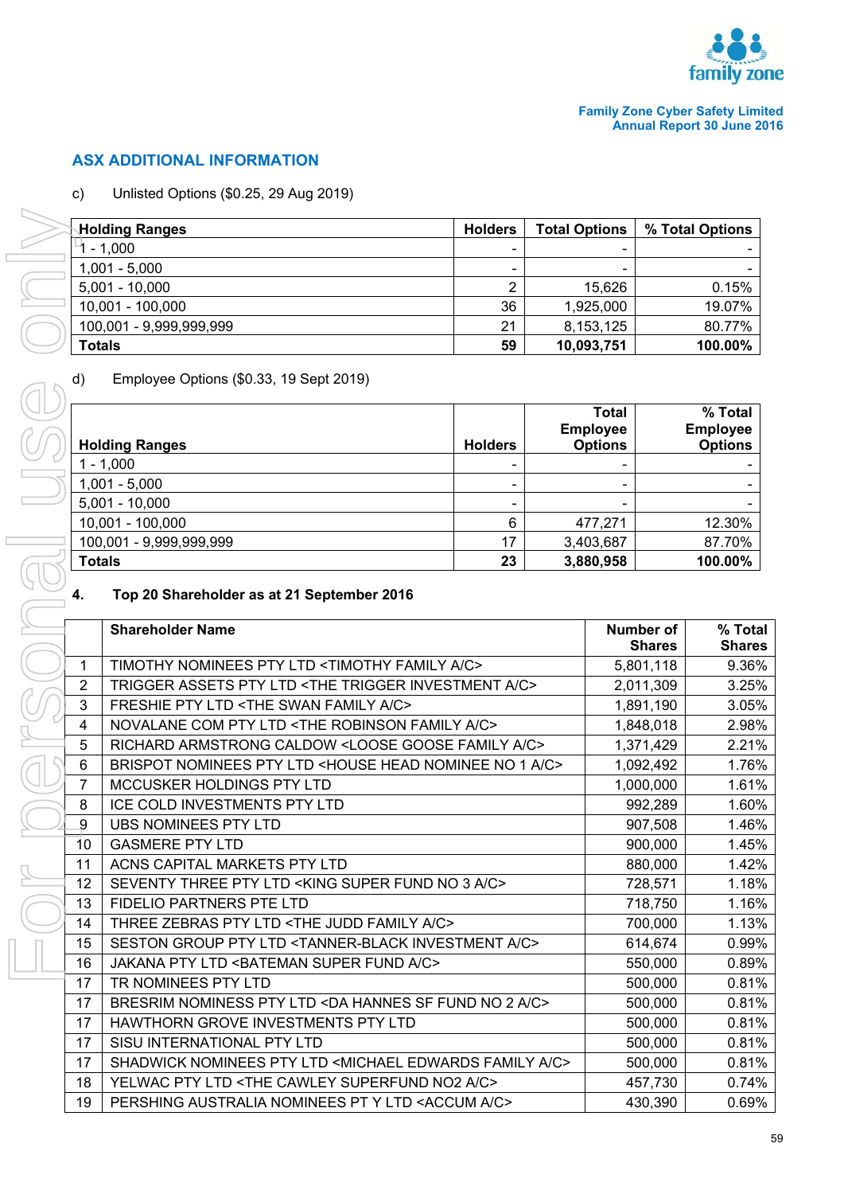## ASX ADDITIONAL INFORMATION

c) Unlisted Options ($0.25, 29 Aug 2019)

| Holding Ranges | Holders | Total Options | % Total Options |
|---|---|---|---|
| 1 - 1,000 | - | - | - |
| 1,001 - 5,000 | - | - | - |
| 5,001 - 10,000 | 2 | 15,626 | 0.15% |
| 10,001 - 100,000 | 36 | 1,925,000 | 19.07% |
| 100,001 - 9,999,999,999 | 21 | 8,153,125 | 80.77% |
| **Totals** | **59** | **10,093,751** | **100.00%** |

d) Employee Options ($0.33, 19 Sept 2019)

| Holding Ranges | Holders | Total Employee Options | % Total Employee Options |
|---|---|---|---|
| 1 - 1,000 | - | - | - |
| 1,001 - 5,000 | - | - | - |
| 5,001 - 10,000 | - | - | - |
| 10,001 - 100,000 | 6 | 477,271 | 12.30% |
| 100,001 - 9,999,999,999 | 17 | 3,403,687 | 87.70% |
| **Totals** | **23** | **3,880,958** | **100.00%** |

### 4. Top 20 Shareholder as at 21 September 2016

| | Shareholder Name | Number of Shares | % Total Shares |
|---|---|---|---|
| 1 | TIMOTHY NOMINEES PTY LTD <TIMOTHY FAMILY A/C> | 5,801,118 | 9.36% |
| 2 | TRIGGER ASSETS PTY LTD <THE TRIGGER INVESTMENT A/C> | 2,011,309 | 3.25% |
| 3 | FRESHIE PTY LTD <THE SWAN FAMILY A/C> | 1,891,190 | 3.05% |
| 4 | NOVALANE COM PTY LTD <THE ROBINSON FAMILY A/C> | 1,848,018 | 2.98% |
| 5 | RICHARD ARMSTRONG CALDOW <LOOSE GOOSE FAMILY A/C> | 1,371,429 | 2.21% |
| 6 | BRISPOT NOMINEES PTY LTD <HOUSE HEAD NOMINEE NO 1 A/C> | 1,092,492 | 1.76% |
| 7 | MCCUSKER HOLDINGS PTY LTD | 1,000,000 | 1.61% |
| 8 | ICE COLD INVESTMENTS PTY LTD | 992,289 | 1.60% |
| 9 | UBS NOMINEES PTY LTD | 907,508 | 1.46% |
| 10 | GASMERE PTY LTD | 900,000 | 1.45% |
| 11 | ACNS CAPITAL MARKETS PTY LTD | 880,000 | 1.42% |
| 12 | SEVENTY THREE PTY LTD <KING SUPER FUND NO 3 A/C> | 728,571 | 1.18% |
| 13 | FIDELIO PARTNERS PTE LTD | 718,750 | 1.16% |
| 14 | THREE ZEBRAS PTY LTD <THE JUDD FAMILY A/C> | 700,000 | 1.13% |
| 15 | SESTON GROUP PTY LTD <TANNER-BLACK INVESTMENT A/C> | 614,674 | 0.99% |
| 16 | JAKANA PTY LTD <BATEMAN SUPER FUND A/C> | 550,000 | 0.89% |
| 17 | TR NOMINEES PTY LTD | 500,000 | 0.81% |
| 17 | BRESRIM NOMINESS PTY LTD <DA HANNES SF FUND NO 2 A/C> | 500,000 | 0.81% |
| 17 | HAWTHORN GROVE INVESTMENTS PTY LTD | 500,000 | 0.81% |
| 17 | SISU INTERNATIONAL PTY LTD | 500,000 | 0.81% |
| 17 | SHADWICK NOMINEES PTY LTD <MICHAEL EDWARDS FAMILY A/C> | 500,000 | 0.81% |
| 18 | YELWAC PTY LTD <THE CAWLEY SUPERFUND NO2 A/C> | 457,730 | 0.74% |
| 19 | PERSHING AUSTRALIA NOMINEES PT Y LTD <ACCUM A/C> | 430,390 | 0.69% |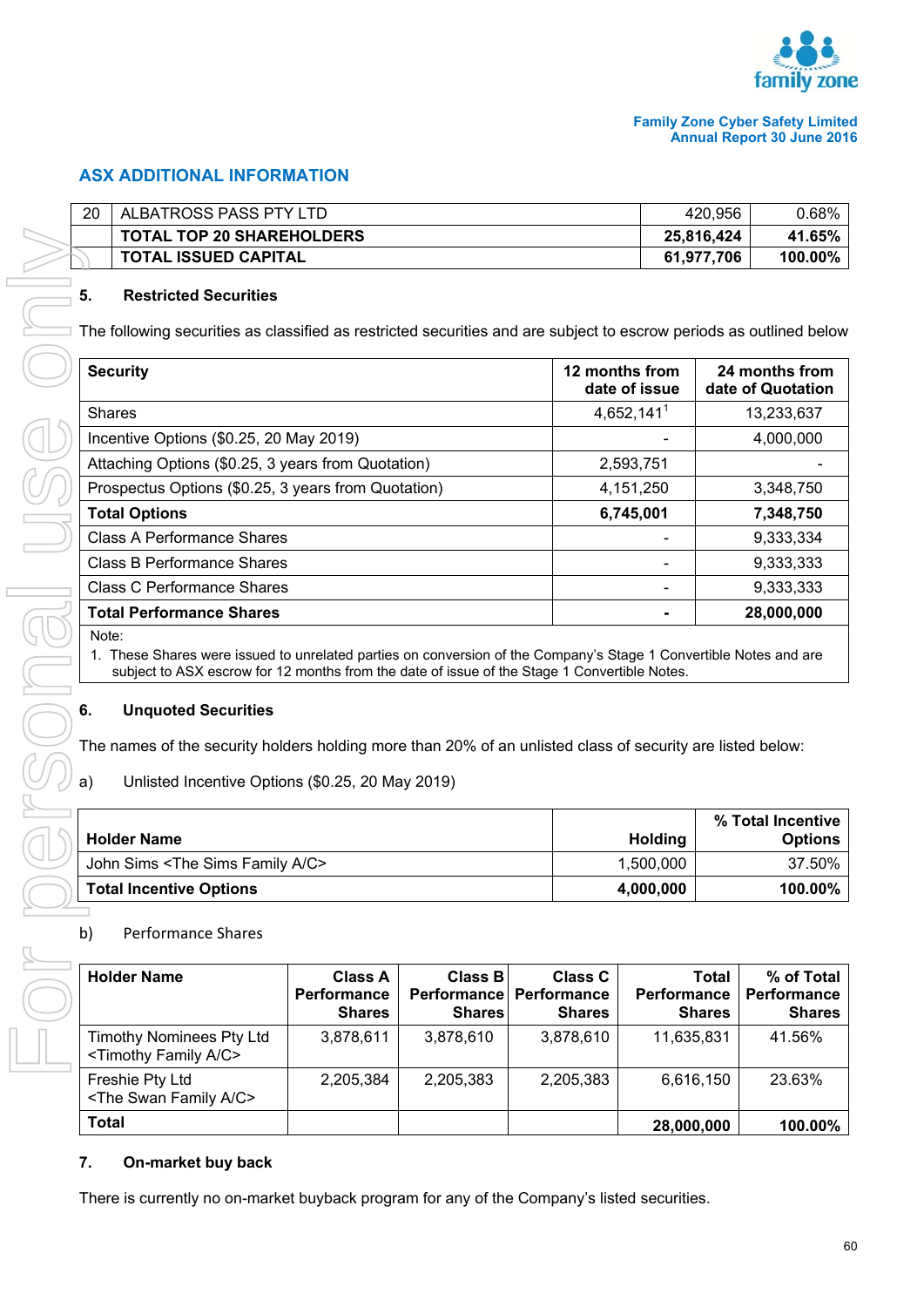## ASX ADDITIONAL INFORMATION

| 20 | ALBATROSS PASS PTY LTD | 420,956 | 0.68% |
|---|---|---|---|
| | **TOTAL TOP 20 SHAREHOLDERS** | **25,816,424** | **41.65%** |
| | **TOTAL ISSUED CAPITAL** | **61,977,706** | **100.00%** |

### 5. Restricted Securities

The following securities as classified as restricted securities and are subject to escrow periods as outlined below

| Security | 12 months from date of issue | 24 months from date of Quotation |
|---|---|---|
| Shares | 4,652,141[1] | 13,233,637 |
| Incentive Options ($0.25, 20 May 2019) | - | 4,000,000 |
| Attaching Options ($0.25, 3 years from Quotation) | 2,593,751 | - |
| Prospectus Options ($0.25, 3 years from Quotation) | 4,151,250 | 3,348,750 |
| **Total Options** | **6,745,001** | **7,348,750** |
| Class A Performance Shares | - | 9,333,334 |
| Class B Performance Shares | - | 9,333,333 |
| Class C Performance Shares | - | 9,333,333 |
| **Total Performance Shares** | **-** | **28,000,000** |

Note:

1. These Shares were issued to unrelated parties on conversion of the Company's Stage 1 Convertible Notes and are subject to ASX escrow for 12 months from the date of issue of the Stage 1 Convertible Notes.

### 6. Unquoted Securities

The names of the security holders holding more than 20% of an unlisted class of security are listed below:

a) Unlisted Incentive Options ($0.25, 20 May 2019)

| Holder Name | Holding | % Total Incentive Options |
|---|---|---|
| John Sims <The Sims Family A/C> | 1,500,000 | 37.50% |
| **Total Incentive Options** | **4,000,000** | **100.00%** |

b) Performance Shares

| Holder Name | Class A Performance Shares | Class B Performance Shares | Class C Performance Shares | Total Performance Shares | % of Total Performance Shares |
|---|---|---|---|---|---|
| Timothy Nominees Pty Ltd <Timothy Family A/C> | 3,878,611 | 3,878,610 | 3,878,610 | 11,635,831 | 41.56% |
| Freshie Pty Ltd <The Swan Family A/C> | 2,205,384 | 2,205,383 | 2,205,383 | 6,616,150 | 23.63% |
| **Total** | | | | **28,000,000** | **100.00%** |

### 7. On-market buy back

There is currently no on-market buyback program for any of the Company's listed securities.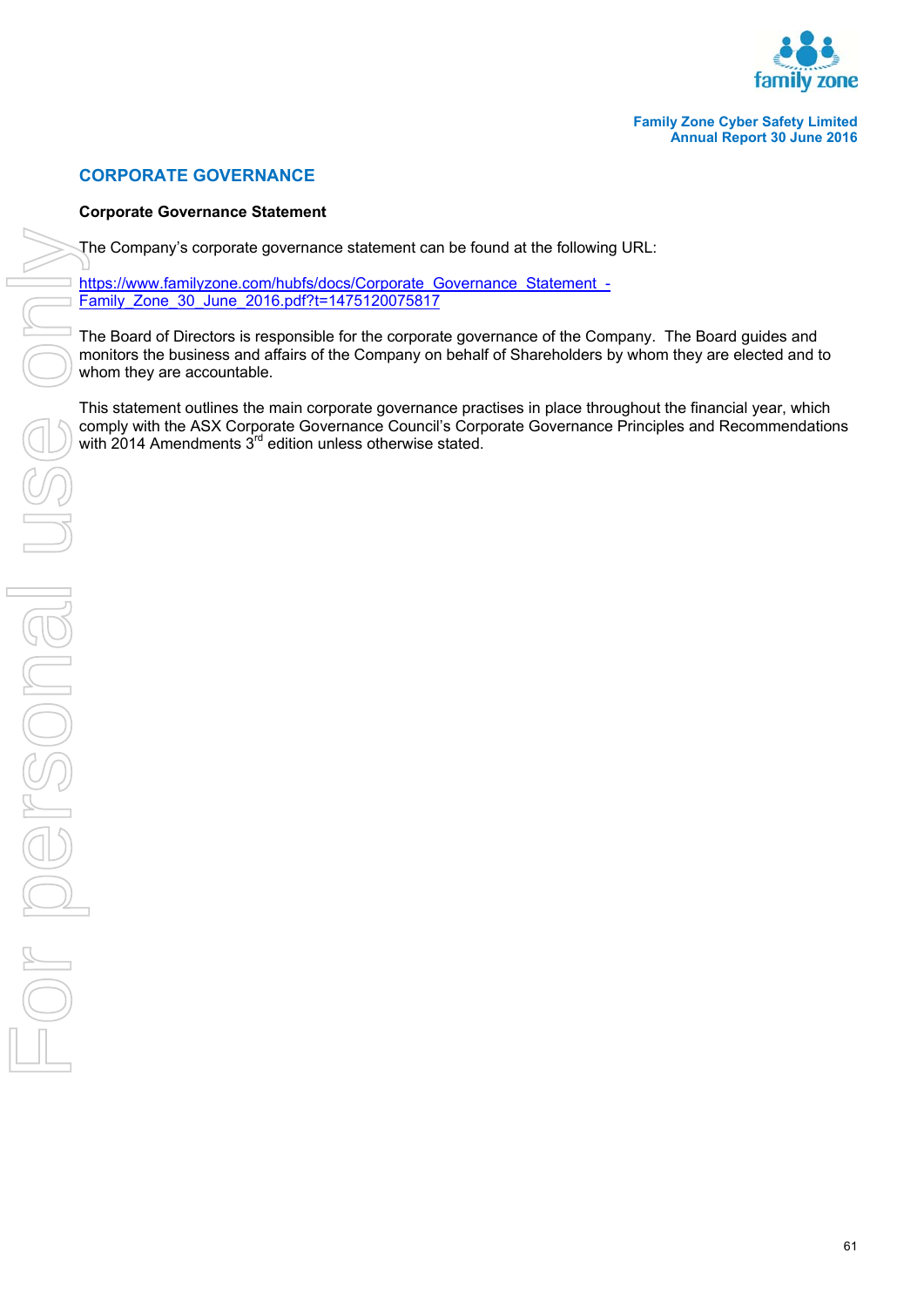## CORPORATE GOVERNANCE

**Corporate Governance Statement**

The Company's corporate governance statement can be found at the following URL:

https://www.familyzone.com/hubfs/docs/Corporate_Governance_Statement_-Family_Zone_30_June_2016.pdf?t=1475120075817

The Board of Directors is responsible for the corporate governance of the Company. The Board guides and monitors the business and affairs of the Company on behalf of Shareholders by whom they are elected and to whom they are accountable.

This statement outlines the main corporate governance practises in place throughout the financial year, which comply with the ASX Corporate Governance Council's Corporate Governance Principles and Recommendations with 2014 Amendments 3rd edition unless otherwise stated.